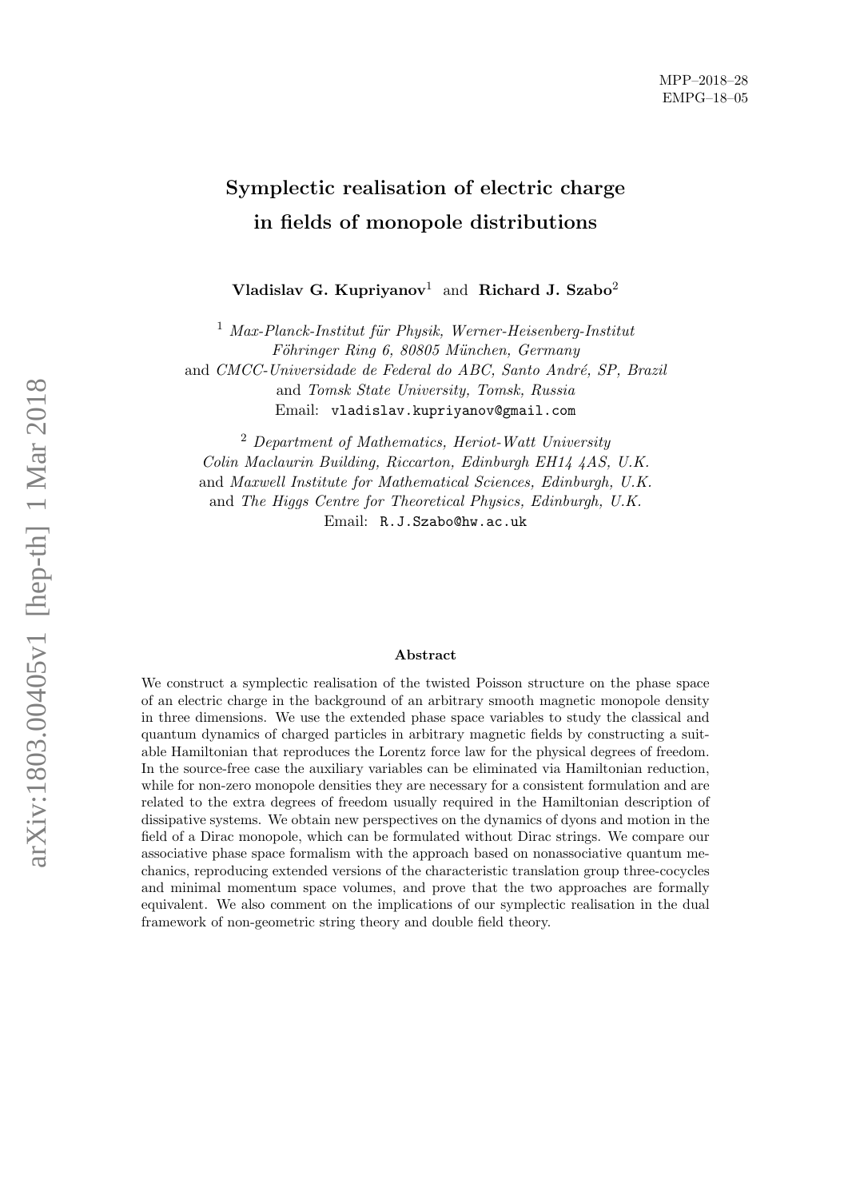MPP–2018–28
EMPG–18–05

# Symplectic realisation of electric charge in fields of monopole distributions

**Vladislav G. Kupriyanov**[1] and **Richard J. Szabo**[2]

[1] *Max-Planck-Institut für Physik, Werner-Heisenberg-Institut Föhringer Ring 6, 80805 München, Germany*
and *CMCC-Universidade de Federal do ABC, Santo André, SP, Brazil*
and *Tomsk State University, Tomsk, Russia*
Email: `vladislav.kupriyanov@gmail.com`

[2] *Department of Mathematics, Heriot-Watt University Colin Maclaurin Building, Riccarton, Edinburgh EH14 4AS, U.K.*
and *Maxwell Institute for Mathematical Sciences, Edinburgh, U.K.*
and *The Higgs Centre for Theoretical Physics, Edinburgh, U.K.*
Email: `R.J.Szabo@hw.ac.uk`

arXiv:1803.00405v1 [hep-th] 1 Mar 2018

## Abstract

We construct a symplectic realisation of the twisted Poisson structure on the phase space of an electric charge in the background of an arbitrary smooth magnetic monopole density in three dimensions. We use the extended phase space variables to study the classical and quantum dynamics of charged particles in arbitrary magnetic fields by constructing a suitable Hamiltonian that reproduces the Lorentz force law for the physical degrees of freedom. In the source-free case the auxiliary variables can be eliminated via Hamiltonian reduction, while for non-zero monopole densities they are necessary for a consistent formulation and are related to the extra degrees of freedom usually required in the Hamiltonian description of dissipative systems. We obtain new perspectives on the dynamics of dyons and motion in the field of a Dirac monopole, which can be formulated without Dirac strings. We compare our associative phase space formalism with the approach based on nonassociative quantum mechanics, reproducing extended versions of the characteristic translation group three-cocycles and minimal momentum space volumes, and prove that the two approaches are formally equivalent. We also comment on the implications of our symplectic realisation in the dual framework of non-geometric string theory and double field theory.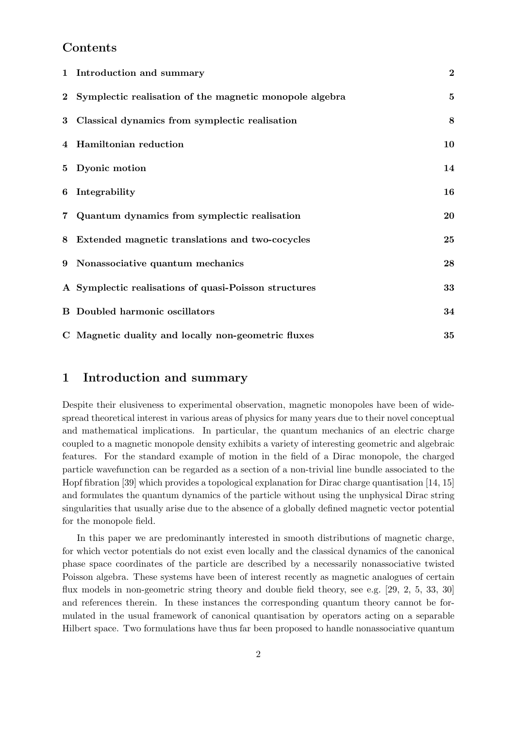## Contents

| | | |
|---|---|---|
| 1 | Introduction and summary | 2 |
| 2 | Symplectic realisation of the magnetic monopole algebra | 5 |
| 3 | Classical dynamics from symplectic realisation | 8 |
| 4 | Hamiltonian reduction | 10 |
| 5 | Dyonic motion | 14 |
| 6 | Integrability | 16 |
| 7 | Quantum dynamics from symplectic realisation | 20 |
| 8 | Extended magnetic translations and two-cocycles | 25 |
| 9 | Nonassociative quantum mechanics | 28 |
| A | Symplectic realisations of quasi-Poisson structures | 33 |
| B | Doubled harmonic oscillators | 34 |
| C | Magnetic duality and locally non-geometric fluxes | 35 |

# 1 Introduction and summary

Despite their elusiveness to experimental observation, magnetic monopoles have been of widespread theoretical interest in various areas of physics for many years due to their novel conceptual and mathematical implications. In particular, the quantum mechanics of an electric charge coupled to a magnetic monopole density exhibits a variety of interesting geometric and algebraic features. For the standard example of motion in the field of a Dirac monopole, the charged particle wavefunction can be regarded as a section of a non-trivial line bundle associated to the Hopf fibration [39] which provides a topological explanation for Dirac charge quantisation [14, 15] and formulates the quantum dynamics of the particle without using the unphysical Dirac string singularities that usually arise due to the absence of a globally defined magnetic vector potential for the monopole field.

In this paper we are predominantly interested in smooth distributions of magnetic charge, for which vector potentials do not exist even locally and the classical dynamics of the canonical phase space coordinates of the particle are described by a necessarily nonassociative twisted Poisson algebra. These systems have been of interest recently as magnetic analogues of certain flux models in non-geometric string theory and double field theory, see e.g. [29, 2, 5, 33, 30] and references therein. In these instances the corresponding quantum theory cannot be formulated in the usual framework of canonical quantisation by operators acting on a separable Hilbert space. Two formulations have thus far been proposed to handle nonassociative quantum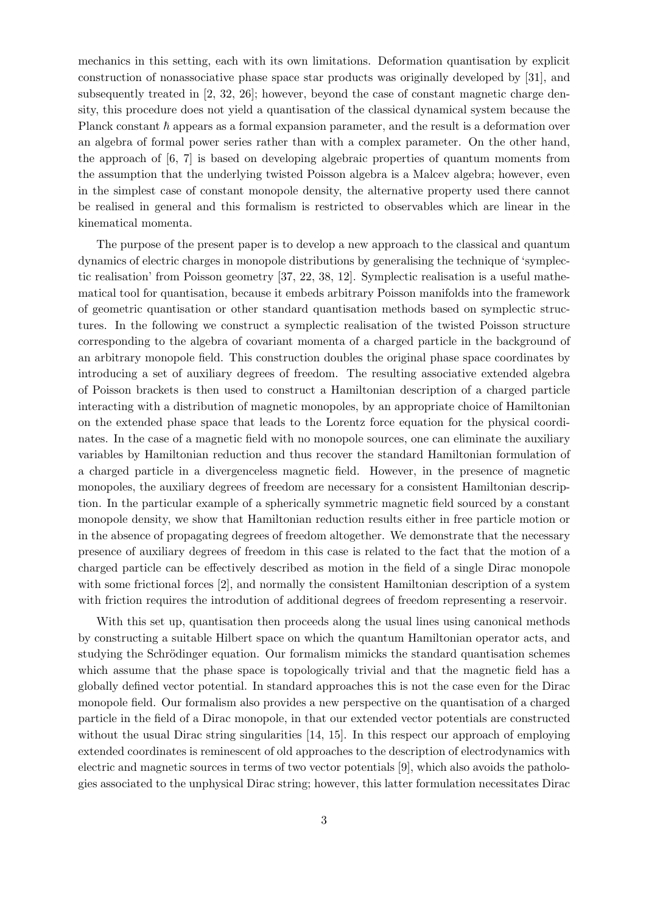mechanics in this setting, each with its own limitations. Deformation quantisation by explicit construction of nonassociative phase space star products was originally developed by [31], and subsequently treated in [2, 32, 26]; however, beyond the case of constant magnetic charge density, this procedure does not yield a quantisation of the classical dynamical system because the Planck constant $\hbar$ appears as a formal expansion parameter, and the result is a deformation over an algebra of formal power series rather than with a complex parameter. On the other hand, the approach of [6, 7] is based on developing algebraic properties of quantum moments from the assumption that the underlying twisted Poisson algebra is a Malcev algebra; however, even in the simplest case of constant monopole density, the alternative property used there cannot be realised in general and this formalism is restricted to observables which are linear in the kinematical momenta.

The purpose of the present paper is to develop a new approach to the classical and quantum dynamics of electric charges in monopole distributions by generalising the technique of 'symplectic realisation' from Poisson geometry [37, 22, 38, 12]. Symplectic realisation is a useful mathematical tool for quantisation, because it embeds arbitrary Poisson manifolds into the framework of geometric quantisation or other standard quantisation methods based on symplectic structures. In the following we construct a symplectic realisation of the twisted Poisson structure corresponding to the algebra of covariant momenta of a charged particle in the background of an arbitrary monopole field. This construction doubles the original phase space coordinates by introducing a set of auxiliary degrees of freedom. The resulting associative extended algebra of Poisson brackets is then used to construct a Hamiltonian description of a charged particle interacting with a distribution of magnetic monopoles, by an appropriate choice of Hamiltonian on the extended phase space that leads to the Lorentz force equation for the physical coordinates. In the case of a magnetic field with no monopole sources, one can eliminate the auxiliary variables by Hamiltonian reduction and thus recover the standard Hamiltonian formulation of a charged particle in a divergenceless magnetic field. However, in the presence of magnetic monopoles, the auxiliary degrees of freedom are necessary for a consistent Hamiltonian description. In the particular example of a spherically symmetric magnetic field sourced by a constant monopole density, we show that Hamiltonian reduction results either in free particle motion or in the absence of propagating degrees of freedom altogether. We demonstrate that the necessary presence of auxiliary degrees of freedom in this case is related to the fact that the motion of a charged particle can be effectively described as motion in the field of a single Dirac monopole with some frictional forces [2], and normally the consistent Hamiltonian description of a system with friction requires the introdution of additional degrees of freedom representing a reservoir.

With this set up, quantisation then proceeds along the usual lines using canonical methods by constructing a suitable Hilbert space on which the quantum Hamiltonian operator acts, and studying the Schrödinger equation. Our formalism mimicks the standard quantisation schemes which assume that the phase space is topologically trivial and that the magnetic field has a globally defined vector potential. In standard approaches this is not the case even for the Dirac monopole field. Our formalism also provides a new perspective on the quantisation of a charged particle in the field of a Dirac monopole, in that our extended vector potentials are constructed without the usual Dirac string singularities [14, 15]. In this respect our approach of employing extended coordinates is reminescent of old approaches to the description of electrodynamics with electric and magnetic sources in terms of two vector potentials [9], which also avoids the pathologies associated to the unphysical Dirac string; however, this latter formulation necessitates Dirac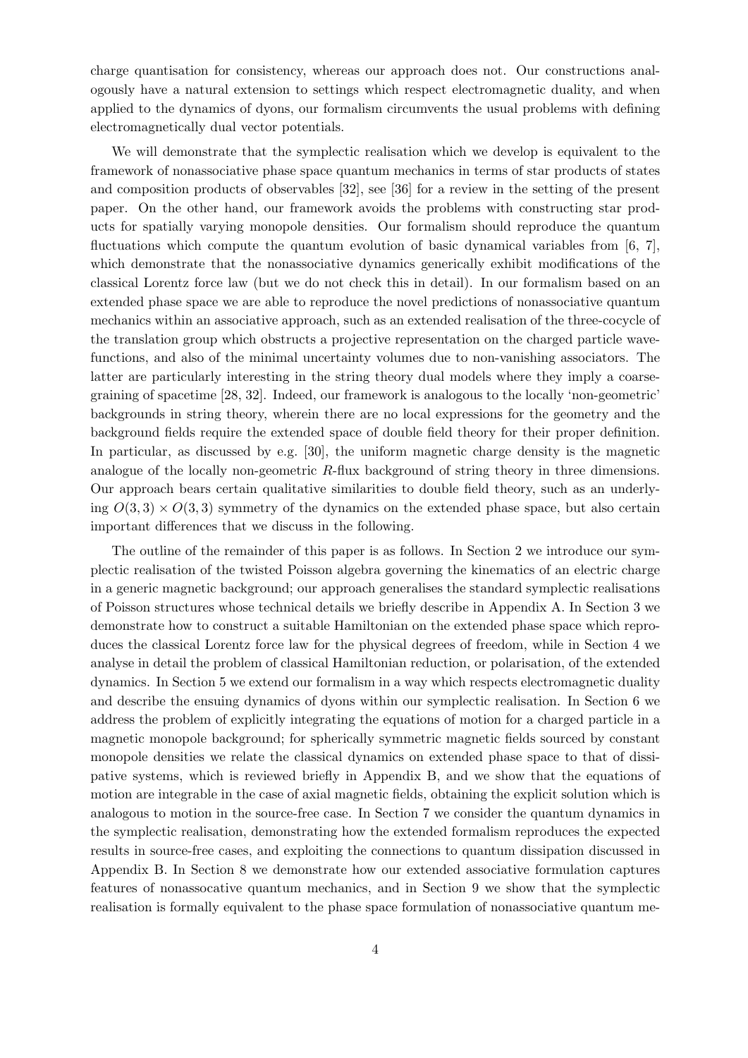charge quantisation for consistency, whereas our approach does not. Our constructions analogously have a natural extension to settings which respect electromagnetic duality, and when applied to the dynamics of dyons, our formalism circumvents the usual problems with defining electromagnetically dual vector potentials.

We will demonstrate that the symplectic realisation which we develop is equivalent to the framework of nonassociative phase space quantum mechanics in terms of star products of states and composition products of observables [32], see [36] for a review in the setting of the present paper. On the other hand, our framework avoids the problems with constructing star products for spatially varying monopole densities. Our formalism should reproduce the quantum fluctuations which compute the quantum evolution of basic dynamical variables from [6, 7], which demonstrate that the nonassociative dynamics generically exhibit modifications of the classical Lorentz force law (but we do not check this in detail). In our formalism based on an extended phase space we are able to reproduce the novel predictions of nonassociative quantum mechanics within an associative approach, such as an extended realisation of the three-cocycle of the translation group which obstructs a projective representation on the charged particle wavefunctions, and also of the minimal uncertainty volumes due to non-vanishing associators. The latter are particularly interesting in the string theory dual models where they imply a coarse-graining of spacetime [28, 32]. Indeed, our framework is analogous to the locally 'non-geometric' backgrounds in string theory, wherein there are no local expressions for the geometry and the background fields require the extended space of double field theory for their proper definition. In particular, as discussed by e.g. [30], the uniform magnetic charge density is the magnetic analogue of the locally non-geometric $R$-flux background of string theory in three dimensions. Our approach bears certain qualitative similarities to double field theory, such as an underlying $O(3,3) \times O(3,3)$ symmetry of the dynamics on the extended phase space, but also certain important differences that we discuss in the following.

The outline of the remainder of this paper is as follows. In Section 2 we introduce our symplectic realisation of the twisted Poisson algebra governing the kinematics of an electric charge in a generic magnetic background; our approach generalises the standard symplectic realisations of Poisson structures whose technical details we briefly describe in Appendix A. In Section 3 we demonstrate how to construct a suitable Hamiltonian on the extended phase space which reproduces the classical Lorentz force law for the physical degrees of freedom, while in Section 4 we analyse in detail the problem of classical Hamiltonian reduction, or polarisation, of the extended dynamics. In Section 5 we extend our formalism in a way which respects electromagnetic duality and describe the ensuing dynamics of dyons within our symplectic realisation. In Section 6 we address the problem of explicitly integrating the equations of motion for a charged particle in a magnetic monopole background; for spherically symmetric magnetic fields sourced by constant monopole densities we relate the classical dynamics on extended phase space to that of dissipative systems, which is reviewed briefly in Appendix B, and we show that the equations of motion are integrable in the case of axial magnetic fields, obtaining the explicit solution which is analogous to motion in the source-free case. In Section 7 we consider the quantum dynamics in the symplectic realisation, demonstrating how the extended formalism reproduces the expected results in source-free cases, and exploiting the connections to quantum dissipation discussed in Appendix B. In Section 8 we demonstrate how our extended associative formulation captures features of nonassocative quantum mechanics, and in Section 9 we show that the symplectic realisation is formally equivalent to the phase space formulation of nonassociative quantum me-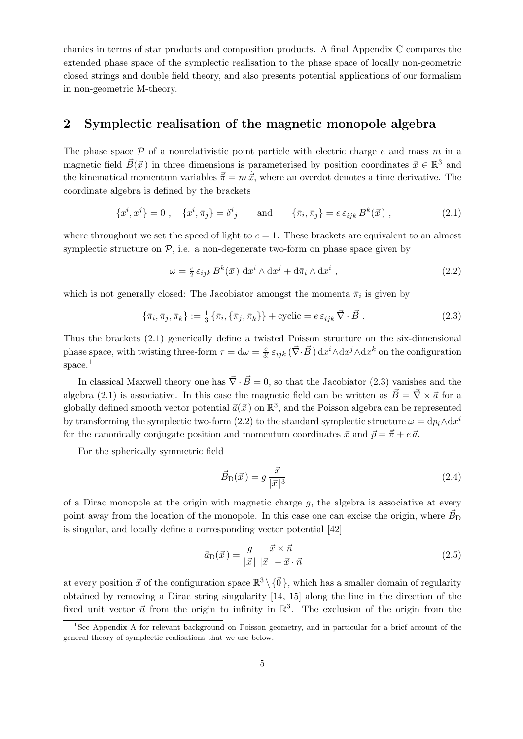chanics in terms of star products and composition products. A final Appendix C compares the extended phase space of the symplectic realisation to the phase space of locally non-geometric closed strings and double field theory, and also presents potential applications of our formalism in non-geometric M-theory.

## 2 Symplectic realisation of the magnetic monopole algebra

The phase space $\mathcal{P}$ of a nonrelativistic point particle with electric charge $e$ and mass $m$ in a magnetic field $\vec{B}(\vec{x}\,)$ in three dimensions is parameterised by position coordinates $\vec{x} \in \mathbb{R}^3$ and the kinematical momentum variables $\vec{\bar{\pi}} = m\,\dot{\vec{x}}$, where an overdot denotes a time derivative. The coordinate algebra is defined by the brackets

$$\{x^i, x^j\} = 0 \ , \quad \{x^i, \bar{\pi}_j\} = \delta^i{}_j \qquad \text{and} \qquad \{\bar{\pi}_i, \bar{\pi}_j\} = e\,\varepsilon_{ijk}\,B^k(\vec{x}\,) \ , \tag{2.1}$$

where throughout we set the speed of light to $c = 1$. These brackets are equivalent to an almost symplectic structure on $\mathcal{P}$, i.e. a non-degenerate two-form on phase space given by

$$\omega = \tfrac{e}{2}\,\varepsilon_{ijk}\,B^k(\vec{x}\,)\ \mathrm{d}x^i \wedge \mathrm{d}x^j + \mathrm{d}\bar{\pi}_i \wedge \mathrm{d}x^i \ , \tag{2.2}$$

which is not generally closed: The Jacobiator amongst the momenta $\bar{\pi}_i$ is given by

$$\{\bar{\pi}_i, \bar{\pi}_j, \bar{\pi}_k\} := \tfrac{1}{3}\,\{\bar{\pi}_i, \{\bar{\pi}_j, \bar{\pi}_k\}\} + \text{cyclic} = e\,\varepsilon_{ijk}\,\vec{\nabla}\cdot\vec{B} \ . \tag{2.3}$$

Thus the brackets (2.1) generically define a twisted Poisson structure on the six-dimensional phase space, with twisting three-form $\tau = \mathrm{d}\omega = \frac{e}{3!}\,\varepsilon_{ijk}\,(\vec{\nabla}\cdot\vec{B}\,)\,\mathrm{d}x^i\wedge\mathrm{d}x^j\wedge\mathrm{d}x^k$ on the configuration space.[1]

In classical Maxwell theory one has $\vec{\nabla}\cdot\vec{B} = 0$, so that the Jacobiator (2.3) vanishes and the algebra (2.1) is associative. In this case the magnetic field can be written as $\vec{B} = \vec{\nabla}\times\vec{a}$ for a globally defined smooth vector potential $\vec{a}(\vec{x}\,)$ on $\mathbb{R}^3$, and the Poisson algebra can be represented by transforming the symplectic two-form (2.2) to the standard symplectic structure $\omega = \mathrm{d}p_i\wedge\mathrm{d}x^i$ for the canonically conjugate position and momentum coordinates $\vec{x}$ and $\vec{p} = \vec{\bar{\pi}} + e\,\vec{a}$.

For the spherically symmetric field

$$\vec{B}_{\rm D}(\vec{x}\,) = g\,\frac{\vec{x}}{|\vec{x}\,|^3} \tag{2.4}$$

of a Dirac monopole at the origin with magnetic charge $g$, the algebra is associative at every point away from the location of the monopole. In this case one can excise the origin, where $\vec{B}_{\rm D}$ is singular, and locally define a corresponding vector potential [42]

$$\vec{a}_{\rm D}(\vec{x}\,) = \frac{g}{|\vec{x}\,|}\,\frac{\vec{x}\times\vec{n}}{|\vec{x}\,| - \vec{x}\cdot\vec{n}} \tag{2.5}$$

at every position $\vec{x}$ of the configuration space $\mathbb{R}^3\setminus\{\vec{0}\,\}$, which has a smaller domain of regularity obtained by removing a Dirac string singularity [14, 15] along the line in the direction of the fixed unit vector $\vec{n}$ from the origin to infinity in $\mathbb{R}^3$. The exclusion of the origin from the

[1] See Appendix A for relevant background on Poisson geometry, and in particular for a brief account of the general theory of symplectic realisations that we use below.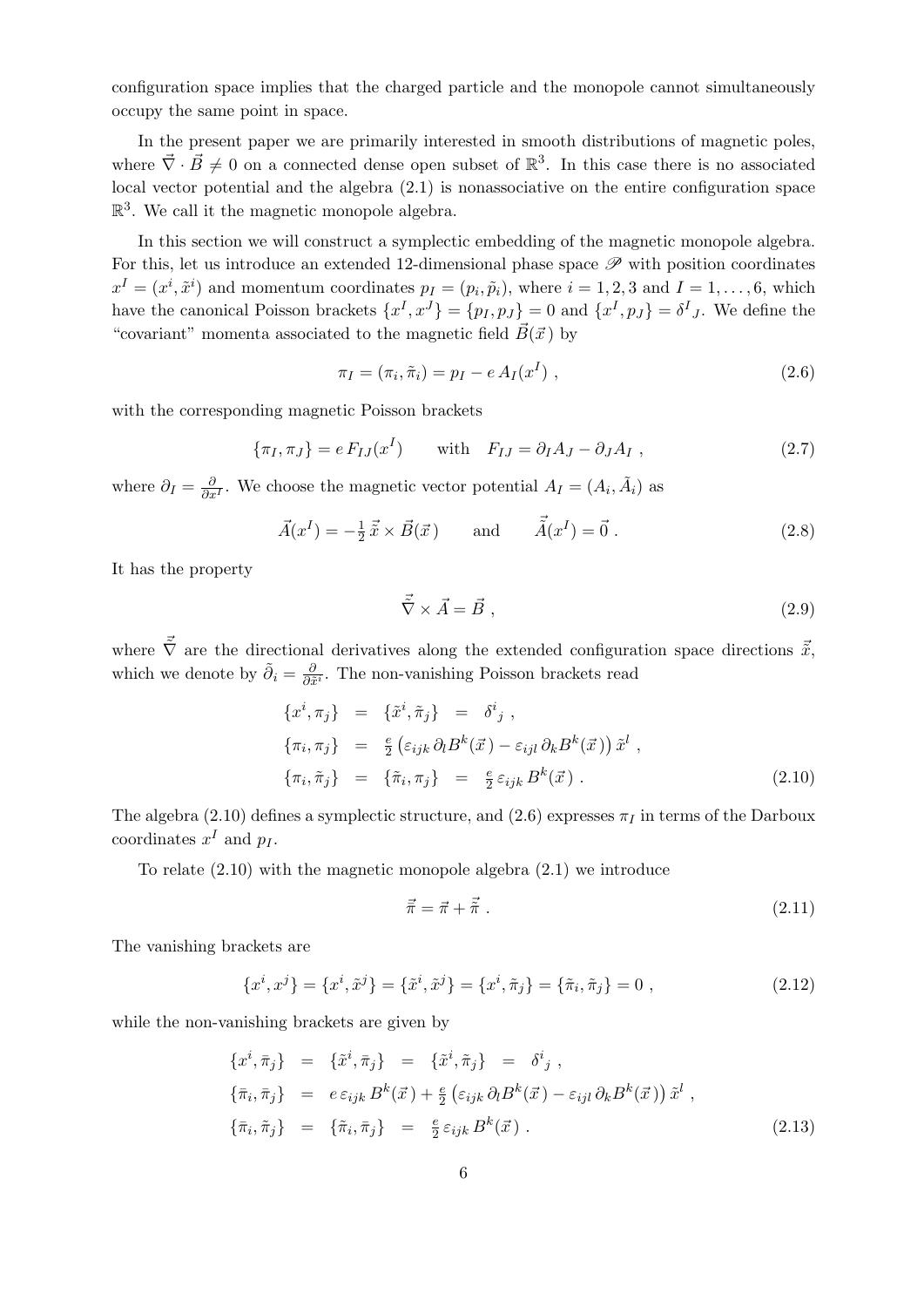configuration space implies that the charged particle and the monopole cannot simultaneously occupy the same point in space.

In the present paper we are primarily interested in smooth distributions of magnetic poles, where $\vec{\nabla}\cdot\vec{B}\neq 0$ on a connected dense open subset of $\mathbb{R}^3$. In this case there is no associated local vector potential and the algebra (2.1) is nonassociative on the entire configuration space $\mathbb{R}^3$. We call it the magnetic monopole algebra.

In this section we will construct a symplectic embedding of the magnetic monopole algebra. For this, let us introduce an extended 12-dimensional phase space $\mathscr{P}$ with position coordinates $x^I = (x^i, \tilde{x}^i)$ and momentum coordinates $p_I = (p_i, \tilde{p}_i)$, where $i = 1,2,3$ and $I = 1,\dots,6$, which have the canonical Poisson brackets $\{x^I, x^J\} = \{p_I, p_J\} = 0$ and $\{x^I, p_J\} = \delta^I{}_J$. We define the "covariant" momenta associated to the magnetic field $\vec{B}(\vec{x}\,)$ by

$$\pi_I = (\pi_i, \tilde{\pi}_i) = p_I - e\,A_I(x^I)\ , \tag{2.6}$$

with the corresponding magnetic Poisson brackets

$$\{\pi_I, \pi_J\} = e\,F_{IJ}(x^I) \qquad \text{with} \quad F_{IJ} = \partial_I A_J - \partial_J A_I\ , \tag{2.7}$$

where $\partial_I = \frac{\partial}{\partial x^I}$. We choose the magnetic vector potential $A_I = (A_i, \tilde{A}_i)$ as

$$\vec{A}(x^I) = -\tfrac{1}{2}\,\vec{\tilde{x}}\times\vec{B}(\vec{x}\,) \qquad \text{and} \qquad \vec{\tilde{A}}(x^I) = \vec{0}\ . \tag{2.8}$$

It has the property

$$\vec{\tilde{\nabla}}\times\vec{A} = \vec{B}\ , \tag{2.9}$$

where $\vec{\tilde{\nabla}}$ are the directional derivatives along the extended configuration space directions $\vec{\tilde{x}}$, which we denote by $\tilde{\partial}_i = \frac{\partial}{\partial \tilde{x}^i}$. The non-vanishing Poisson brackets read

$$\begin{aligned}
\{x^i, \pi_j\} &= \{\tilde{x}^i, \tilde{\pi}_j\} = \delta^i{}_j\ , \\
\{\pi_i, \pi_j\} &= \tfrac{e}{2}\left(\varepsilon_{ijk}\,\partial_l B^k(\vec{x}\,) - \varepsilon_{ijl}\,\partial_k B^k(\vec{x}\,)\right)\tilde{x}^l\ , \\
\{\pi_i, \tilde{\pi}_j\} &= \{\tilde{\pi}_i, \pi_j\} = \tfrac{e}{2}\,\varepsilon_{ijk}\,B^k(\vec{x}\,)\ .
\end{aligned} \tag{2.10}$$

The algebra (2.10) defines a symplectic structure, and (2.6) expresses $\pi_I$ in terms of the Darboux coordinates $x^I$ and $p_I$.

To relate (2.10) with the magnetic monopole algebra (2.1) we introduce

$$\vec{\bar{\pi}} = \vec{\pi} + \vec{\tilde{\pi}}\ . \tag{2.11}$$

The vanishing brackets are

$$\{x^i, x^j\} = \{x^i, \tilde{x}^j\} = \{\tilde{x}^i, \tilde{x}^j\} = \{x^i, \tilde{\pi}_j\} = \{\tilde{\pi}_i, \tilde{\pi}_j\} = 0\ , \tag{2.12}$$

while the non-vanishing brackets are given by

$$\begin{aligned}
\{x^i, \bar{\pi}_j\} &= \{\tilde{x}^i, \bar{\pi}_j\} = \{\tilde{x}^i, \tilde{\pi}_j\} = \delta^i{}_j\ , \\
\{\bar{\pi}_i, \bar{\pi}_j\} &= e\,\varepsilon_{ijk}\,B^k(\vec{x}\,) + \tfrac{e}{2}\left(\varepsilon_{ijk}\,\partial_l B^k(\vec{x}\,) - \varepsilon_{ijl}\,\partial_k B^k(\vec{x}\,)\right)\tilde{x}^l\ , \\
\{\bar{\pi}_i, \tilde{\pi}_j\} &= \{\tilde{\pi}_i, \bar{\pi}_j\} = \tfrac{e}{2}\,\varepsilon_{ijk}\,B^k(\vec{x}\,)\ .
\end{aligned} \tag{2.13}$$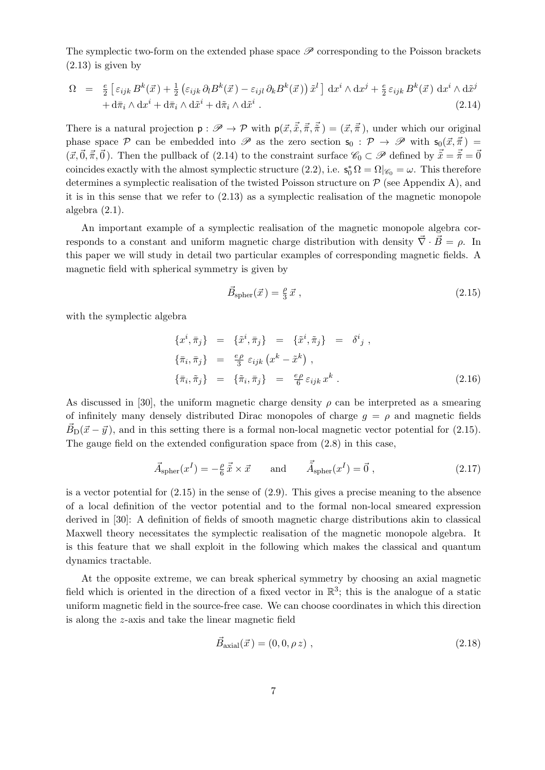The symplectic two-form on the extended phase space $\mathscr{P}$ corresponding to the Poisson brackets (2.13) is given by

$$
\begin{aligned}
\Omega \;=\; & \tfrac{e}{2}\left[\,\varepsilon_{ijk}\,B^k(\vec{x}\,) + \tfrac{1}{2}\left(\varepsilon_{ijk}\,\partial_l B^k(\vec{x}\,) - \varepsilon_{ijl}\,\partial_k B^k(\vec{x}\,)\right)\tilde{x}^l\,\right]\,\mathrm{d}x^i\wedge\mathrm{d}x^j + \tfrac{e}{2}\,\varepsilon_{ijk}\,B^k(\vec{x}\,)\,\mathrm{d}x^i\wedge\mathrm{d}\tilde{x}^j \\
& + \mathrm{d}\bar{\pi}_i\wedge\mathrm{d}x^i + \mathrm{d}\bar{\pi}_i\wedge\mathrm{d}\tilde{x}^i + \mathrm{d}\tilde{\pi}_i\wedge\mathrm{d}\tilde{x}^i\;. \qquad (2.14)
\end{aligned}
$$

There is a natural projection $\mathsf{p}:\mathscr{P}\to\mathcal{P}$ with $\mathsf{p}(\vec{x},\vec{\tilde{x}},\vec{\bar{\pi}},\vec{\tilde{\pi}}\,) = (\vec{x},\vec{\bar{\pi}}\,)$, under which our original phase space $\mathcal{P}$ can be embedded into $\mathscr{P}$ as the zero section $\mathsf{s}_0:\mathcal{P}\to\mathscr{P}$ with $\mathsf{s}_0(\vec{x},\vec{\bar{\pi}}\,) = (\vec{x},\vec{0},\vec{\bar{\pi}},\vec{0}\,)$. Then the pullback of (2.14) to the constraint surface $\mathscr{C}_0\subset\mathscr{P}$ defined by $\vec{\tilde{x}} = \vec{\tilde{\pi}} = \vec{0}$ coincides exactly with the almost symplectic structure (2.2), i.e. $\mathsf{s}_0^*\,\Omega = \Omega|_{\mathscr{C}_0} = \omega$. This therefore determines a symplectic realisation of the twisted Poisson structure on $\mathcal{P}$ (see Appendix A), and it is in this sense that we refer to (2.13) as a symplectic realisation of the magnetic monopole algebra (2.1).

An important example of a symplectic realisation of the magnetic monopole algebra corresponds to a constant and uniform magnetic charge distribution with density $\vec{\nabla}\cdot\vec{B} = \rho$. In this paper we will study in detail two particular examples of corresponding magnetic fields. A magnetic field with spherical symmetry is given by

$$
\vec{B}_{\rm spher}(\vec{x}\,) = \tfrac{\rho}{3}\,\vec{x}\;, \qquad (2.15)
$$

with the symplectic algebra

$$
\begin{aligned}
\{x^i,\bar{\pi}_j\} \;&=\; \{\tilde{x}^i,\bar{\pi}_j\} \;=\; \{\tilde{x}^i,\tilde{\pi}_j\} \;=\; \delta^i{}_j\;, \\
\{\bar{\pi}_i,\bar{\pi}_j\} \;&=\; \tfrac{e\,\rho}{3}\,\varepsilon_{ijk}\left(x^k - \tilde{x}^k\right)\,, \\
\{\bar{\pi}_i,\tilde{\pi}_j\} \;&=\; \{\tilde{\pi}_i,\bar{\pi}_j\} \;=\; \tfrac{e\,\rho}{6}\,\varepsilon_{ijk}\,x^k\;. \qquad (2.16)
\end{aligned}
$$

As discussed in [30], the uniform magnetic charge density $\rho$ can be interpreted as a smearing of infinitely many densely distributed Dirac monopoles of charge $g=\rho$ and magnetic fields $\vec{B}_{\rm D}(\vec{x}-\vec{y}\,)$, and in this setting there is a formal non-local magnetic vector potential for (2.15). The gauge field on the extended configuration space from (2.8) in this case,

$$
\vec{A}_{\rm spher}(x^I) = -\tfrac{\rho}{6}\,\vec{\tilde{x}}\times\vec{x} \qquad \text{and} \qquad \vec{\tilde{A}}_{\rm spher}(x^I) = \vec{0}\;, \qquad (2.17)
$$

is a vector potential for (2.15) in the sense of (2.9). This gives a precise meaning to the absence of a local definition of the vector potential and to the formal non-local smeared expression derived in [30]: A definition of fields of smooth magnetic charge distributions akin to classical Maxwell theory necessitates the symplectic realisation of the magnetic monopole algebra. It is this feature that we shall exploit in the following which makes the classical and quantum dynamics tractable.

At the opposite extreme, we can break spherical symmetry by choosing an axial magnetic field which is oriented in the direction of a fixed vector in $\mathbb{R}^3$; this is the analogue of a static uniform magnetic field in the source-free case. We can choose coordinates in which this direction is along the $z$-axis and take the linear magnetic field

$$
\vec{B}_{\rm axial}(\vec{x}\,) = (0,0,\rho\,z)\;, \qquad (2.18)
$$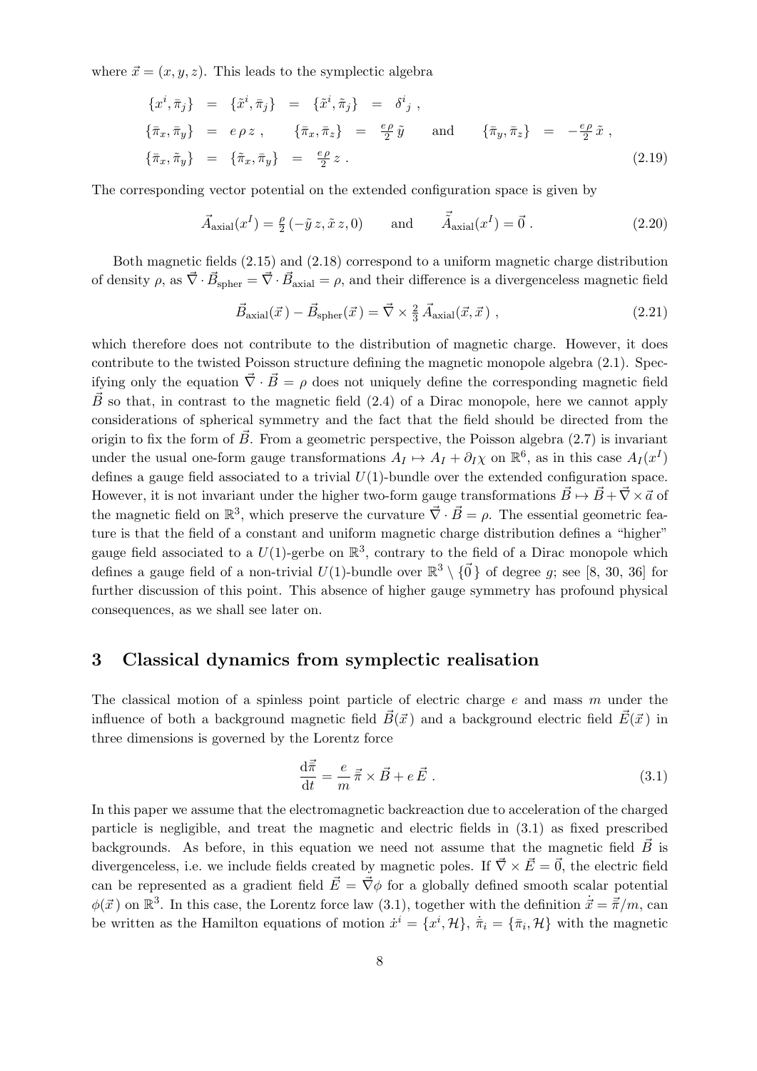where $\vec{x} = (x, y, z)$. This leads to the symplectic algebra

$$
\begin{aligned}
\{x^i, \bar{\pi}_j\} &= \{\tilde{x}^i, \bar{\pi}_j\} = \{\tilde{x}^i, \tilde{\pi}_j\} = \delta^i{}_j \ , \\
\{\bar{\pi}_x, \bar{\pi}_y\} &= e\,\rho\, z \ , \qquad \{\bar{\pi}_x, \bar{\pi}_z\} = \tfrac{e\rho}{2}\,\tilde{y} \qquad \text{and} \qquad \{\bar{\pi}_y, \bar{\pi}_z\} = -\tfrac{e\rho}{2}\,\tilde{x} \ , \\
\{\bar{\pi}_x, \tilde{\pi}_y\} &= \{\tilde{\pi}_x, \bar{\pi}_y\} = \tfrac{e\rho}{2}\, z \ .
\end{aligned} \tag{2.19}
$$

The corresponding vector potential on the extended configuration space is given by

$$
\vec{A}_{\text{axial}}(x^I) = \tfrac{\rho}{2}\,(-\tilde{y}\,z, \tilde{x}\,z, 0) \qquad \text{and} \qquad \vec{\tilde{A}}_{\text{axial}}(x^I) = \vec{0} \ . \tag{2.20}
$$

Both magnetic fields (2.15) and (2.18) correspond to a uniform magnetic charge distribution of density $\rho$, as $\vec{\nabla}\cdot\vec{B}_{\text{spher}} = \vec{\nabla}\cdot\vec{B}_{\text{axial}} = \rho$, and their difference is a divergenceless magnetic field

$$
\vec{B}_{\text{axial}}(\vec{x}\,) - \vec{B}_{\text{spher}}(\vec{x}\,) = \vec{\nabla}\times\tfrac{2}{3}\,\vec{A}_{\text{axial}}(\vec{x},\vec{x}\,) \ , \tag{2.21}
$$

which therefore does not contribute to the distribution of magnetic charge. However, it does contribute to the twisted Poisson structure defining the magnetic monopole algebra (2.1). Specifying only the equation $\vec{\nabla}\cdot\vec{B} = \rho$ does not uniquely define the corresponding magnetic field $\vec{B}$ so that, in contrast to the magnetic field (2.4) of a Dirac monopole, here we cannot apply considerations of spherical symmetry and the fact that the field should be directed from the origin to fix the form of $\vec{B}$. From a geometric perspective, the Poisson algebra (2.7) is invariant under the usual one-form gauge transformations $A_I \mapsto A_I + \partial_I\chi$ on $\mathbb{R}^6$, as in this case $A_I(x^I)$ defines a gauge field associated to a trivial $U(1)$-bundle over the extended configuration space. However, it is not invariant under the higher two-form gauge transformations $\vec{B}\mapsto\vec{B}+\vec{\nabla}\times\vec{a}$ of the magnetic field on $\mathbb{R}^3$, which preserve the curvature $\vec{\nabla}\cdot\vec{B} = \rho$. The essential geometric feature is that the field of a constant and uniform magnetic charge distribution defines a "higher" gauge field associated to a $U(1)$-gerbe on $\mathbb{R}^3$, contrary to the field of a Dirac monopole which defines a gauge field of a non-trivial $U(1)$-bundle over $\mathbb{R}^3\setminus\{\vec{0}\,\}$ of degree $g$; see [8, 30, 36] for further discussion of this point. This absence of higher gauge symmetry has profound physical consequences, as we shall see later on.

## 3 Classical dynamics from symplectic realisation

The classical motion of a spinless point particle of electric charge $e$ and mass $m$ under the influence of both a background magnetic field $\vec{B}(\vec{x}\,)$ and a background electric field $\vec{E}(\vec{x}\,)$ in three dimensions is governed by the Lorentz force

$$
\frac{\mathrm{d}\vec{\bar{\pi}}}{\mathrm{d}t} = \frac{e}{m}\,\vec{\bar{\pi}}\times\vec{B} + e\,\vec{E} \ . \tag{3.1}
$$

In this paper we assume that the electromagnetic backreaction due to acceleration of the charged particle is negligible, and treat the magnetic and electric fields in (3.1) as fixed prescribed backgrounds. As before, in this equation we need not assume that the magnetic field $\vec{B}$ is divergenceless, i.e. we include fields created by magnetic poles. If $\vec{\nabla}\times\vec{E} = \vec{0}$, the electric field can be represented as a gradient field $\vec{E} = \vec{\nabla}\phi$ for a globally defined smooth scalar potential $\phi(\vec{x}\,)$ on $\mathbb{R}^3$. In this case, the Lorentz force law (3.1), together with the definition $\dot{\vec{x}} = \vec{\bar{\pi}}/m$, can be written as the Hamilton equations of motion $\dot{x}^i = \{x^i, \mathcal{H}\}$, $\dot{\bar{\pi}}_i = \{\bar{\pi}_i, \mathcal{H}\}$ with the magnetic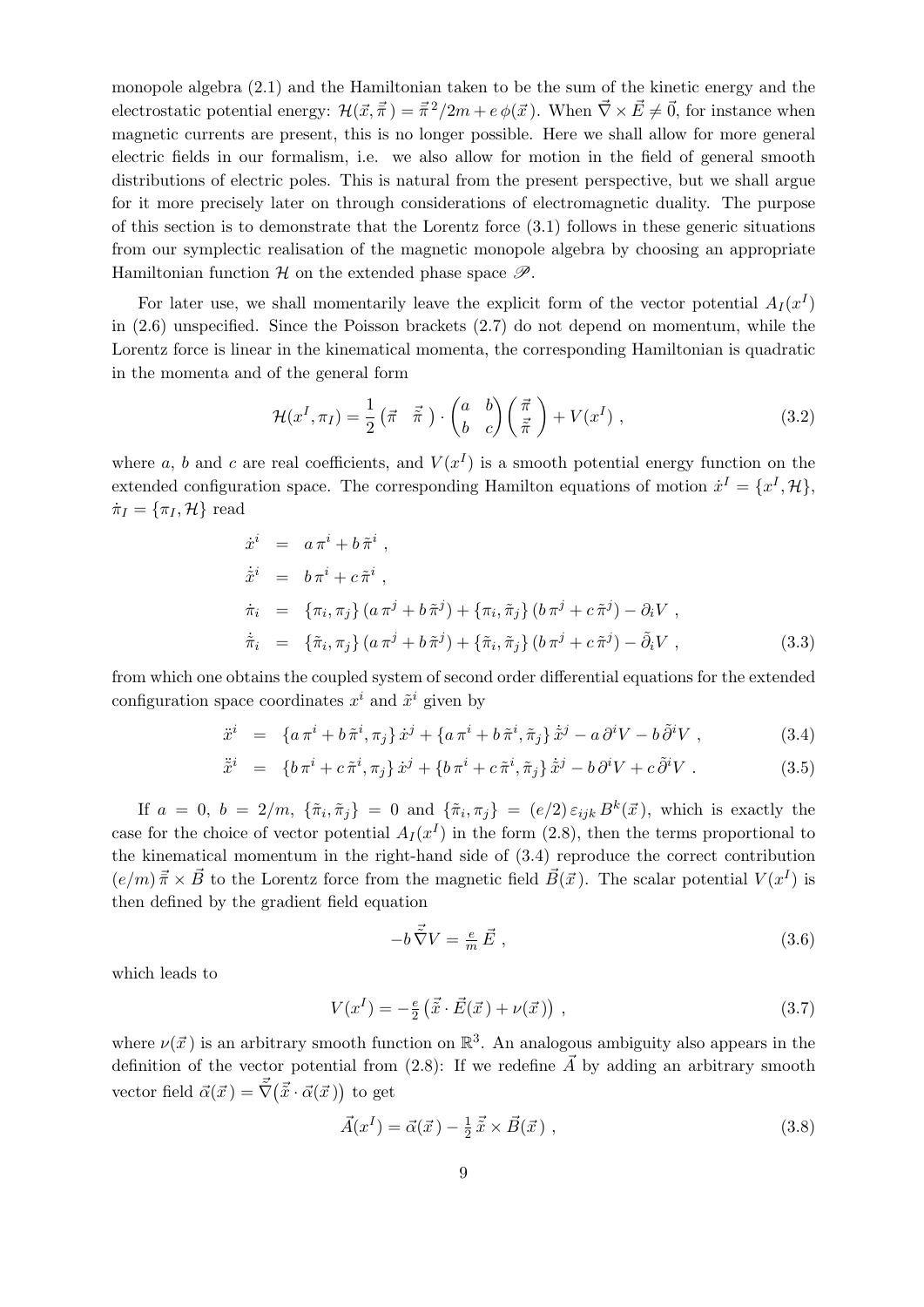monopole algebra (2.1) and the Hamiltonian taken to be the sum of the kinetic energy and the electrostatic potential energy: $\mathcal{H}(\vec{x}, \vec{\pi}\,) = \vec{\pi}^{\,2}/2m + e\,\phi(\vec{x}\,)$. When $\vec{\nabla} \times \vec{E} \neq \vec{0}$, for instance when magnetic currents are present, this is no longer possible. Here we shall allow for more general electric fields in our formalism, i.e. we also allow for motion in the field of general smooth distributions of electric poles. This is natural from the present perspective, but we shall argue for it more precisely later on through considerations of electromagnetic duality. The purpose of this section is to demonstrate that the Lorentz force (3.1) follows in these generic situations from our symplectic realisation of the magnetic monopole algebra by choosing an appropriate Hamiltonian function $\mathcal{H}$ on the extended phase space $\mathscr{P}$.

For later use, we shall momentarily leave the explicit form of the vector potential $A_I(x^I)$ in (2.6) unspecified. Since the Poisson brackets (2.7) do not depend on momentum, while the Lorentz force is linear in the kinematical momenta, the corresponding Hamiltonian is quadratic in the momenta and of the general form

$$\mathcal{H}(x^I, \pi_I) = \frac{1}{2} \begin{pmatrix} \vec{\pi} & \tilde{\vec{\pi}} \end{pmatrix} \cdot \begin{pmatrix} a & b \\ b & c \end{pmatrix} \begin{pmatrix} \vec{\pi} \\ \tilde{\vec{\pi}} \end{pmatrix} + V(x^I) \ , \tag{3.2}$$

where $a$, $b$ and $c$ are real coefficients, and $V(x^I)$ is a smooth potential energy function on the extended configuration space. The corresponding Hamilton equations of motion $\dot{x}^I = \{x^I, \mathcal{H}\}$, $\dot{\pi}_I = \{\pi_I, \mathcal{H}\}$ read

$$\begin{aligned}
\dot{x}^i &= a\,\pi^i + b\,\tilde{\pi}^i \ , \\
\dot{\tilde{x}}^i &= b\,\pi^i + c\,\tilde{\pi}^i \ , \\
\dot{\pi}_i &= \{\pi_i, \pi_j\}\,(a\,\pi^j + b\,\tilde{\pi}^j) + \{\pi_i, \tilde{\pi}_j\}\,(b\,\pi^j + c\,\tilde{\pi}^j) - \partial_i V \ , \\
\dot{\tilde{\pi}}_i &= \{\tilde{\pi}_i, \pi_j\}\,(a\,\pi^j + b\,\tilde{\pi}^j) + \{\tilde{\pi}_i, \tilde{\pi}_j\}\,(b\,\pi^j + c\,\tilde{\pi}^j) - \tilde{\partial}_i V \ ,
\end{aligned} \tag{3.3}$$

from which one obtains the coupled system of second order differential equations for the extended configuration space coordinates $x^i$ and $\tilde{x}^i$ given by

$$\ddot{x}^i = \{a\,\pi^i + b\,\tilde{\pi}^i, \pi_j\}\,\dot{x}^j + \{a\,\pi^i + b\,\tilde{\pi}^i, \tilde{\pi}_j\}\,\dot{\tilde{x}}^j - a\,\partial^i V - b\,\tilde{\partial}^i V \ , \tag{3.4}$$

$$\ddot{\tilde{x}}^i = \{b\,\pi^i + c\,\tilde{\pi}^i, \pi_j\}\,\dot{x}^j + \{b\,\pi^i + c\,\tilde{\pi}^i, \tilde{\pi}_j\}\,\dot{\tilde{x}}^j - b\,\partial^i V + c\,\tilde{\partial}^i V \ . \tag{3.5}$$

If $a = 0$, $b = 2/m$, $\{\tilde{\pi}_i, \tilde{\pi}_j\} = 0$ and $\{\tilde{\pi}_i, \pi_j\} = (e/2)\,\varepsilon_{ijk}\,B^k(\vec{x}\,)$, which is exactly the case for the choice of vector potential $A_I(x^I)$ in the form (2.8), then the terms proportional to the kinematical momentum in the right-hand side of (3.4) reproduce the correct contribution $(e/m)\,\tilde{\vec{\pi}} \times \vec{B}$ to the Lorentz force from the magnetic field $\vec{B}(\vec{x}\,)$. The scalar potential $V(x^I)$ is then defined by the gradient field equation

$$-b\,\tilde{\vec{\nabla}} V = \tfrac{e}{m}\,\vec{E} \ , \tag{3.6}$$

which leads to

$$V(x^I) = -\tfrac{e}{2}\,\big(\tilde{\vec{x}} \cdot \vec{E}(\vec{x}\,) + \nu(\vec{x}\,)\big) \ , \tag{3.7}$$

where $\nu(\vec{x}\,)$ is an arbitrary smooth function on $\mathbb{R}^3$. An analogous ambiguity also appears in the definition of the vector potential from (2.8): If we redefine $\vec{A}$ by adding an arbitrary smooth vector field $\vec{\alpha}(\vec{x}\,) = \tilde{\vec{\nabla}}\big(\tilde{\vec{x}} \cdot \vec{\alpha}(\vec{x}\,)\big)$ to get

$$\vec{A}(x^I) = \vec{\alpha}(\vec{x}\,) - \tfrac{1}{2}\,\tilde{\vec{x}} \times \vec{B}(\vec{x}\,) \ , \tag{3.8}$$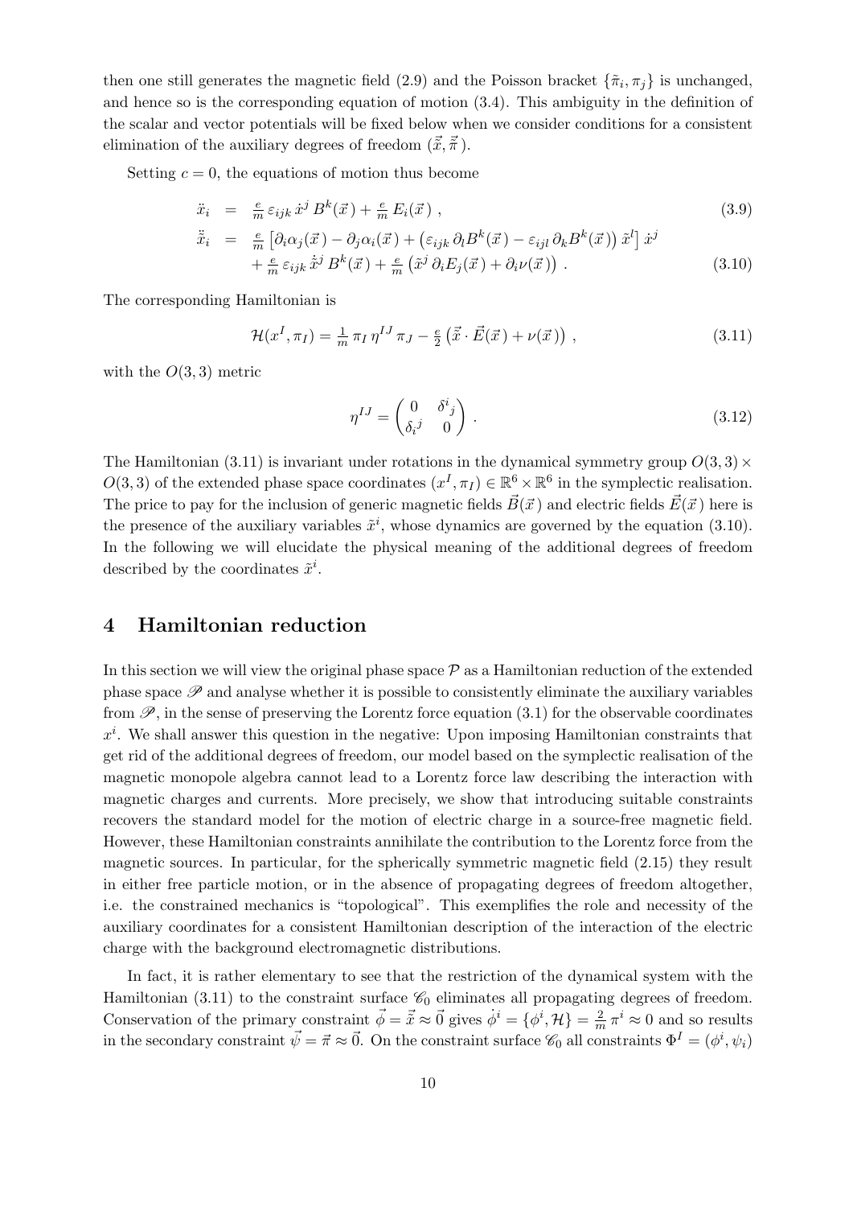then one still generates the magnetic field (2.9) and the Poisson bracket $\{\tilde{\pi}_i, \pi_j\}$ is unchanged, and hence so is the corresponding equation of motion (3.4). This ambiguity in the definition of the scalar and vector potentials will be fixed below when we consider conditions for a consistent elimination of the auxiliary degrees of freedom $(\vec{\tilde{x}}, \vec{\tilde{\pi}}\,)$.

Setting $c = 0$, the equations of motion thus become

$$
\begin{aligned}
\ddot{x}_i &= \tfrac{e}{m}\,\varepsilon_{ijk}\,\dot{x}^j\,B^k(\vec{x}\,) + \tfrac{e}{m}\,E_i(\vec{x}\,)\ , &(3.9)\\
\ddot{\tilde{x}}_i &= \tfrac{e}{m}\big[\partial_i\alpha_j(\vec{x}\,) - \partial_j\alpha_i(\vec{x}\,) + \big(\varepsilon_{ijk}\,\partial_l B^k(\vec{x}\,) - \varepsilon_{ijl}\,\partial_k B^k(\vec{x}\,)\big)\,\tilde{x}^l\big]\,\dot{x}^j \\
&\quad + \tfrac{e}{m}\,\varepsilon_{ijk}\,\dot{\tilde{x}}^j\,B^k(\vec{x}\,) + \tfrac{e}{m}\,\big(\tilde{x}^j\,\partial_i E_j(\vec{x}\,) + \partial_i\nu(\vec{x}\,)\big)\ . &(3.10)
\end{aligned}
$$

The corresponding Hamiltonian is

$$
\mathcal{H}(x^I, \pi_I) = \tfrac{1}{m}\,\pi_I\,\eta^{IJ}\,\pi_J - \tfrac{e}{2}\,\big(\vec{\tilde{x}}\cdot\vec{E}(\vec{x}\,) + \nu(\vec{x}\,)\big)\ , \tag{3.11}
$$

with the $O(3,3)$ metric

$$
\eta^{IJ} = \begin{pmatrix} 0 & \delta^i{}_j \\ \delta_i{}^j & 0 \end{pmatrix}\ . \tag{3.12}
$$

The Hamiltonian (3.11) is invariant under rotations in the dynamical symmetry group $O(3,3)\times O(3,3)$ of the extended phase space coordinates $(x^I, \pi_I) \in \mathbb{R}^6 \times \mathbb{R}^6$ in the symplectic realisation. The price to pay for the inclusion of generic magnetic fields $\vec{B}(\vec{x}\,)$ and electric fields $\vec{E}(\vec{x}\,)$ here is the presence of the auxiliary variables $\tilde{x}^i$, whose dynamics are governed by the equation (3.10). In the following we will elucidate the physical meaning of the additional degrees of freedom described by the coordinates $\tilde{x}^i$.

## 4 Hamiltonian reduction

In this section we will view the original phase space $\mathcal{P}$ as a Hamiltonian reduction of the extended phase space $\mathscr{P}$ and analyse whether it is possible to consistently eliminate the auxiliary variables from $\mathscr{P}$, in the sense of preserving the Lorentz force equation (3.1) for the observable coordinates $x^i$. We shall answer this question in the negative: Upon imposing Hamiltonian constraints that get rid of the additional degrees of freedom, our model based on the symplectic realisation of the magnetic monopole algebra cannot lead to a Lorentz force law describing the interaction with magnetic charges and currents. More precisely, we show that introducing suitable constraints recovers the standard model for the motion of electric charge in a source-free magnetic field. However, these Hamiltonian constraints annihilate the contribution to the Lorentz force from the magnetic sources. In particular, for the spherically symmetric magnetic field (2.15) they result in either free particle motion, or in the absence of propagating degrees of freedom altogether, i.e. the constrained mechanics is "topological". This exemplifies the role and necessity of the auxiliary coordinates for a consistent Hamiltonian description of the interaction of the electric charge with the background electromagnetic distributions.

In fact, it is rather elementary to see that the restriction of the dynamical system with the Hamiltonian (3.11) to the constraint surface $\mathscr{C}_0$ eliminates all propagating degrees of freedom. Conservation of the primary constraint $\vec{\phi} = \vec{\tilde{x}} \approx \vec{0}$ gives $\dot{\phi}^i = \{\phi^i, \mathcal{H}\} = \frac{2}{m}\,\pi^i \approx 0$ and so results in the secondary constraint $\vec{\psi} = \vec{\pi} \approx \vec{0}$. On the constraint surface $\mathscr{C}_0$ all constraints $\Phi^I = (\phi^i, \psi_i)$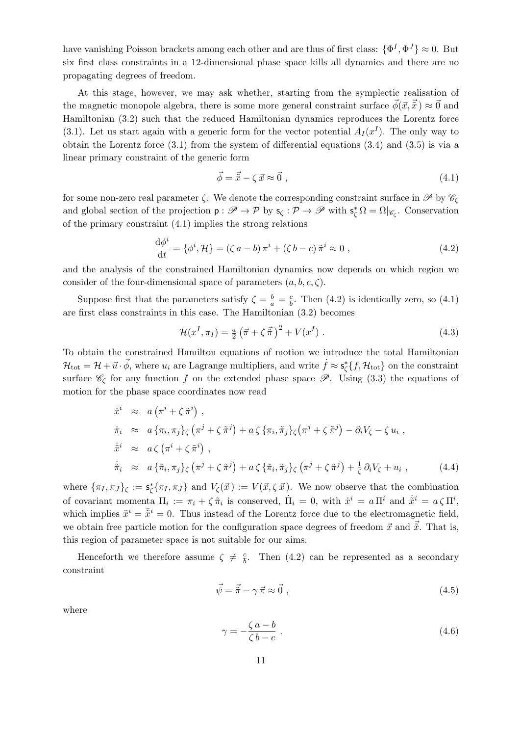have vanishing Poisson brackets among each other and are thus of first class: $\{\Phi^I,\Phi^J\}\approx 0$. But six first class constraints in a 12-dimensional phase space kills all dynamics and there are no propagating degrees of freedom.

At this stage, however, we may ask whether, starting from the symplectic realisation of the magnetic monopole algebra, there is some more general constraint surface $\vec{\phi}(\vec{x},\vec{\tilde{x}}\,)\approx\vec{0}$ and Hamiltonian (3.2) such that the reduced Hamiltonian dynamics reproduces the Lorentz force (3.1). Let us start again with a generic form for the vector potential $A_I(x^I)$. The only way to obtain the Lorentz force (3.1) from the system of differential equations (3.4) and (3.5) is via a linear primary constraint of the generic form

$$\vec{\phi}=\vec{\tilde{x}}-\zeta\,\vec{x}\approx\vec{0}\ , \tag{4.1}$$

for some non-zero real parameter $\zeta$. We denote the corresponding constraint surface in $\mathscr{P}$ by $\mathscr{C}_\zeta$ and global section of the projection $\mathsf{p}:\mathscr{P}\to\mathcal{P}$ by $\mathsf{s}_\zeta:\mathcal{P}\to\mathscr{P}$ with $\mathsf{s}_\zeta^*\,\Omega=\Omega|_{\mathscr{C}_\zeta}$. Conservation of the primary constraint (4.1) implies the strong relations

$$\frac{\mathrm{d}\phi^i}{\mathrm{d}t}=\{\phi^i,\mathcal{H}\}=(\zeta\,a-b)\,\pi^i+(\zeta\,b-c)\,\tilde{\pi}^i\approx 0\ , \tag{4.2}$$

and the analysis of the constrained Hamiltonian dynamics now depends on which region we consider of the four-dimensional space of parameters $(a,b,c,\zeta)$.

Suppose first that the parameters satisfy $\zeta=\frac{b}{a}=\frac{c}{b}$. Then (4.2) is identically zero, so (4.1) are first class constraints in this case. The Hamiltonian (3.2) becomes

$$\mathcal{H}(x^I,\pi_I)=\tfrac{a}{2}\big(\vec{\pi}+\zeta\,\vec{\tilde{\pi}}\,\big)^2+V(x^I)\ . \tag{4.3}$$

To obtain the constrained Hamilton equations of motion we introduce the total Hamiltonian $\mathcal{H}_{\rm tot}=\mathcal{H}+\vec{u}\cdot\vec{\phi}$, where $u_i$ are Lagrange multipliers, and write $\dot{f}\approx\mathsf{s}_\zeta^*\{f,\mathcal{H}_{\rm tot}\}$ on the constraint surface $\mathscr{C}_\zeta$ for any function $f$ on the extended phase space $\mathscr{P}$. Using (3.3) the equations of motion for the phase space coordinates now read

$$\begin{aligned}
\dot{x}^i\ &\approx\ a\,\big(\pi^i+\zeta\,\tilde{\pi}^i\big)\ ,\\
\dot{\pi}_i\ &\approx\ a\,\{\pi_i,\pi_j\}_\zeta\,\big(\pi^j+\zeta\,\tilde{\pi}^j\big)+a\,\zeta\,\{\pi_i,\tilde{\pi}_j\}_\zeta\big(\pi^j+\zeta\,\tilde{\pi}^j\big)-\partial_iV_\zeta-\zeta\,u_i\ ,\\
\dot{\tilde{x}}^i\ &\approx\ a\,\zeta\,\big(\pi^i+\zeta\,\tilde{\pi}^i\big)\ ,\\
\dot{\tilde{\pi}}_i\ &\approx\ a\,\{\tilde{\pi}_i,\pi_j\}_\zeta\,\big(\pi^j+\zeta\,\tilde{\pi}^j\big)+a\,\zeta\,\{\tilde{\pi}_i,\tilde{\pi}_j\}_\zeta\,\big(\pi^j+\zeta\,\tilde{\pi}^j\big)+\tfrac{1}{\zeta}\,\partial_iV_\zeta+u_i\ ,
\end{aligned} \tag{4.4}$$

where $\{\pi_I,\pi_J\}_\zeta:=\mathsf{s}_\zeta^*\{\pi_I,\pi_J\}$ and $V_\zeta(\vec{x}\,):=V(\vec{x},\zeta\,\vec{x}\,)$. We now observe that the combination of covariant momenta $\Pi_i:=\pi_i+\zeta\,\tilde{\pi}_i$ is conserved, $\dot{\Pi}_i=0$, with $\dot{x}^i=a\,\Pi^i$ and $\dot{\tilde{x}}^i=a\,\zeta\,\Pi^i$, which implies $\ddot{x}^i=\ddot{\tilde{x}}^i=0$. Thus instead of the Lorentz force due to the electromagnetic field, we obtain free particle motion for the configuration space degrees of freedom $\vec{x}$ and $\vec{\tilde{x}}$. That is, this region of parameter space is not suitable for our aims.

Henceforth we therefore assume $\zeta\neq\frac{c}{b}$. Then (4.2) can be represented as a secondary constraint

$$\vec{\psi}=\vec{\tilde{\pi}}-\gamma\,\vec{\pi}\approx\vec{0}\ , \tag{4.5}$$

where

$$\gamma=-\frac{\zeta\,a-b}{\zeta\,b-c}\ . \tag{4.6}$$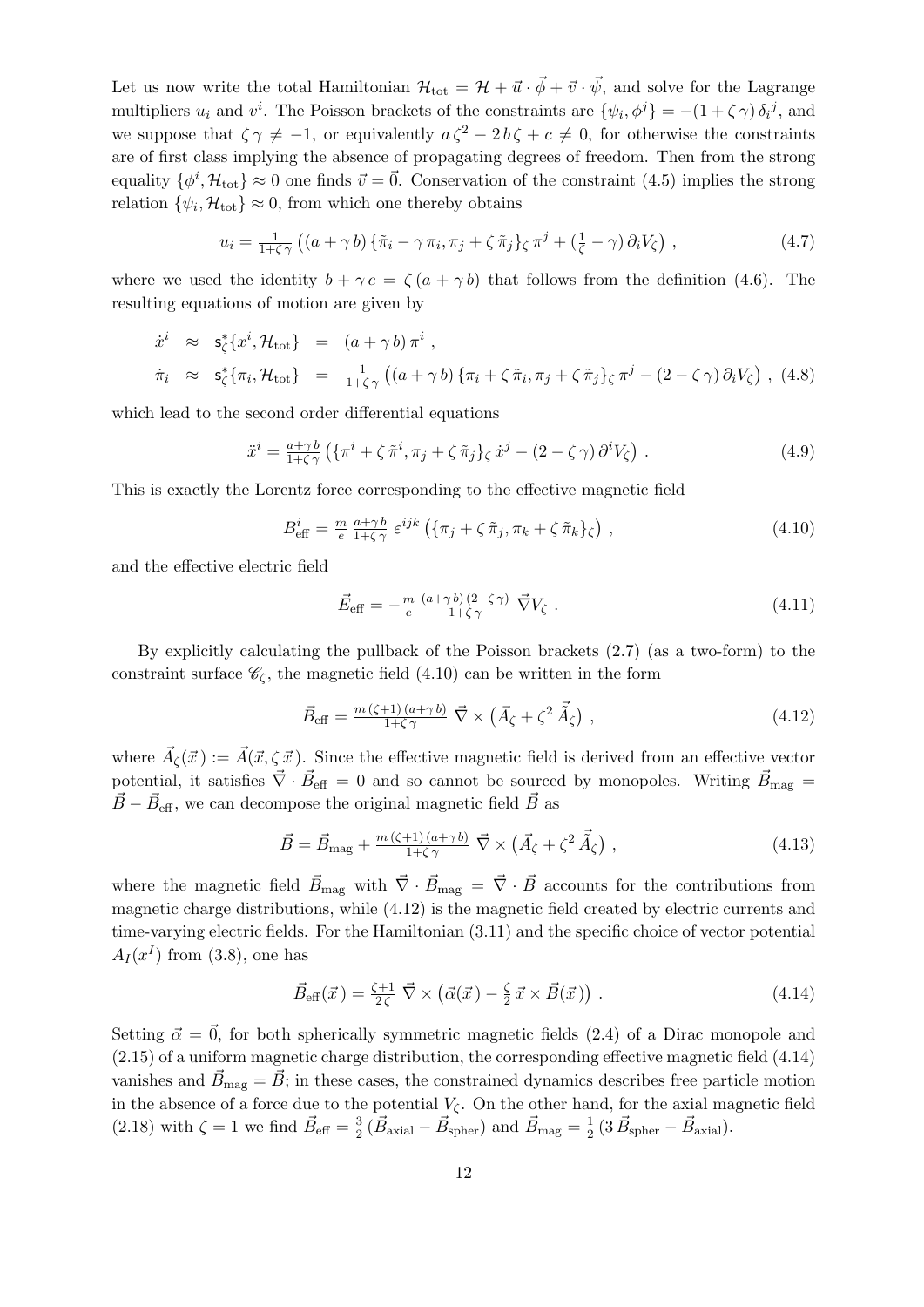Let us now write the total Hamiltonian $\mathcal{H}_{\rm tot} = \mathcal{H} + \vec{u}\cdot\vec{\phi} + \vec{v}\cdot\vec{\psi}$, and solve for the Lagrange multipliers $u_i$ and $v^i$. The Poisson brackets of the constraints are $\{\psi_i, \phi^j\} = -(1+\zeta\,\gamma)\,\delta_i{}^j$, and we suppose that $\zeta\,\gamma \neq -1$, or equivalently $a\,\zeta^2 - 2\,b\,\zeta + c \neq 0$, for otherwise the constraints are of first class implying the absence of propagating degrees of freedom. Then from the strong equality $\{\phi^i, \mathcal{H}_{\rm tot}\} \approx 0$ one finds $\vec{v} = \vec{0}$. Conservation of the constraint (4.5) implies the strong relation $\{\psi_i, \mathcal{H}_{\rm tot}\} \approx 0$, from which one thereby obtains

$$
u_i = \tfrac{1}{1+\zeta\,\gamma}\left((a+\gamma\,b)\,\{\tilde{\pi}_i - \gamma\,\pi_i, \pi_j + \zeta\,\tilde{\pi}_j\}_\zeta\,\pi^j + \left(\tfrac{1}{\zeta} - \gamma\right)\partial_i V_\zeta\right)\,, \tag{4.7}
$$

where we used the identity $b + \gamma\,c = \zeta\,(a+\gamma\,b)$ that follows from the definition (4.6). The resulting equations of motion are given by

$$
\begin{aligned}
\dot{x}^i &\approx \mathsf{s}^*_\zeta\{x^i, \mathcal{H}_{\rm tot}\} = (a+\gamma\,b)\,\pi^i\,,\\
\dot{\pi}_i &\approx \mathsf{s}^*_\zeta\{\pi_i, \mathcal{H}_{\rm tot}\} = \tfrac{1}{1+\zeta\,\gamma}\left((a+\gamma\,b)\,\{\pi_i + \zeta\,\tilde{\pi}_i, \pi_j + \zeta\,\tilde{\pi}_j\}_\zeta\,\pi^j - (2-\zeta\,\gamma)\,\partial_i V_\zeta\right)\,,
\end{aligned} \tag{4.8}
$$

which lead to the second order differential equations

$$
\ddot{x}^i = \tfrac{a+\gamma\,b}{1+\zeta\,\gamma}\left(\{\pi^i + \zeta\,\tilde{\pi}^i, \pi_j + \zeta\,\tilde{\pi}_j\}_\zeta\,\dot{x}^j - (2-\zeta\,\gamma)\,\partial^i V_\zeta\right)\,. \tag{4.9}
$$

This is exactly the Lorentz force corresponding to the effective magnetic field

$$
B^i_{\rm eff} = \tfrac{m}{e}\,\tfrac{a+\gamma\,b}{1+\zeta\,\gamma}\;\varepsilon^{ijk}\left(\{\pi_j + \zeta\,\tilde{\pi}_j, \pi_k + \zeta\,\tilde{\pi}_k\}_\zeta\right)\,, \tag{4.10}
$$

and the effective electric field

$$
\vec{E}_{\rm eff} = -\tfrac{m}{e}\,\tfrac{(a+\gamma\,b)\,(2-\zeta\,\gamma)}{1+\zeta\,\gamma}\;\vec{\nabla}V_\zeta\,. \tag{4.11}
$$

By explicitly calculating the pullback of the Poisson brackets (2.7) (as a two-form) to the constraint surface $\mathscr{C}_\zeta$, the magnetic field (4.10) can be written in the form

$$
\vec{B}_{\rm eff} = \tfrac{m\,(\zeta+1)\,(a+\gamma\,b)}{1+\zeta\,\gamma}\;\vec{\nabla}\times\left(\vec{A}_\zeta + \zeta^2\,\vec{\tilde{A}}_\zeta\right)\,, \tag{4.12}
$$

where $\vec{A}_\zeta(\vec{x}\,) := \vec{A}(\vec{x}, \zeta\,\vec{x}\,)$. Since the effective magnetic field is derived from an effective vector potential, it satisfies $\vec{\nabla}\cdot\vec{B}_{\rm eff} = 0$ and so cannot be sourced by monopoles. Writing $\vec{B}_{\rm mag} = \vec{B} - \vec{B}_{\rm eff}$, we can decompose the original magnetic field $\vec{B}$ as

$$
\vec{B} = \vec{B}_{\rm mag} + \tfrac{m\,(\zeta+1)\,(a+\gamma\,b)}{1+\zeta\,\gamma}\;\vec{\nabla}\times\left(\vec{A}_\zeta + \zeta^2\,\vec{\tilde{A}}_\zeta\right)\,, \tag{4.13}
$$

where the magnetic field $\vec{B}_{\rm mag}$ with $\vec{\nabla}\cdot\vec{B}_{\rm mag} = \vec{\nabla}\cdot\vec{B}$ accounts for the contributions from magnetic charge distributions, while (4.12) is the magnetic field created by electric currents and time-varying electric fields. For the Hamiltonian (3.11) and the specific choice of vector potential $A_I(x^I)$ from (3.8), one has

$$
\vec{B}_{\rm eff}(\vec{x}\,) = \tfrac{\zeta+1}{2\,\zeta}\;\vec{\nabla}\times\left(\vec{\alpha}(\vec{x}\,) - \tfrac{\zeta}{2}\,\vec{x}\times\vec{B}(\vec{x}\,)\right)\,. \tag{4.14}
$$

Setting $\vec{\alpha} = \vec{0}$, for both spherically symmetric magnetic fields (2.4) of a Dirac monopole and (2.15) of a uniform magnetic charge distribution, the corresponding effective magnetic field (4.14) vanishes and $\vec{B}_{\rm mag} = \vec{B}$; in these cases, the constrained dynamics describes free particle motion in the absence of a force due to the potential $V_\zeta$. On the other hand, for the axial magnetic field (2.18) with $\zeta = 1$ we find $\vec{B}_{\rm eff} = \frac{3}{2}\,(\vec{B}_{\rm axial} - \vec{B}_{\rm spher})$ and $\vec{B}_{\rm mag} = \frac{1}{2}\,(3\,\vec{B}_{\rm spher} - \vec{B}_{\rm axial})$.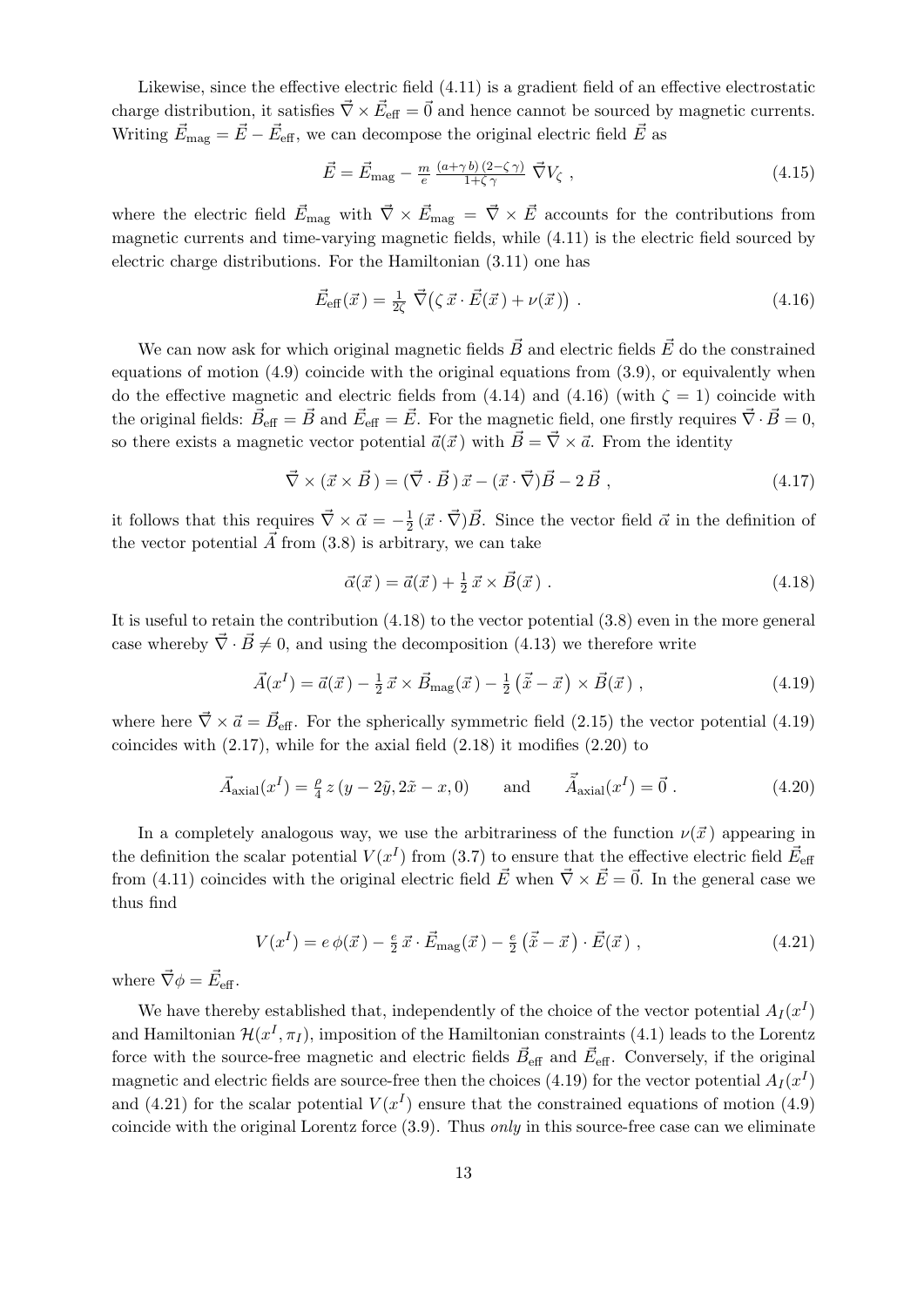Likewise, since the effective electric field (4.11) is a gradient field of an effective electrostatic charge distribution, it satisfies $\vec{\nabla} \times \vec{E}_{\rm eff} = \vec{0}$ and hence cannot be sourced by magnetic currents. Writing $\vec{E}_{\rm mag} = \vec{E} - \vec{E}_{\rm eff}$, we can decompose the original electric field $\vec{E}$ as

$$
\vec{E} = \vec{E}_{\rm mag} - \tfrac{m}{e}\,\tfrac{(a+\gamma\,b)\,(2-\zeta\,\gamma)}{1+\zeta\,\gamma}\,\vec{\nabla} V_\zeta \ , \tag{4.15}
$$

where the electric field $\vec{E}_{\rm mag}$ with $\vec{\nabla} \times \vec{E}_{\rm mag} = \vec{\nabla} \times \vec{E}$ accounts for the contributions from magnetic currents and time-varying magnetic fields, while (4.11) is the electric field sourced by electric charge distributions. For the Hamiltonian (3.11) one has

$$
\vec{E}_{\rm eff}(\vec{x}\,) = \tfrac{1}{2\zeta}\,\vec{\nabla}\big(\zeta\,\vec{x}\cdot\vec{E}(\vec{x}\,) + \nu(\vec{x}\,)\big) \ . \tag{4.16}
$$

We can now ask for which original magnetic fields $\vec{B}$ and electric fields $\vec{E}$ do the constrained equations of motion (4.9) coincide with the original equations from (3.9), or equivalently when do the effective magnetic and electric fields from (4.14) and (4.16) (with $\zeta = 1$) coincide with the original fields: $\vec{B}_{\rm eff} = \vec{B}$ and $\vec{E}_{\rm eff} = \vec{E}$. For the magnetic field, one firstly requires $\vec{\nabla}\cdot\vec{B} = 0$, so there exists a magnetic vector potential $\vec{a}(\vec{x}\,)$ with $\vec{B} = \vec{\nabla}\times\vec{a}$. From the identity

$$
\vec{\nabla}\times(\vec{x}\times\vec{B}\,) = (\vec{\nabla}\cdot\vec{B}\,)\,\vec{x} - (\vec{x}\cdot\vec{\nabla})\vec{B} - 2\,\vec{B} \ , \tag{4.17}
$$

it follows that this requires $\vec{\nabla}\times\vec{\alpha} = -\frac{1}{2}\,(\vec{x}\cdot\vec{\nabla})\vec{B}$. Since the vector field $\vec{\alpha}$ in the definition of the vector potential $\vec{A}$ from (3.8) is arbitrary, we can take

$$
\vec{\alpha}(\vec{x}\,) = \vec{a}(\vec{x}\,) + \tfrac{1}{2}\,\vec{x}\times\vec{B}(\vec{x}\,) \ . \tag{4.18}
$$

It is useful to retain the contribution (4.18) to the vector potential (3.8) even in the more general case whereby $\vec{\nabla}\cdot\vec{B} \neq 0$, and using the decomposition (4.13) we therefore write

$$
\vec{A}(x^I) = \vec{a}(\vec{x}\,) - \tfrac{1}{2}\,\vec{x}\times\vec{B}_{\rm mag}(\vec{x}\,) - \tfrac{1}{2}\,\big(\vec{\tilde{x}} - \vec{x}\,\big)\times\vec{B}(\vec{x}\,) \ , \tag{4.19}
$$

where here $\vec{\nabla}\times\vec{a} = \vec{B}_{\rm eff}$. For the spherically symmetric field (2.15) the vector potential (4.19) coincides with (2.17), while for the axial field (2.18) it modifies (2.20) to

$$
\vec{A}_{\rm axial}(x^I) = \tfrac{\rho}{4}\,z\,(y - 2\tilde{y}, 2\tilde{x} - x, 0) \qquad \text{and} \qquad \vec{\tilde{A}}_{\rm axial}(x^I) = \vec{0} \ . \tag{4.20}
$$

In a completely analogous way, we use the arbitrariness of the function $\nu(\vec{x}\,)$ appearing in the definition the scalar potential $V(x^I)$ from (3.7) to ensure that the effective electric field $\vec{E}_{\rm eff}$ from (4.11) coincides with the original electric field $\vec{E}$ when $\vec{\nabla}\times\vec{E} = \vec{0}$. In the general case we thus find

$$
V(x^I) = e\,\phi(\vec{x}\,) - \tfrac{e}{2}\,\vec{x}\cdot\vec{E}_{\rm mag}(\vec{x}\,) - \tfrac{e}{2}\,\big(\vec{\tilde{x}} - \vec{x}\,\big)\cdot\vec{E}(\vec{x}\,) \ , \tag{4.21}
$$

where $\vec{\nabla}\phi = \vec{E}_{\rm eff}$.

We have thereby established that, independently of the choice of the vector potential $A_I(x^I)$ and Hamiltonian $\mathcal{H}(x^I, \pi_I)$, imposition of the Hamiltonian constraints (4.1) leads to the Lorentz force with the source-free magnetic and electric fields $\vec{B}_{\rm eff}$ and $\vec{E}_{\rm eff}$. Conversely, if the original magnetic and electric fields are source-free then the choices (4.19) for the vector potential $A_I(x^I)$ and (4.21) for the scalar potential $V(x^I)$ ensure that the constrained equations of motion (4.9) coincide with the original Lorentz force (3.9). Thus *only* in this source-free case can we eliminate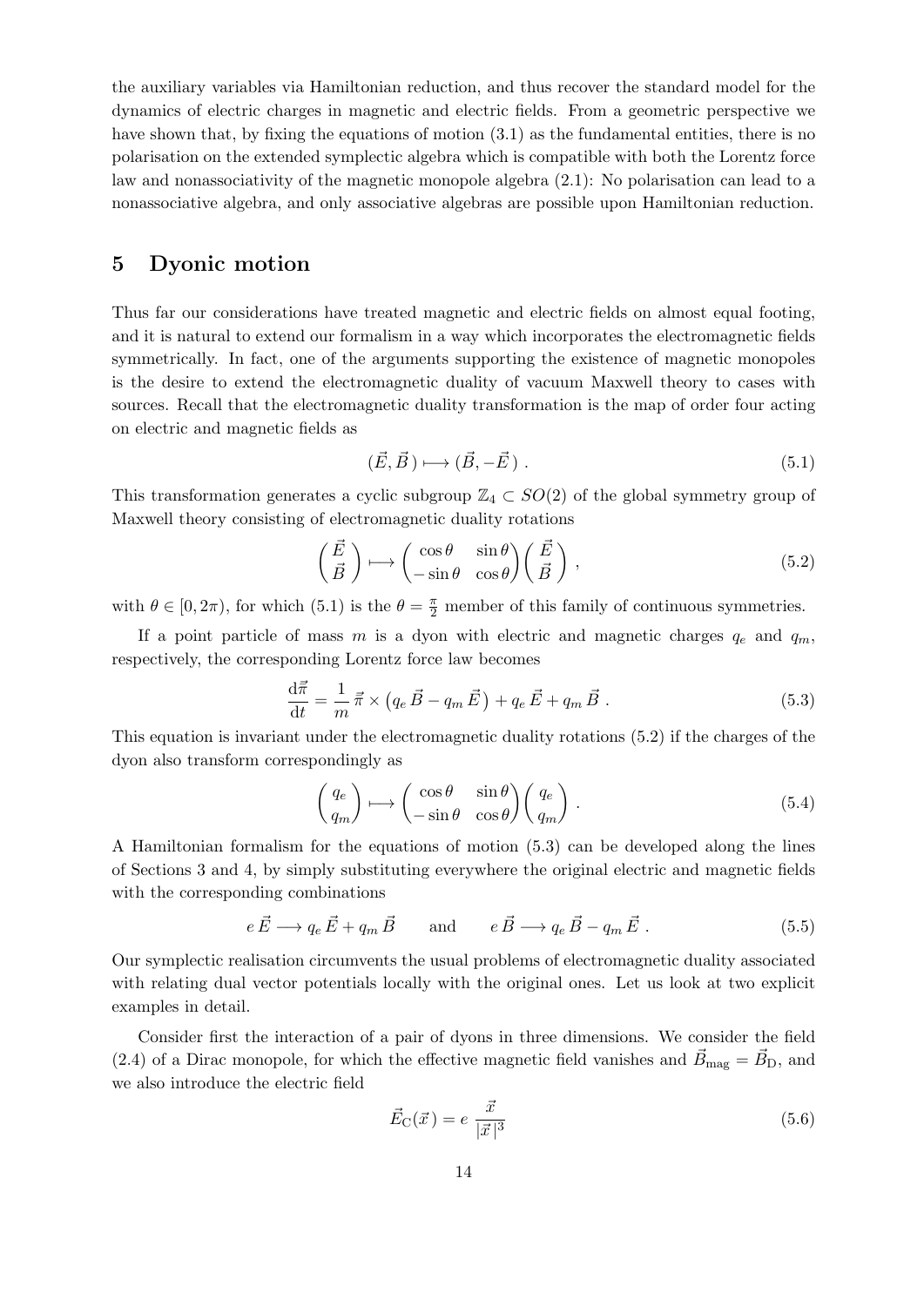the auxiliary variables via Hamiltonian reduction, and thus recover the standard model for the dynamics of electric charges in magnetic and electric fields. From a geometric perspective we have shown that, by fixing the equations of motion (3.1) as the fundamental entities, there is no polarisation on the extended symplectic algebra which is compatible with both the Lorentz force law and nonassociativity of the magnetic monopole algebra (2.1): No polarisation can lead to a nonassociative algebra, and only associative algebras are possible upon Hamiltonian reduction.

## 5 Dyonic motion

Thus far our considerations have treated magnetic and electric fields on almost equal footing, and it is natural to extend our formalism in a way which incorporates the electromagnetic fields symmetrically. In fact, one of the arguments supporting the existence of magnetic monopoles is the desire to extend the electromagnetic duality of vacuum Maxwell theory to cases with sources. Recall that the electromagnetic duality transformation is the map of order four acting on electric and magnetic fields as

$$(\vec{E},\vec{B}\,) \longmapsto (\vec{B},-\vec{E}\,) \ . \tag{5.1}$$

This transformation generates a cyclic subgroup $\mathbb{Z}_4 \subset SO(2)$ of the global symmetry group of Maxwell theory consisting of electromagnetic duality rotations

$$\begin{pmatrix} \vec{E} \\ \vec{B} \end{pmatrix} \longmapsto \begin{pmatrix} \cos\theta & \sin\theta \\ -\sin\theta & \cos\theta \end{pmatrix} \begin{pmatrix} \vec{E} \\ \vec{B} \end{pmatrix} \ , \tag{5.2}$$

with $\theta \in [0,2\pi)$, for which (5.1) is the $\theta = \frac{\pi}{2}$ member of this family of continuous symmetries.

If a point particle of mass $m$ is a dyon with electric and magnetic charges $q_e$ and $q_m$, respectively, the corresponding Lorentz force law becomes

$$\frac{\mathrm{d}\vec{\pi}}{\mathrm{d}t} = \frac{1}{m}\,\vec{\pi} \times \big(q_e\,\vec{B} - q_m\,\vec{E}\,\big) + q_e\,\vec{E} + q_m\,\vec{B} \ . \tag{5.3}$$

This equation is invariant under the electromagnetic duality rotations (5.2) if the charges of the dyon also transform correspondingly as

$$\begin{pmatrix} q_e \\ q_m \end{pmatrix} \longmapsto \begin{pmatrix} \cos\theta & \sin\theta \\ -\sin\theta & \cos\theta \end{pmatrix} \begin{pmatrix} q_e \\ q_m \end{pmatrix} \ . \tag{5.4}$$

A Hamiltonian formalism for the equations of motion (5.3) can be developed along the lines of Sections 3 and 4, by simply substituting everywhere the original electric and magnetic fields with the corresponding combinations

$$e\,\vec{E} \longrightarrow q_e\,\vec{E} + q_m\,\vec{B} \qquad \text{and} \qquad e\,\vec{B} \longrightarrow q_e\,\vec{B} - q_m\,\vec{E} \ . \tag{5.5}$$

Our symplectic realisation circumvents the usual problems of electromagnetic duality associated with relating dual vector potentials locally with the original ones. Let us look at two explicit examples in detail.

Consider first the interaction of a pair of dyons in three dimensions. We consider the field (2.4) of a Dirac monopole, for which the effective magnetic field vanishes and $\vec{B}_{\rm mag} = \vec{B}_{\rm D}$, and we also introduce the electric field

$$\vec{E}_{\rm C}(\vec{x}\,) = e\,\frac{\vec{x}}{|\vec{x}\,|^3} \tag{5.6}$$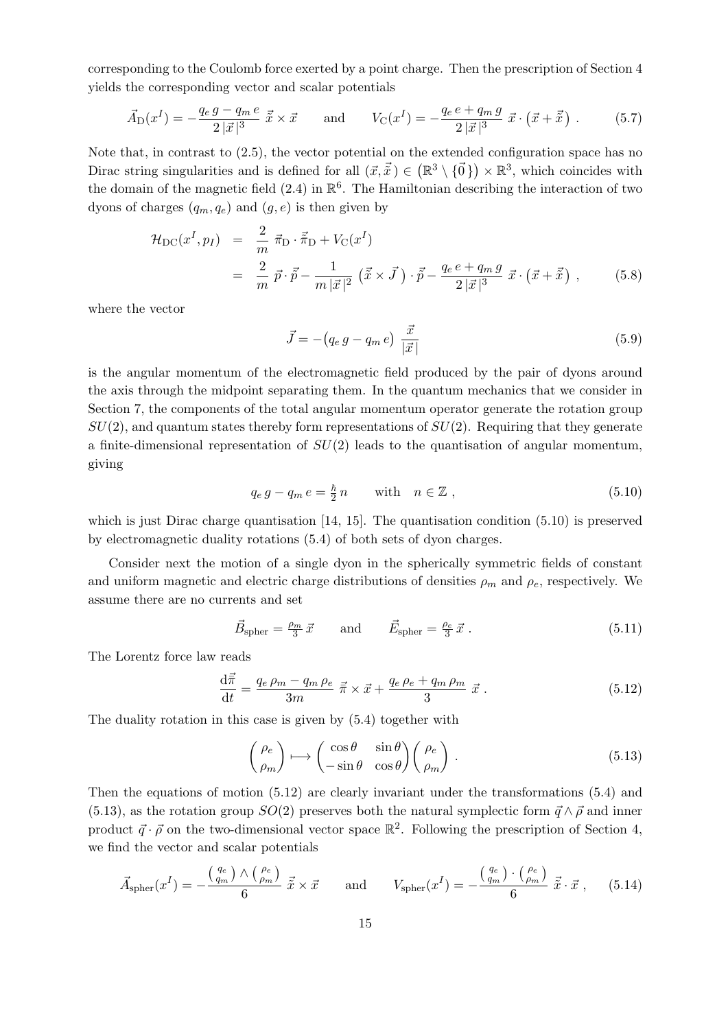corresponding to the Coulomb force exerted by a point charge. Then the prescription of Section 4 yields the corresponding vector and scalar potentials

$$\vec{A}_{\rm D}(x^I) = -\frac{q_e\, g - q_m\, e}{2\,|\vec{x}\,|^3}\ \vec{\tilde{x}} \times \vec{x} \qquad \text{and} \qquad V_{\rm C}(x^I) = -\frac{q_e\, e + q_m\, g}{2\,|\vec{x}\,|^3}\ \vec{x} \cdot \big(\vec{x} + \vec{\tilde{x}}\,\big) \ . \tag{5.7}$$

Note that, in contrast to (2.5), the vector potential on the extended configuration space has no Dirac string singularities and is defined for all $(\vec{x}, \vec{\tilde{x}}\,) \in \big(\mathbb{R}^3 \setminus \{\vec{0}\,\}\big) \times \mathbb{R}^3$, which coincides with the domain of the magnetic field (2.4) in $\mathbb{R}^6$. The Hamiltonian describing the interaction of two dyons of charges $(q_m, q_e)$ and $(g, e)$ is then given by

$$\begin{aligned} \mathcal{H}_{\rm DC}(x^I, p_I) &= \frac{2}{m}\ \vec{\pi}_{\rm D} \cdot \vec{\tilde{\pi}}_{\rm D} + V_{\rm C}(x^I) \\ &= \frac{2}{m}\ \vec{p} \cdot \vec{\tilde{p}} - \frac{1}{m\,|\vec{x}\,|^2}\ \big(\vec{\tilde{x}} \times \vec{J}\,\big) \cdot \vec{\tilde{p}} - \frac{q_e\, e + q_m\, g}{2\,|\vec{x}\,|^3}\ \vec{x} \cdot \big(\vec{x} + \vec{\tilde{x}}\,\big) \ , \end{aligned} \tag{5.8}$$

where the vector

$$\vec{J} = -\big(q_e\, g - q_m\, e\big)\ \frac{\vec{x}}{|\vec{x}\,|} \tag{5.9}$$

is the angular momentum of the electromagnetic field produced by the pair of dyons around the axis through the midpoint separating them. In the quantum mechanics that we consider in Section 7, the components of the total angular momentum operator generate the rotation group $SU(2)$, and quantum states thereby form representations of $SU(2)$. Requiring that they generate a finite-dimensional representation of $SU(2)$ leads to the quantisation of angular momentum, giving

$$q_e\, g - q_m\, e = \tfrac{\hbar}{2}\, n \qquad \text{with} \quad n \in \mathbb{Z} \ , \tag{5.10}$$

which is just Dirac charge quantisation [14, 15]. The quantisation condition (5.10) is preserved by electromagnetic duality rotations (5.4) of both sets of dyon charges.

Consider next the motion of a single dyon in the spherically symmetric fields of constant and uniform magnetic and electric charge distributions of densities $\rho_m$ and $\rho_e$, respectively. We assume there are no currents and set

$$\vec{B}_{\rm spher} = \tfrac{\rho_m}{3}\, \vec{x} \qquad \text{and} \qquad \vec{E}_{\rm spher} = \tfrac{\rho_e}{3}\, \vec{x} \ . \tag{5.11}$$

The Lorentz force law reads

$$\frac{{\rm d}\vec{\tilde{\pi}}}{{\rm d}t} = \frac{q_e\, \rho_m - q_m\, \rho_e}{3m}\ \vec{\tilde{\pi}} \times \vec{x} + \frac{q_e\, \rho_e + q_m\, \rho_m}{3}\ \vec{x} \ . \tag{5.12}$$

The duality rotation in this case is given by (5.4) together with

$$\begin{pmatrix} \rho_e \\ \rho_m \end{pmatrix} \longmapsto \begin{pmatrix} \cos\theta & \sin\theta \\ -\sin\theta & \cos\theta \end{pmatrix} \begin{pmatrix} \rho_e \\ \rho_m \end{pmatrix} \ . \tag{5.13}$$

Then the equations of motion (5.12) are clearly invariant under the transformations (5.4) and (5.13), as the rotation group $SO(2)$ preserves both the natural symplectic form $\vec{q} \wedge \vec{\rho}$ and inner product $\vec{q} \cdot \vec{\rho}$ on the two-dimensional vector space $\mathbb{R}^2$. Following the prescription of Section 4, we find the vector and scalar potentials

$$\vec{A}_{\rm spher}(x^I) = -\frac{\big(\begin{smallmatrix} q_e \\ q_m \end{smallmatrix}\big) \wedge \big(\begin{smallmatrix} \rho_e \\ \rho_m \end{smallmatrix}\big)}{6}\ \vec{\tilde{x}} \times \vec{x} \qquad \text{and} \qquad V_{\rm spher}(x^I) = -\frac{\big(\begin{smallmatrix} q_e \\ q_m \end{smallmatrix}\big) \cdot \big(\begin{smallmatrix} \rho_e \\ \rho_m \end{smallmatrix}\big)}{6}\ \vec{\tilde{x}} \cdot \vec{x} \ , \tag{5.14}$$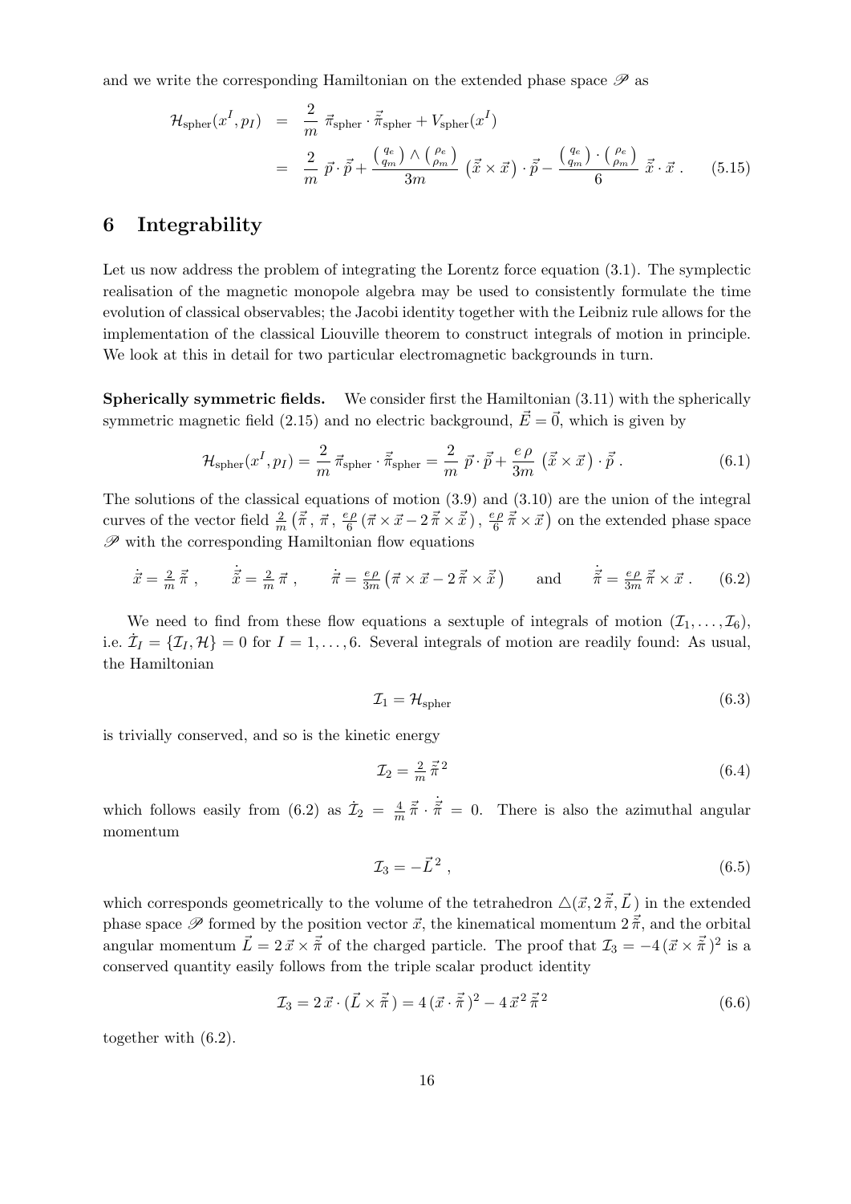and we write the corresponding Hamiltonian on the extended phase space $\mathscr{P}$ as

$$
\begin{aligned}
\mathcal{H}_{\rm spher}(x^I, p_I) &= \frac{2}{m}\ \vec{\pi}_{\rm spher}\cdot\vec{\tilde{\pi}}_{\rm spher} + V_{\rm spher}(x^I) \\
&= \frac{2}{m}\ \vec{p}\cdot\vec{\tilde{p}} + \frac{\binom{q_e}{q_m}\wedge\binom{\rho_e}{\rho_m}}{3m}\ \big(\vec{\tilde{x}}\times\vec{x}\big)\cdot\vec{\tilde{p}} - \frac{\binom{q_e}{q_m}\cdot\binom{\rho_e}{\rho_m}}{6}\ \vec{\tilde{x}}\cdot\vec{x}\ . \qquad (5.15)
\end{aligned}
$$

# 6 Integrability

Let us now address the problem of integrating the Lorentz force equation (3.1). The symplectic realisation of the magnetic monopole algebra may be used to consistently formulate the time evolution of classical observables; the Jacobi identity together with the Leibniz rule allows for the implementation of the classical Liouville theorem to construct integrals of motion in principle. We look at this in detail for two particular electromagnetic backgrounds in turn.

**Spherically symmetric fields.** We consider first the Hamiltonian (3.11) with the spherically symmetric magnetic field (2.15) and no electric background, $\vec{E}=\vec{0}$, which is given by

$$
\mathcal{H}_{\rm spher}(x^I, p_I) = \frac{2}{m}\,\vec{\pi}_{\rm spher}\cdot\vec{\tilde{\pi}}_{\rm spher} = \frac{2}{m}\ \vec{p}\cdot\vec{\tilde{p}} + \frac{e\,\rho}{3m}\ \big(\vec{\tilde{x}}\times\vec{x}\big)\cdot\vec{\tilde{p}}\ . \qquad (6.1)
$$

The solutions of the classical equations of motion (3.9) and (3.10) are the union of the integral curves of the vector field $\frac{2}{m}\big(\vec{\tilde{\pi}}\,,\,\vec{\pi}\,,\,\frac{e\rho}{6}\,(\vec{\pi}\times\vec{x}-2\,\vec{\tilde{\pi}}\times\vec{\tilde{x}}\,)\,,\,\frac{e\rho}{6}\,\vec{\tilde{\pi}}\times\vec{x}\big)$ on the extended phase space $\mathscr{P}$ with the corresponding Hamiltonian flow equations

$$
\dot{\vec{x}} = \tfrac{2}{m}\,\vec{\tilde{\pi}}\ , \qquad \dot{\vec{\tilde{x}}} = \tfrac{2}{m}\,\vec{\pi}\ , \qquad \dot{\vec{\pi}} = \tfrac{e\,\rho}{3m}\big(\vec{\pi}\times\vec{x}-2\,\vec{\tilde{\pi}}\times\vec{\tilde{x}}\,\big) \qquad \text{and} \qquad \dot{\vec{\tilde{\pi}}} = \tfrac{e\,\rho}{3m}\,\vec{\tilde{\pi}}\times\vec{x}\ . \qquad (6.2)
$$

We need to find from these flow equations a sextuple of integrals of motion $(\mathcal{I}_1,\dots,\mathcal{I}_6)$, i.e. $\dot{\mathcal{I}}_I=\{\mathcal{I}_I,\mathcal{H}\}=0$ for $I=1,\dots,6$. Several integrals of motion are readily found: As usual, the Hamiltonian

$$
\mathcal{I}_1 = \mathcal{H}_{\rm spher} \qquad (6.3)
$$

is trivially conserved, and so is the kinetic energy

$$
\mathcal{I}_2 = \tfrac{2}{m}\,\vec{\tilde{\pi}}^{\,2} \qquad (6.4)
$$

which follows easily from (6.2) as $\dot{\mathcal{I}}_2 = \frac{4}{m}\,\vec{\tilde{\pi}}\cdot\dot{\vec{\tilde{\pi}}}=0$. There is also the azimuthal angular momentum

$$
\mathcal{I}_3 = -\vec{L}^{\,2}\ , \qquad (6.5)
$$

which corresponds geometrically to the volume of the tetrahedron $\triangle(\vec{x},2\,\vec{\tilde{\pi}},\vec{L}\,)$ in the extended phase space $\mathscr{P}$ formed by the position vector $\vec{x}$, the kinematical momentum $2\,\vec{\tilde{\pi}}$, and the orbital angular momentum $\vec{L}=2\,\vec{x}\times\vec{\tilde{\pi}}$ of the charged particle. The proof that $\mathcal{I}_3=-4\,(\vec{x}\times\vec{\tilde{\pi}}\,)^2$ is a conserved quantity easily follows from the triple scalar product identity

$$
\mathcal{I}_3 = 2\,\vec{x}\cdot(\vec{L}\times\vec{\tilde{\pi}}\,) = 4\,(\vec{x}\cdot\vec{\tilde{\pi}}\,)^2 - 4\,\vec{x}^{\,2}\,\vec{\tilde{\pi}}^{\,2} \qquad (6.6)
$$

together with (6.2).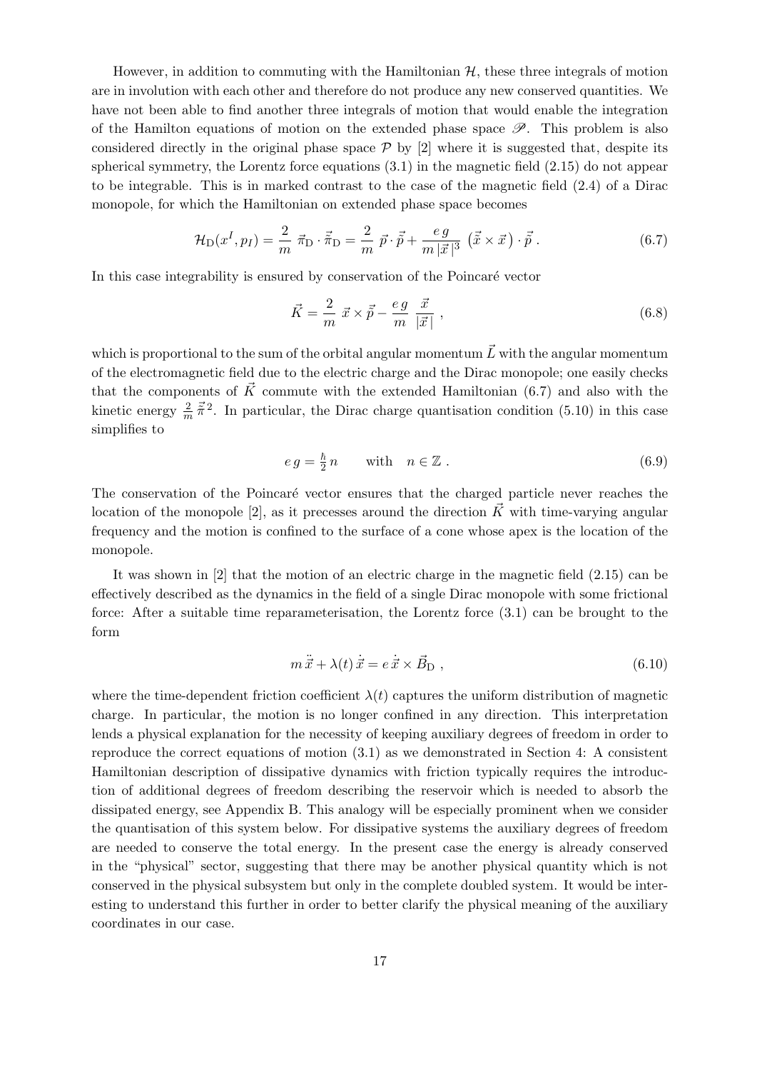However, in addition to commuting with the Hamiltonian $\mathcal{H}$, these three integrals of motion are in involution with each other and therefore do not produce any new conserved quantities. We have not been able to find another three integrals of motion that would enable the integration of the Hamilton equations of motion on the extended phase space $\mathscr{P}$. This problem is also considered directly in the original phase space $\mathcal{P}$ by [2] where it is suggested that, despite its spherical symmetry, the Lorentz force equations (3.1) in the magnetic field (2.15) do not appear to be integrable. This is in marked contrast to the case of the magnetic field (2.4) of a Dirac monopole, for which the Hamiltonian on extended phase space becomes

$$\mathcal{H}_{\rm D}(x^I, p_I) = \frac{2}{m}\ \vec{\pi}_{\rm D} \cdot \tilde{\vec{\pi}}_{\rm D} = \frac{2}{m}\ \vec{p} \cdot \tilde{\vec{p}} + \frac{e\,g}{m\,|\vec{x}\,|^3}\ \big(\tilde{\vec{x}} \times \vec{x}\,\big) \cdot \tilde{\vec{p}}\ . \tag{6.7}$$

In this case integrability is ensured by conservation of the Poincaré vector

$$\vec{K} = \frac{2}{m}\ \vec{x} \times \tilde{\vec{p}} - \frac{e\,g}{m}\ \frac{\vec{x}}{|\vec{x}\,|}\ , \tag{6.8}$$

which is proportional to the sum of the orbital angular momentum $\vec{L}$ with the angular momentum of the electromagnetic field due to the electric charge and the Dirac monopole; one easily checks that the components of $\vec{K}$ commute with the extended Hamiltonian (6.7) and also with the kinetic energy $\frac{2}{m}\,\tilde{\vec{\pi}}^{\,2}$. In particular, the Dirac charge quantisation condition (5.10) in this case simplifies to

$$e\,g = \tfrac{\hbar}{2}\,n \qquad \text{with} \quad n \in \mathbb{Z}\ . \tag{6.9}$$

The conservation of the Poincaré vector ensures that the charged particle never reaches the location of the monopole [2], as it precesses around the direction $\vec{K}$ with time-varying angular frequency and the motion is confined to the surface of a cone whose apex is the location of the monopole.

It was shown in [2] that the motion of an electric charge in the magnetic field (2.15) can be effectively described as the dynamics in the field of a single Dirac monopole with some frictional force: After a suitable time reparameterisation, the Lorentz force (3.1) can be brought to the form

$$m\,\ddot{\vec{x}} + \lambda(t)\,\dot{\vec{x}} = e\,\dot{\vec{x}} \times \vec{B}_{\rm D}\ , \tag{6.10}$$

where the time-dependent friction coefficient $\lambda(t)$ captures the uniform distribution of magnetic charge. In particular, the motion is no longer confined in any direction. This interpretation lends a physical explanation for the necessity of keeping auxiliary degrees of freedom in order to reproduce the correct equations of motion (3.1) as we demonstrated in Section 4: A consistent Hamiltonian description of dissipative dynamics with friction typically requires the introduction of additional degrees of freedom describing the reservoir which is needed to absorb the dissipated energy, see Appendix B. This analogy will be especially prominent when we consider the quantisation of this system below. For dissipative systems the auxiliary degrees of freedom are needed to conserve the total energy. In the present case the energy is already conserved in the "physical" sector, suggesting that there may be another physical quantity which is not conserved in the physical subsystem but only in the complete doubled system. It would be interesting to understand this further in order to better clarify the physical meaning of the auxiliary coordinates in our case.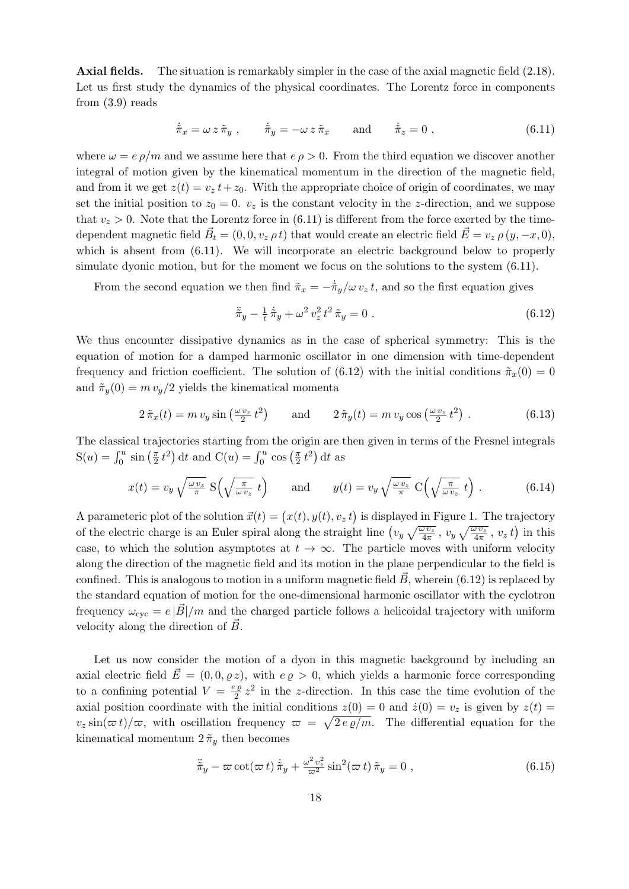**Axial fields.** The situation is remarkably simpler in the case of the axial magnetic field (2.18). Let us first study the dynamics of the physical coordinates. The Lorentz force in components from (3.9) reads

$$\dot{\tilde{\pi}}_x = \omega\, z\, \tilde{\pi}_y \ , \qquad \dot{\tilde{\pi}}_y = -\omega\, z\, \tilde{\pi}_x \qquad \text{and} \qquad \dot{\tilde{\pi}}_z = 0 \ , \tag{6.11}$$

where $\omega = e\,\rho/m$ and we assume here that $e\,\rho > 0$. From the third equation we discover another integral of motion given by the kinematical momentum in the direction of the magnetic field, and from it we get $z(t) = v_z\, t + z_0$. With the appropriate choice of origin of coordinates, we may set the initial position to $z_0 = 0$. $v_z$ is the constant velocity in the $z$-direction, and we suppose that $v_z > 0$. Note that the Lorentz force in (6.11) is different from the force exerted by the time-dependent magnetic field $\vec{B}_t = (0, 0, v_z\, \rho\, t)$ that would create an electric field $\vec{E} = v_z\, \rho\, (y, -x, 0)$, which is absent from (6.11). We will incorporate an electric background below to properly simulate dyonic motion, but for the moment we focus on the solutions to the system (6.11).

From the second equation we then find $\tilde{\pi}_x = -\dot{\tilde{\pi}}_y/\omega\, v_z\, t$, and so the first equation gives

$$\ddot{\tilde{\pi}}_y - \tfrac{1}{t}\, \dot{\tilde{\pi}}_y + \omega^2\, v_z^2\, t^2\, \tilde{\pi}_y = 0 \ . \tag{6.12}$$

We thus encounter dissipative dynamics as in the case of spherical symmetry: This is the equation of motion for a damped harmonic oscillator in one dimension with time-dependent frequency and friction coefficient. The solution of (6.12) with the initial conditions $\tilde{\pi}_x(0) = 0$ and $\tilde{\pi}_y(0) = m\, v_y/2$ yields the kinematical momenta

$$2\, \tilde{\pi}_x(t) = m\, v_y \sin\big(\tfrac{\omega\, v_z}{2}\, t^2\big) \qquad \text{and} \qquad 2\, \tilde{\pi}_y(t) = m\, v_y \cos\big(\tfrac{\omega\, v_z}{2}\, t^2\big) \ . \tag{6.13}$$

The classical trajectories starting from the origin are then given in terms of the Fresnel integrals $\mathrm{S}(u) = \int_0^u \sin\big(\frac{\pi}{2}\, t^2\big)\, \mathrm{d}t$ and $\mathrm{C}(u) = \int_0^u \cos\big(\frac{\pi}{2}\, t^2\big)\, \mathrm{d}t$ as

$$x(t) = v_y\, \sqrt{\tfrac{\omega\, v_z}{\pi}}\ \mathrm{S}\Big(\sqrt{\tfrac{\pi}{\omega\, v_z}}\ t\Big) \qquad \text{and} \qquad y(t) = v_y\, \sqrt{\tfrac{\omega\, v_z}{\pi}}\ \mathrm{C}\Big(\sqrt{\tfrac{\pi}{\omega\, v_z}}\ t\Big) \ . \tag{6.14}$$

A parameteric plot of the solution $\vec{x}(t) = \big(x(t), y(t), v_z\, t\big)$ is displayed in Figure 1. The trajectory of the electric charge is an Euler spiral along the straight line $\big(v_y\, \sqrt{\frac{\omega\, v_z}{4\pi}}\ ,\ v_y\, \sqrt{\frac{\omega\, v_z}{4\pi}}\ ,\ v_z\, t\big)$ in this case, to which the solution asymptotes at $t \to \infty$. The particle moves with uniform velocity along the direction of the magnetic field and its motion in the plane perpendicular to the field is confined. This is analogous to motion in a uniform magnetic field $\vec{B}$, wherein (6.12) is replaced by the standard equation of motion for the one-dimensional harmonic oscillator with the cyclotron frequency $\omega_{\rm cyc} = e\,|\vec{B}|/m$ and the charged particle follows a helicoidal trajectory with uniform velocity along the direction of $\vec{B}$.

Let us now consider the motion of a dyon in this magnetic background by including an axial electric field $\vec{E} = (0, 0, \varrho\, z)$, with $e\, \varrho > 0$, which yields a harmonic force corresponding to a confining potential $V = \frac{e\, \varrho}{2}\, z^2$ in the $z$-direction. In this case the time evolution of the axial position coordinate with the initial conditions $z(0) = 0$ and $\dot{z}(0) = v_z$ is given by $z(t) = v_z \sin(\varpi\, t)/\varpi$, with oscillation frequency $\varpi = \sqrt{2\, e\, \varrho/m}$. The differential equation for the kinematical momentum $2\, \tilde{\pi}_y$ then becomes

$$\ddot{\tilde{\pi}}_y - \varpi \cot(\varpi\, t)\, \dot{\tilde{\pi}}_y + \tfrac{\omega^2\, v_z^2}{\varpi^2} \sin^2(\varpi\, t)\, \tilde{\pi}_y = 0 \ , \tag{6.15}$$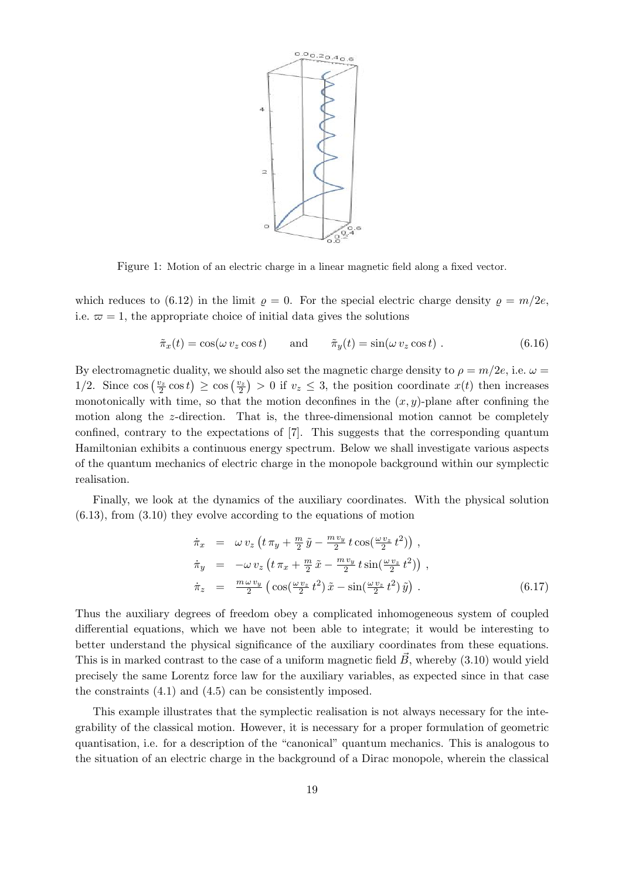0.0 0.2 0.4 0.6

4

2

0

0.6
0.4
0.2
0.0

Figure 1: Motion of an electric charge in a linear magnetic field along a fixed vector.

which reduces to (6.12) in the limit $\varrho = 0$. For the special electric charge density $\varrho = m/2e$, i.e. $\varpi = 1$, the appropriate choice of initial data gives the solutions

$$\tilde{\pi}_x(t) = \cos(\omega\, v_z \cos t) \qquad \text{and} \qquad \tilde{\pi}_y(t) = \sin(\omega\, v_z \cos t) \ . \tag{6.16}$$

By electromagnetic duality, we should also set the magnetic charge density to $\rho = m/2e$, i.e. $\omega = 1/2$. Since $\cos\left(\frac{v_z}{2}\cos t\right) \geq \cos\left(\frac{v_z}{2}\right) > 0$ if $v_z \leq 3$, the position coordinate $x(t)$ then increases monotonically with time, so that the motion deconfines in the $(x, y)$-plane after confining the motion along the $z$-direction. That is, the three-dimensional motion cannot be completely confined, contrary to the expectations of [7]. This suggests that the corresponding quantum Hamiltonian exhibits a continuous energy spectrum. Below we shall investigate various aspects of the quantum mechanics of electric charge in the monopole background within our symplectic realisation.

Finally, we look at the dynamics of the auxiliary coordinates. With the physical solution (6.13), from (3.10) they evolve according to the equations of motion

$$\begin{aligned}
\dot{\pi}_x &= \omega\, v_z \left(t\, \pi_y + \tfrac{m}{2}\, \tilde{y} - \tfrac{m\, v_y}{2}\, t \cos\left(\tfrac{\omega\, v_z}{2}\, t^2\right)\right) \,, \\
\dot{\pi}_y &= -\omega\, v_z \left(t\, \pi_x + \tfrac{m}{2}\, \tilde{x} - \tfrac{m\, v_y}{2}\, t \sin\left(\tfrac{\omega\, v_z}{2}\, t^2\right)\right) \,, \\
\dot{\pi}_z &= \tfrac{m\, \omega\, v_y}{2} \left(\cos\left(\tfrac{\omega\, v_z}{2}\, t^2\right) \tilde{x} - \sin\left(\tfrac{\omega\, v_z}{2}\, t^2\right) \tilde{y}\right) \,.
\end{aligned} \tag{6.17}$$

Thus the auxiliary degrees of freedom obey a complicated inhomogeneous system of coupled differential equations, which we have not been able to integrate; it would be interesting to better understand the physical significance of the auxiliary coordinates from these equations. This is in marked contrast to the case of a uniform magnetic field $\vec{B}$, whereby (3.10) would yield precisely the same Lorentz force law for the auxiliary variables, as expected since in that case the constraints (4.1) and (4.5) can be consistently imposed.

This example illustrates that the symplectic realisation is not always necessary for the integrability of the classical motion. However, it is necessary for a proper formulation of geometric quantisation, i.e. for a description of the "canonical" quantum mechanics. This is analogous to the situation of an electric charge in the background of a Dirac monopole, wherein the classical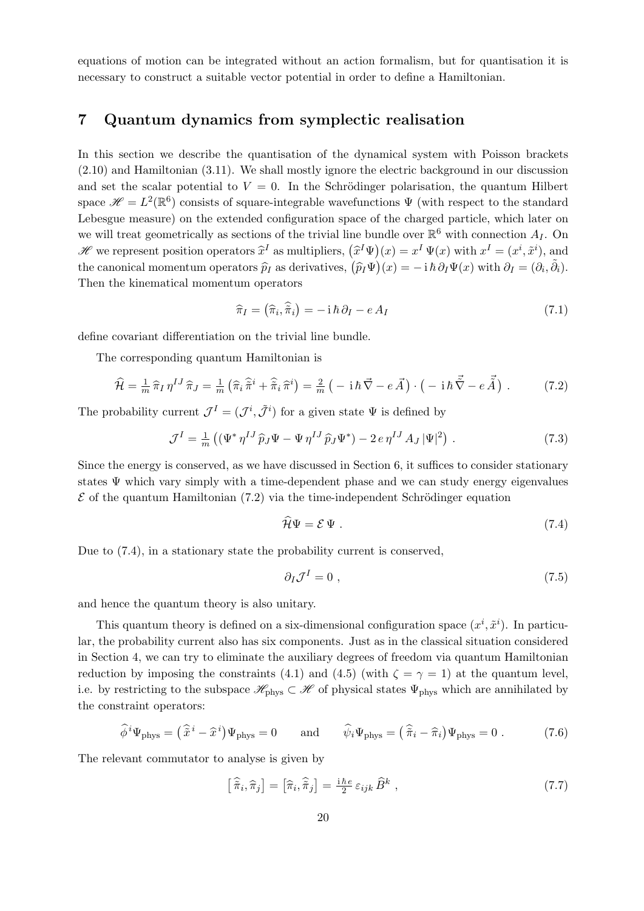equations of motion can be integrated without an action formalism, but for quantisation it is necessary to construct a suitable vector potential in order to define a Hamiltonian.

## 7 Quantum dynamics from symplectic realisation

In this section we describe the quantisation of the dynamical system with Poisson brackets (2.10) and Hamiltonian (3.11). We shall mostly ignore the electric background in our discussion and set the scalar potential to $V = 0$. In the Schrödinger polarisation, the quantum Hilbert space $\mathscr{H} = L^2(\mathbb{R}^6)$ consists of square-integrable wavefunctions $\Psi$ (with respect to the standard Lebesgue measure) on the extended configuration space of the charged particle, which later on we will treat geometrically as sections of the trivial line bundle over $\mathbb{R}^6$ with connection $A_I$. On $\mathscr{H}$ we represent position operators $\widehat{x}^I$ as multipliers, $\big(\widehat{x}^I\Psi\big)(x) = x^I\,\Psi(x)$ with $x^I = (x^i, \tilde{x}^i)$, and the canonical momentum operators $\widehat{p}_I$ as derivatives, $\big(\widehat{p}_I\Psi\big)(x) = -\,\mathrm{i}\,\hbar\,\partial_I\Psi(x)$ with $\partial_I = (\partial_i, \tilde{\partial}_i)$. Then the kinematical momentum operators

$$\widehat{\pi}_I = \big(\widehat{\pi}_i, \widehat{\tilde{\pi}}_i\big) = -\,\mathrm{i}\,\hbar\,\partial_I - e\,A_I \tag{7.1}$$

define covariant differentiation on the trivial line bundle.

The corresponding quantum Hamiltonian is

$$\widehat{\mathcal{H}} = \tfrac{1}{m}\,\widehat{\pi}_I\,\eta^{IJ}\,\widehat{\pi}_J = \tfrac{1}{m}\,\big(\widehat{\pi}_i\,\widehat{\tilde{\pi}}^i + \widehat{\tilde{\pi}}_i\,\widehat{\pi}^i\big) = \tfrac{2}{m}\,\big(-\,\mathrm{i}\,\hbar\,\vec{\nabla} - e\,\vec{A}\big)\cdot\big(-\,\mathrm{i}\,\hbar\,\vec{\tilde{\nabla}} - e\,\vec{\tilde{A}}\big)\ . \tag{7.2}$$

The probability current $\mathcal{J}^I = (\mathcal{J}^i, \tilde{\mathcal{J}}^i)$ for a given state $\Psi$ is defined by

$$\mathcal{J}^I = \tfrac{1}{m}\,\big((\Psi^*\,\eta^{IJ}\,\widehat{p}_J\Psi - \Psi\,\eta^{IJ}\,\widehat{p}_J\Psi^*) - 2\,e\,\eta^{IJ}\,A_J\,|\Psi|^2\big)\ . \tag{7.3}$$

Since the energy is conserved, as we have discussed in Section 6, it suffices to consider stationary states $\Psi$ which vary simply with a time-dependent phase and we can study energy eigenvalues $\mathcal{E}$ of the quantum Hamiltonian (7.2) via the time-independent Schrödinger equation

$$\widehat{\mathcal{H}}\Psi = \mathcal{E}\,\Psi\ . \tag{7.4}$$

Due to (7.4), in a stationary state the probability current is conserved,

$$\partial_I\mathcal{J}^I = 0\ , \tag{7.5}$$

and hence the quantum theory is also unitary.

This quantum theory is defined on a six-dimensional configuration space $(x^i, \tilde{x}^i)$. In particular, the probability current also has six components. Just as in the classical situation considered in Section 4, we can try to eliminate the auxiliary degrees of freedom via quantum Hamiltonian reduction by imposing the constraints (4.1) and (4.5) (with $\zeta = \gamma = 1$) at the quantum level, i.e. by restricting to the subspace $\mathscr{H}_{\rm phys} \subset \mathscr{H}$ of physical states $\Psi_{\rm phys}$ which are annihilated by the constraint operators:

$$\widehat{\phi}^i\Psi_{\rm phys} = \big(\widehat{\tilde{x}}^i - \widehat{x}^i\big)\Psi_{\rm phys} = 0 \qquad \text{and} \qquad \widehat{\psi}_i\Psi_{\rm phys} = \big(\widehat{\tilde{\pi}}_i - \widehat{\pi}_i\big)\Psi_{\rm phys} = 0\ . \tag{7.6}$$

The relevant commutator to analyse is given by

$$\big[\,\widehat{\tilde{\pi}}_i, \widehat{\pi}_j\big] = \big[\widehat{\pi}_i, \widehat{\tilde{\pi}}_j\big] = \tfrac{\mathrm{i}\,\hbar\,e}{2}\,\varepsilon_{ijk}\,\widehat{B}^k\ , \tag{7.7}$$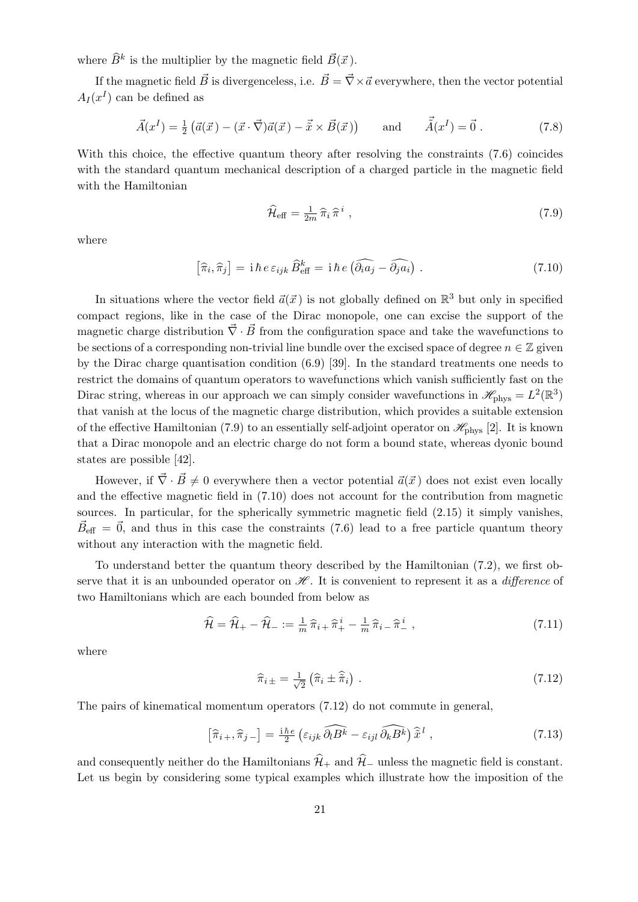where $\widehat{B}^k$ is the multiplier by the magnetic field $\vec{B}(\vec{x}\,)$.

If the magnetic field $\vec{B}$ is divergenceless, i.e. $\vec{B} = \vec{\nabla}\times\vec{a}$ everywhere, then the vector potential $A_I(x^I)$ can be defined as

$$\vec{A}(x^I) = \tfrac{1}{2}\left(\vec{a}(\vec{x}\,) - (\vec{x}\cdot\vec{\nabla})\vec{a}(\vec{x}\,) - \tilde{\vec{x}}\times\vec{B}(\vec{x}\,)\right) \qquad \text{and} \qquad \tilde{\vec{A}}(x^I) = \vec{0}\ . \tag{7.8}$$

With this choice, the effective quantum theory after resolving the constraints (7.6) coincides with the standard quantum mechanical description of a charged particle in the magnetic field with the Hamiltonian

$$\widehat{\mathcal{H}}_{\rm eff} = \tfrac{1}{2m}\,\widehat{\pi}_i\,\widehat{\pi}^{\,i}\ , \tag{7.9}$$

where

$$\left[\widehat{\pi}_i,\widehat{\pi}_j\right] = \mathrm{i}\,\hbar\,e\,\varepsilon_{ijk}\,\widehat{B}^k_{\rm eff} = \mathrm{i}\,\hbar\,e\left(\widehat{\partial_i a_j} - \widehat{\partial_j a_i}\right)\ . \tag{7.10}$$

In situations where the vector field $\vec{a}(\vec{x}\,)$ is not globally defined on $\mathbb{R}^3$ but only in specified compact regions, like in the case of the Dirac monopole, one can excise the support of the magnetic charge distribution $\vec{\nabla}\cdot\vec{B}$ from the configuration space and take the wavefunctions to be sections of a corresponding non-trivial line bundle over the excised space of degree $n\in\mathbb{Z}$ given by the Dirac charge quantisation condition (6.9) [39]. In the standard treatments one needs to restrict the domains of quantum operators to wavefunctions which vanish sufficiently fast on the Dirac string, whereas in our approach we can simply consider wavefunctions in $\mathscr{H}_{\rm phys} = L^2(\mathbb{R}^3)$ that vanish at the locus of the magnetic charge distribution, which provides a suitable extension of the effective Hamiltonian (7.9) to an essentially self-adjoint operator on $\mathscr{H}_{\rm phys}$ [2]. It is known that a Dirac monopole and an electric charge do not form a bound state, whereas dyonic bound states are possible [42].

However, if $\vec{\nabla}\cdot\vec{B}\neq 0$ everywhere then a vector potential $\vec{a}(\vec{x}\,)$ does not exist even locally and the effective magnetic field in (7.10) does not account for the contribution from magnetic sources. In particular, for the spherically symmetric magnetic field (2.15) it simply vanishes, $\vec{B}_{\rm eff} = \vec{0}$, and thus in this case the constraints (7.6) lead to a free particle quantum theory without any interaction with the magnetic field.

To understand better the quantum theory described by the Hamiltonian (7.2), we first observe that it is an unbounded operator on $\mathscr{H}$. It is convenient to represent it as a *difference* of two Hamiltonians which are each bounded from below as

$$\widehat{\mathcal{H}} = \widehat{\mathcal{H}}_+ - \widehat{\mathcal{H}}_- := \tfrac{1}{m}\,\widehat{\pi}_{i\,+}\,\widehat{\pi}^{\,i}_{+} - \tfrac{1}{m}\,\widehat{\pi}_{i\,-}\,\widehat{\pi}^{\,i}_{-}\ , \tag{7.11}$$

where

$$\widehat{\pi}_{i\,\pm} = \tfrac{1}{\sqrt{2}}\left(\widehat{\pi}_i \pm \widehat{\tilde{\pi}}_i\right)\ . \tag{7.12}$$

The pairs of kinematical momentum operators (7.12) do not commute in general,

$$\left[\widehat{\pi}_{i\,+},\widehat{\pi}_{j\,-}\right] = \tfrac{\mathrm{i}\,\hbar\,e}{2}\left(\varepsilon_{ijk}\,\widehat{\partial_l B^k} - \varepsilon_{ijl}\,\widehat{\partial_k B^k}\right)\widehat{\tilde{x}}^{\,l}\ , \tag{7.13}$$

and consequently neither do the Hamiltonians $\widehat{\mathcal{H}}_+$ and $\widehat{\mathcal{H}}_-$ unless the magnetic field is constant. Let us begin by considering some typical examples which illustrate how the imposition of the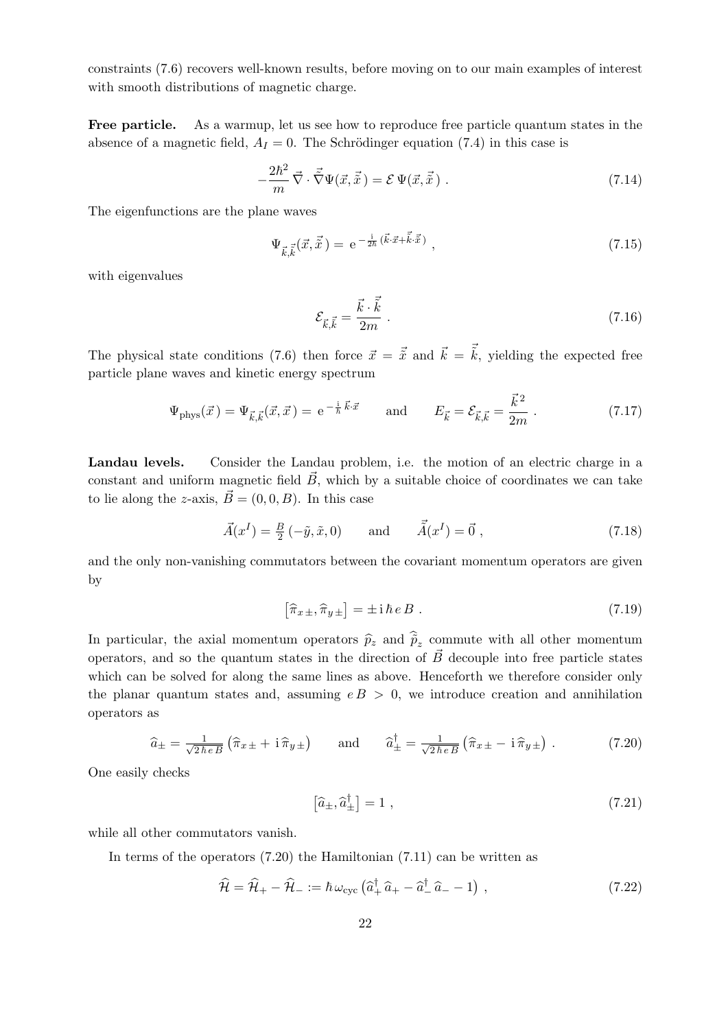constraints (7.6) recovers well-known results, before moving on to our main examples of interest with smooth distributions of magnetic charge.

**Free particle.** As a warmup, let us see how to reproduce free particle quantum states in the absence of a magnetic field, $A_I = 0$. The Schrödinger equation (7.4) in this case is

$$-\frac{2\hbar^2}{m}\,\vec{\nabla}\cdot\vec{\tilde{\nabla}}\Psi(\vec{x},\vec{\tilde{x}}\,) = \mathcal{E}\,\Psi(\vec{x},\vec{\tilde{x}}\,)\ . \tag{7.14}$$

The eigenfunctions are the plane waves

$$\Psi_{\vec{k},\vec{\tilde{k}}}(\vec{x},\vec{\tilde{x}}\,) = \mathrm{e}^{\,-\frac{\mathrm{i}}{2\hbar}\,(\vec{k}\cdot\vec{x}+\vec{\tilde{k}}\cdot\vec{\tilde{x}}\,)}\ , \tag{7.15}$$

with eigenvalues

$$\mathcal{E}_{\vec{k},\vec{\tilde{k}}} = \frac{\vec{k}\cdot\vec{\tilde{k}}}{2m}\ . \tag{7.16}$$

The physical state conditions (7.6) then force $\vec{x} = \vec{\tilde{x}}$ and $\vec{k} = \vec{\tilde{k}}$, yielding the expected free particle plane waves and kinetic energy spectrum

$$\Psi_{\mathrm{phys}}(\vec{x}\,) = \Psi_{\vec{k},\vec{k}}(\vec{x},\vec{x}\,) = \mathrm{e}^{\,-\frac{\mathrm{i}}{\hbar}\,\vec{k}\cdot\vec{x}} \qquad \text{and} \qquad E_{\vec{k}} = \mathcal{E}_{\vec{k},\vec{k}} = \frac{\vec{k}^{\,2}}{2m}\ . \tag{7.17}$$

**Landau levels.** Consider the Landau problem, i.e. the motion of an electric charge in a constant and uniform magnetic field $\vec{B}$, which by a suitable choice of coordinates we can take to lie along the $z$-axis, $\vec{B} = (0,0,B)$. In this case

$$\vec{A}(x^I) = \tfrac{B}{2}\,(-\tilde{y},\tilde{x},0) \qquad \text{and} \qquad \vec{\tilde{A}}(x^I) = \vec{0}\ , \tag{7.18}$$

and the only non-vanishing commutators between the covariant momentum operators are given by

$$\big[\widehat{\pi}_{x\,\pm},\widehat{\pi}_{y\,\pm}\big] = \pm\,\mathrm{i}\,\hbar\,e\,B\ . \tag{7.19}$$

In particular, the axial momentum operators $\widehat{p}_z$ and $\widehat{\tilde{p}}_z$ commute with all other momentum operators, and so the quantum states in the direction of $\vec{B}$ decouple into free particle states which can be solved for along the same lines as above. Henceforth we therefore consider only the planar quantum states and, assuming $e\,B > 0$, we introduce creation and annihilation operators as

$$\widehat{a}_{\pm} = \tfrac{1}{\sqrt{2\,\hbar\,e\,B}}\,\big(\widehat{\pi}_{x\,\pm} + \mathrm{i}\,\widehat{\pi}_{y\,\pm}\big) \qquad \text{and} \qquad \widehat{a}_{\pm}^{\dagger} = \tfrac{1}{\sqrt{2\,\hbar\,e\,B}}\,\big(\widehat{\pi}_{x\,\pm} - \mathrm{i}\,\widehat{\pi}_{y\,\pm}\big)\ . \tag{7.20}$$

One easily checks

$$\big[\widehat{a}_{\pm},\widehat{a}_{\pm}^{\dagger}\big] = 1\ , \tag{7.21}$$

while all other commutators vanish.

In terms of the operators (7.20) the Hamiltonian (7.11) can be written as

$$\widehat{\mathcal{H}} = \widehat{\mathcal{H}}_{+} - \widehat{\mathcal{H}}_{-} := \hbar\,\omega_{\mathrm{cyc}}\,\big(\widehat{a}_{+}^{\dagger}\,\widehat{a}_{+} - \widehat{a}_{-}^{\dagger}\,\widehat{a}_{-} - 1\big)\ , \tag{7.22}$$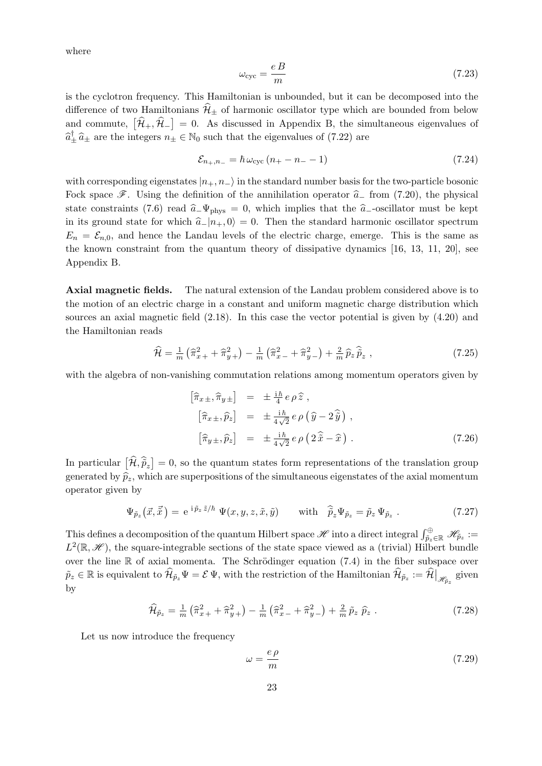where

$$\omega_{\rm cyc} = \frac{e\,B}{m} \tag{7.23}$$

is the cyclotron frequency. This Hamiltonian is unbounded, but it can be decomposed into the difference of two Hamiltonians $\widehat{\mathcal{H}}_\pm$ of harmonic oscillator type which are bounded from below and commute, $\big[\widehat{\mathcal{H}}_+,\widehat{\mathcal{H}}_-\big]=0$. As discussed in Appendix B, the simultaneous eigenvalues of $\widehat{a}^\dagger_\pm\,\widehat{a}_\pm$ are the integers $n_\pm\in\mathbb{N}_0$ such that the eigenvalues of (7.22) are

$$\mathcal{E}_{n_+,n_-} = \hbar\,\omega_{\rm cyc}\,(n_+-n_--1) \tag{7.24}$$

with corresponding eigenstates $|n_+,n_-\rangle$ in the standard number basis for the two-particle bosonic Fock space $\mathscr{F}$. Using the definition of the annihilation operator $\widehat{a}_-$ from (7.20), the physical state constraints (7.6) read $\widehat{a}_-\Psi_{\rm phys}=0$, which implies that the $\widehat{a}_-$-oscillator must be kept in its ground state for which $\widehat{a}_-|n_+,0\rangle=0$. Then the standard harmonic oscillator spectrum $E_n=\mathcal{E}_{n,0}$, and hence the Landau levels of the electric charge, emerge. This is the same as the known constraint from the quantum theory of dissipative dynamics [16, 13, 11, 20], see Appendix B.

**Axial magnetic fields.** The natural extension of the Landau problem considered above is to the motion of an electric charge in a constant and uniform magnetic charge distribution which sources an axial magnetic field (2.18). In this case the vector potential is given by (4.20) and the Hamiltonian reads

$$\widehat{\mathcal{H}} = \tfrac{1}{m}\left(\widehat{\pi}_{x+}^2+\widehat{\pi}_{y+}^2\right)-\tfrac{1}{m}\left(\widehat{\pi}_{x-}^2+\widehat{\pi}_{y-}^2\right)+\tfrac{2}{m}\,\widehat{p}_z\,\widehat{\tilde{p}}_z\ , \tag{7.25}$$

with the algebra of non-vanishing commutation relations among momentum operators given by

$$\begin{aligned}
\big[\widehat{\pi}_{x\,\pm},\widehat{\pi}_{y\,\pm}\big] &= \pm\,\tfrac{\mathrm{i}\,\hbar}{4}\,e\,\rho\,\widehat{z}\ ,\\
\big[\widehat{\pi}_{x\,\pm},\widehat{\tilde{p}}_z\big] &= \pm\,\tfrac{\mathrm{i}\,\hbar}{4\sqrt{2}}\,e\,\rho\,\big(\widehat{y}-2\,\widehat{\tilde{y}}\big)\ ,\\
\big[\widehat{\pi}_{y\,\pm},\widehat{\tilde{p}}_z\big] &= \pm\,\tfrac{\mathrm{i}\,\hbar}{4\sqrt{2}}\,e\,\rho\,\big(2\,\widehat{\tilde{x}}-\widehat{x}\big)\ .
\end{aligned} \tag{7.26}$$

In particular $\big[\widehat{\mathcal{H}},\widehat{\tilde{p}}_z\big]=0$, so the quantum states form representations of the translation group generated by $\widehat{\tilde{p}}_z$, which are superpositions of the simultaneous eigenstates of the axial momentum operator given by

$$\Psi_{\tilde{p}_z}\big(\vec{x},\vec{\tilde{x}}\big) = \mathrm{e}^{\,\mathrm{i}\,\tilde{p}_z\,\tilde{z}/\hbar}\ \Psi(x,y,z,\tilde{x},\tilde{y}) \qquad \text{with} \quad \widehat{\tilde{p}}_z\Psi_{\tilde{p}_z}=\tilde{p}_z\,\Psi_{\tilde{p}_z}\ . \tag{7.27}$$

This defines a decomposition of the quantum Hilbert space $\mathscr{H}$ into a direct integral $\int_{\tilde{p}_z\in\mathbb{R}}^\oplus \mathscr{H}_{\tilde{p}_z}:=L^2(\mathbb{R},\mathscr{H})$, the square-integrable sections of the state space viewed as a (trivial) Hilbert bundle over the line $\mathbb{R}$ of axial momenta. The Schrödinger equation (7.4) in the fiber subspace over $\tilde{p}_z\in\mathbb{R}$ is equivalent to $\widehat{\mathcal{H}}_{\tilde{p}_z}\Psi=\mathcal{E}\,\Psi$, with the restriction of the Hamiltonian $\widehat{\mathcal{H}}_{\tilde{p}_z}:=\widehat{\mathcal{H}}\big|_{\mathscr{H}_{\tilde{p}_z}}$ given by

$$\widehat{\mathcal{H}}_{\tilde{p}_z} = \tfrac{1}{m}\left(\widehat{\pi}_{x+}^2+\widehat{\pi}_{y+}^2\right)-\tfrac{1}{m}\left(\widehat{\pi}_{x-}^2+\widehat{\pi}_{y-}^2\right)+\tfrac{2}{m}\,\tilde{p}_z\ \widehat{p}_z\ . \tag{7.28}$$

Let us now introduce the frequency

$$\omega = \frac{e\,\rho}{m} \tag{7.29}$$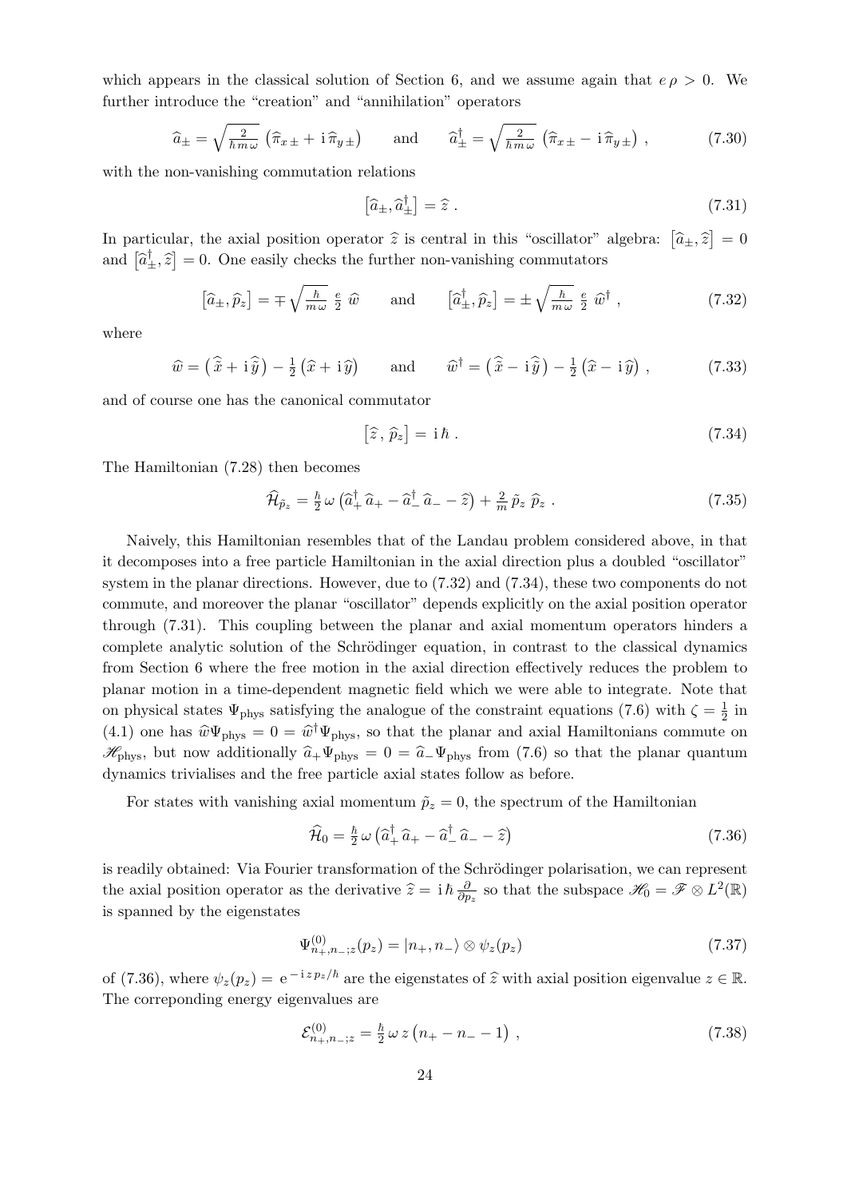which appears in the classical solution of Section 6, and we assume again that $e\,\rho > 0$. We further introduce the "creation" and "annihilation" operators

$$\widehat{a}_\pm = \sqrt{\tfrac{2}{\hbar\, m\,\omega}}\ \big(\widehat{\pi}_{x\,\pm} + \mathrm{i}\,\widehat{\pi}_{y\,\pm}\big) \qquad \text{and} \qquad \widehat{a}_\pm^\dagger = \sqrt{\tfrac{2}{\hbar\, m\,\omega}}\ \big(\widehat{\pi}_{x\,\pm} - \mathrm{i}\,\widehat{\pi}_{y\,\pm}\big)\ , \tag{7.30}$$

with the non-vanishing commutation relations

$$\big[\widehat{a}_\pm, \widehat{a}_\pm^\dagger\big] = \widehat{z}\ . \tag{7.31}$$

In particular, the axial position operator $\widehat{z}$ is central in this "oscillator" algebra: $\big[\widehat{a}_\pm, \widehat{z}\big] = 0$ and $\big[\widehat{a}_\pm^\dagger, \widehat{z}\big] = 0$. One easily checks the further non-vanishing commutators

$$\big[\widehat{a}_\pm, \widehat{p}_z\big] = \mp\,\sqrt{\tfrac{\hbar}{m\,\omega}}\ \tfrac{e}{2}\ \widehat{w} \qquad \text{and} \qquad \big[\widehat{a}_\pm^\dagger, \widehat{p}_z\big] = \pm\,\sqrt{\tfrac{\hbar}{m\,\omega}}\ \tfrac{e}{2}\ \widehat{w}^\dagger\ , \tag{7.32}$$

where

$$\widehat{w} = \big(\,\widehat{\tilde{x}} + \mathrm{i}\,\widehat{\tilde{y}}\,\big) - \tfrac{1}{2}\,\big(\widehat{x} + \mathrm{i}\,\widehat{y}\big) \qquad \text{and} \qquad \widehat{w}^\dagger = \big(\,\widehat{\tilde{x}} - \mathrm{i}\,\widehat{\tilde{y}}\,\big) - \tfrac{1}{2}\,\big(\widehat{x} - \mathrm{i}\,\widehat{y}\big)\ , \tag{7.33}$$

and of course one has the canonical commutator

$$\big[\widehat{z}\,,\,\widehat{p}_z\big] = \mathrm{i}\,\hbar\ . \tag{7.34}$$

The Hamiltonian (7.28) then becomes

$$\widehat{\mathcal{H}}_{\tilde{p}_z} = \tfrac{\hbar}{2}\,\omega\,\big(\widehat{a}_+^\dagger\,\widehat{a}_+ - \widehat{a}_-^\dagger\,\widehat{a}_- - \widehat{z}\big) + \tfrac{2}{m}\,\tilde{p}_z\ \widehat{p}_z\ . \tag{7.35}$$

Naively, this Hamiltonian resembles that of the Landau problem considered above, in that it decomposes into a free particle Hamiltonian in the axial direction plus a doubled "oscillator" system in the planar directions. However, due to (7.32) and (7.34), these two components do not commute, and moreover the planar "oscillator" depends explicitly on the axial position operator through (7.31). This coupling between the planar and axial momentum operators hinders a complete analytic solution of the Schrödinger equation, in contrast to the classical dynamics from Section 6 where the free motion in the axial direction effectively reduces the problem to planar motion in a time-dependent magnetic field which we were able to integrate. Note that on physical states $\Psi_{\rm phys}$ satisfying the analogue of the constraint equations (7.6) with $\zeta = \frac{1}{2}$ in (4.1) one has $\widehat{w}\Psi_{\rm phys} = 0 = \widehat{w}^\dagger\Psi_{\rm phys}$, so that the planar and axial Hamiltonians commute on $\mathscr{H}_{\rm phys}$, but now additionally $\widehat{a}_+\Psi_{\rm phys} = 0 = \widehat{a}_-\Psi_{\rm phys}$ from (7.6) so that the planar quantum dynamics trivialises and the free particle axial states follow as before.

For states with vanishing axial momentum $\tilde{p}_z = 0$, the spectrum of the Hamiltonian

$$\widehat{\mathcal{H}}_0 = \tfrac{\hbar}{2}\,\omega\,\big(\widehat{a}_+^\dagger\,\widehat{a}_+ - \widehat{a}_-^\dagger\,\widehat{a}_- - \widehat{z}\big) \tag{7.36}$$

is readily obtained: Via Fourier transformation of the Schrödinger polarisation, we can represent the axial position operator as the derivative $\widehat{z} = \mathrm{i}\,\hbar\,\frac{\partial}{\partial p_z}$ so that the subspace $\mathscr{H}_0 = \mathscr{F}\otimes L^2(\mathbb{R})$ is spanned by the eigenstates

$$\Psi^{(0)}_{n_+,n_-;z}(p_z) = |n_+,n_-\rangle \otimes \psi_z(p_z) \tag{7.37}$$

of (7.36), where $\psi_z(p_z) = \mathrm{e}^{\,-\,\mathrm{i}\,z\,p_z/\hbar}$ are the eigenstates of $\widehat{z}$ with axial position eigenvalue $z\in\mathbb{R}$. The correponding energy eigenvalues are

$$\mathcal{E}^{(0)}_{n_+,n_-;z} = \tfrac{\hbar}{2}\,\omega\,z\,\big(n_+ - n_- - 1\big)\ , \tag{7.38}$$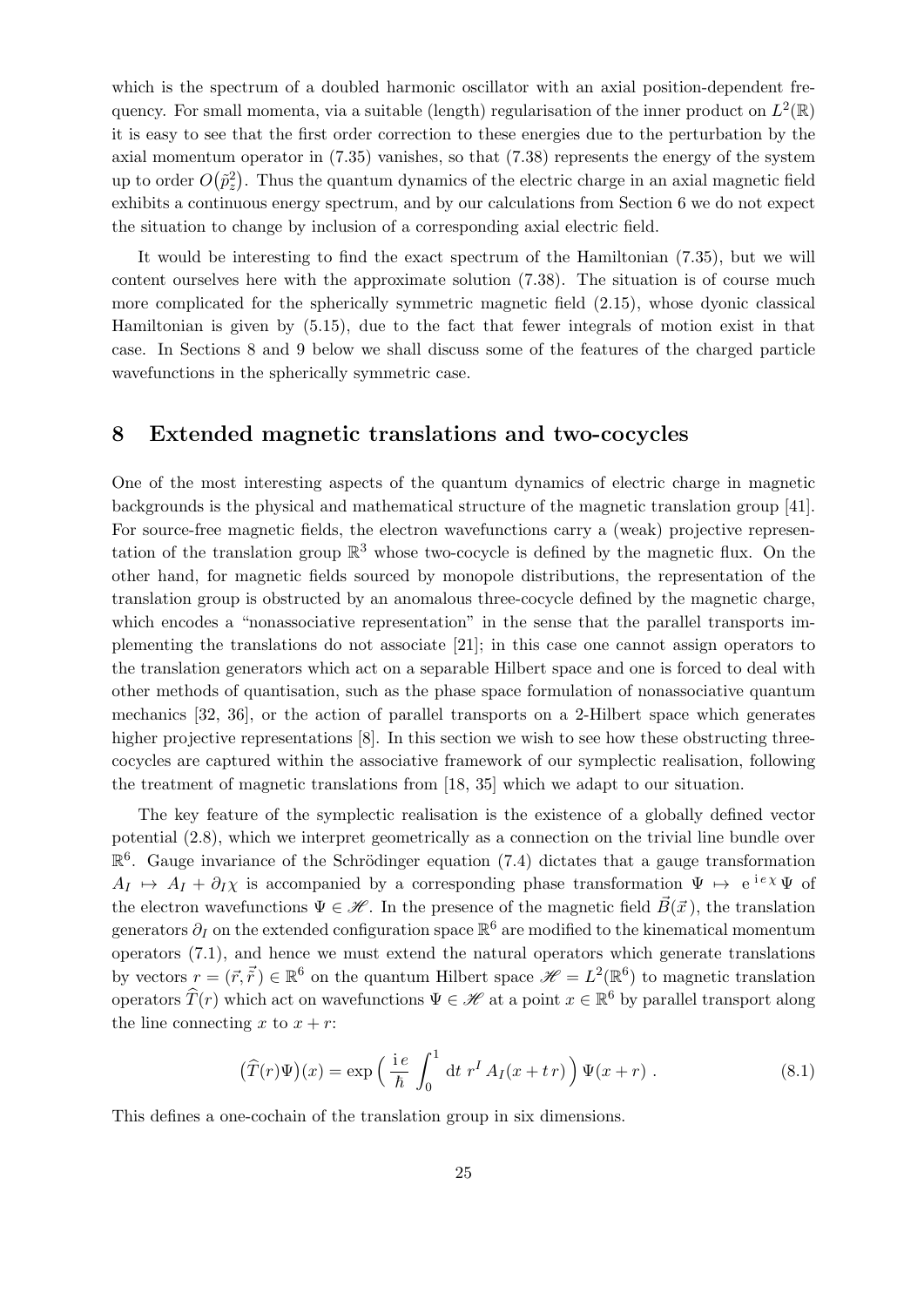which is the spectrum of a doubled harmonic oscillator with an axial position-dependent frequency. For small momenta, via a suitable (length) regularisation of the inner product on $L^2(\mathbb{R})$ it is easy to see that the first order correction to these energies due to the perturbation by the axial momentum operator in (7.35) vanishes, so that (7.38) represents the energy of the system up to order $O(\tilde{p}_z^2)$. Thus the quantum dynamics of the electric charge in an axial magnetic field exhibits a continuous energy spectrum, and by our calculations from Section 6 we do not expect the situation to change by inclusion of a corresponding axial electric field.

It would be interesting to find the exact spectrum of the Hamiltonian (7.35), but we will content ourselves here with the approximate solution (7.38). The situation is of course much more complicated for the spherically symmetric magnetic field (2.15), whose dyonic classical Hamiltonian is given by (5.15), due to the fact that fewer integrals of motion exist in that case. In Sections 8 and 9 below we shall discuss some of the features of the charged particle wavefunctions in the spherically symmetric case.

# 8 Extended magnetic translations and two-cocycles

One of the most interesting aspects of the quantum dynamics of electric charge in magnetic backgrounds is the physical and mathematical structure of the magnetic translation group [41]. For source-free magnetic fields, the electron wavefunctions carry a (weak) projective representation of the translation group $\mathbb{R}^3$ whose two-cocycle is defined by the magnetic flux. On the other hand, for magnetic fields sourced by monopole distributions, the representation of the translation group is obstructed by an anomalous three-cocycle defined by the magnetic charge, which encodes a "nonassociative representation" in the sense that the parallel transports implementing the translations do not associate [21]; in this case one cannot assign operators to the translation generators which act on a separable Hilbert space and one is forced to deal with other methods of quantisation, such as the phase space formulation of nonassociative quantum mechanics [32, 36], or the action of parallel transports on a 2-Hilbert space which generates higher projective representations [8]. In this section we wish to see how these obstructing three-cocycles are captured within the associative framework of our symplectic realisation, following the treatment of magnetic translations from [18, 35] which we adapt to our situation.

The key feature of the symplectic realisation is the existence of a globally defined vector potential (2.8), which we interpret geometrically as a connection on the trivial line bundle over $\mathbb{R}^6$. Gauge invariance of the Schrödinger equation (7.4) dictates that a gauge transformation $A_I \mapsto A_I + \partial_I \chi$ is accompanied by a corresponding phase transformation $\Psi \mapsto \mathrm{e}^{\,\mathrm{i}\, e\, \chi}\, \Psi$ of the electron wavefunctions $\Psi \in \mathscr{H}$. In the presence of the magnetic field $\vec{B}(\vec{x}\,)$, the translation generators $\partial_I$ on the extended configuration space $\mathbb{R}^6$ are modified to the kinematical momentum operators (7.1), and hence we must extend the natural operators which generate translations by vectors $r = (\vec{r}, \vec{\tilde{r}}\,) \in \mathbb{R}^6$ on the quantum Hilbert space $\mathscr{H} = L^2(\mathbb{R}^6)$ to magnetic translation operators $\widehat{T}(r)$ which act on wavefunctions $\Psi \in \mathscr{H}$ at a point $x \in \mathbb{R}^6$ by parallel transport along the line connecting $x$ to $x + r$:

$$\big(\widehat{T}(r)\Psi\big)(x) = \exp\Big(\,\frac{\mathrm{i}\, e}{\hbar}\int_0^1\,\mathrm{d}t\ r^I\, A_I(x + t\, r)\Big)\,\Psi(x + r)\ . \tag{8.1}$$

This defines a one-cochain of the translation group in six dimensions.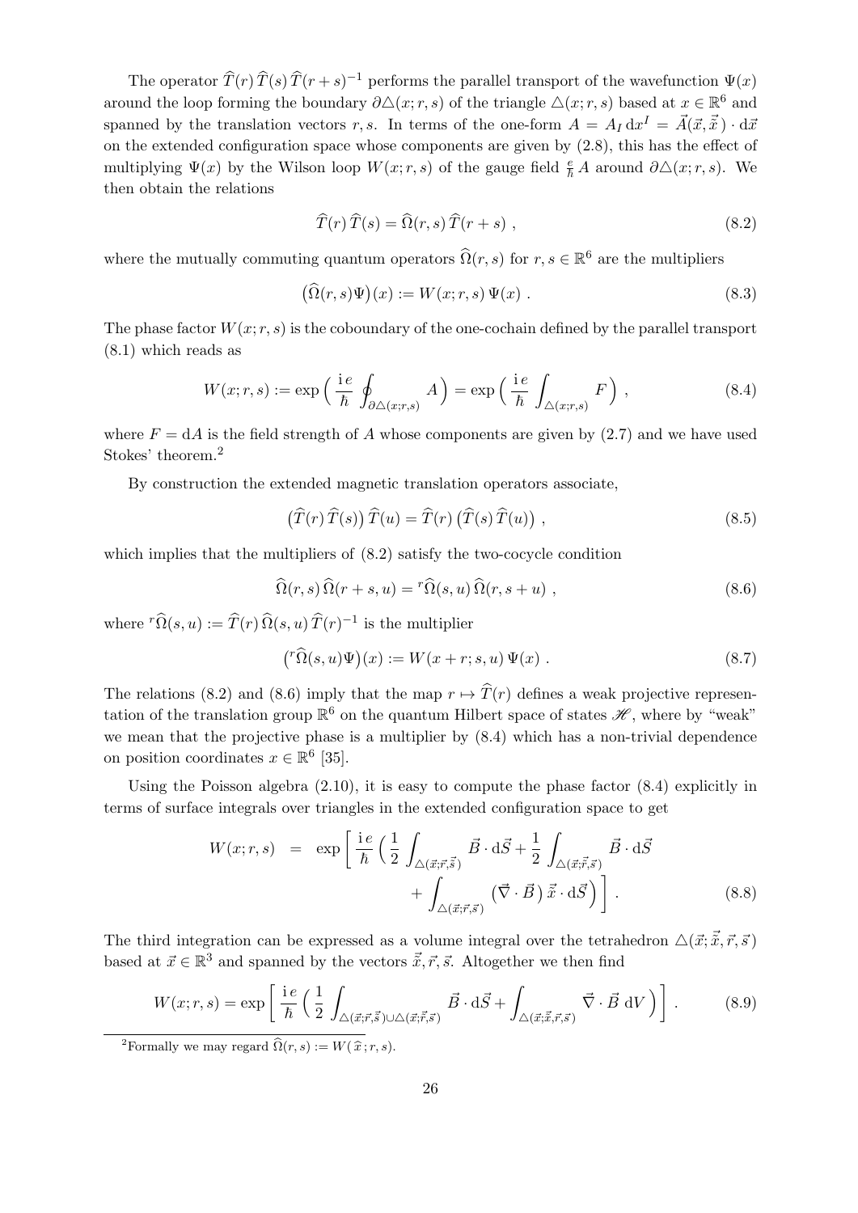The operator $\widehat{T}(r)\,\widehat{T}(s)\,\widehat{T}(r+s)^{-1}$ performs the parallel transport of the wavefunction $\Psi(x)$ around the loop forming the boundary $\partial\triangle(x;r,s)$ of the triangle $\triangle(x;r,s)$ based at $x\in\mathbb{R}^6$ and spanned by the translation vectors $r,s$. In terms of the one-form $A = A_I\,\mathrm{d}x^I = \vec{A}(\vec{x},\tilde{\vec{x}}\,)\cdot\mathrm{d}\vec{x}$ on the extended configuration space whose components are given by (2.8), this has the effect of multiplying $\Psi(x)$ by the Wilson loop $W(x;r,s)$ of the gauge field $\frac{e}{\hbar}\,A$ around $\partial\triangle(x;r,s)$. We then obtain the relations

$$\widehat{T}(r)\,\widehat{T}(s) = \widehat{\Omega}(r,s)\,\widehat{T}(r+s)\ , \tag{8.2}$$

where the mutually commuting quantum operators $\widehat{\Omega}(r,s)$ for $r,s\in\mathbb{R}^6$ are the multipliers

$$\big(\widehat{\Omega}(r,s)\Psi\big)(x) := W(x;r,s)\,\Psi(x)\ . \tag{8.3}$$

The phase factor $W(x;r,s)$ is the coboundary of the one-cochain defined by the parallel transport (8.1) which reads as

$$W(x;r,s) := \exp\Big(\,\frac{\mathrm{i}\,e}{\hbar}\,\oint_{\partial\triangle(x;r,s)}A\Big) = \exp\Big(\,\frac{\mathrm{i}\,e}{\hbar}\,\int_{\triangle(x;r,s)}F\Big)\ , \tag{8.4}$$

where $F=\mathrm{d}A$ is the field strength of $A$ whose components are given by (2.7) and we have used Stokes' theorem.[2]

By construction the extended magnetic translation operators associate,

$$\big(\widehat{T}(r)\,\widehat{T}(s)\big)\,\widehat{T}(u) = \widehat{T}(r)\,\big(\widehat{T}(s)\,\widehat{T}(u)\big)\ , \tag{8.5}$$

which implies that the multipliers of (8.2) satisfy the two-cocycle condition

$$\widehat{\Omega}(r,s)\,\widehat{\Omega}(r+s,u) = {}^r\widehat{\Omega}(s,u)\,\widehat{\Omega}(r,s+u)\ , \tag{8.6}$$

where ${}^r\widehat{\Omega}(s,u) := \widehat{T}(r)\,\widehat{\Omega}(s,u)\,\widehat{T}(r)^{-1}$ is the multiplier

$$\big({}^r\widehat{\Omega}(s,u)\Psi\big)(x) := W(x+r;s,u)\,\Psi(x)\ . \tag{8.7}$$

The relations (8.2) and (8.6) imply that the map $r\mapsto\widehat{T}(r)$ defines a weak projective representation of the translation group $\mathbb{R}^6$ on the quantum Hilbert space of states $\mathscr{H}$, where by "weak" we mean that the projective phase is a multiplier by (8.4) which has a non-trivial dependence on position coordinates $x\in\mathbb{R}^6$ [35].

Using the Poisson algebra (2.10), it is easy to compute the phase factor (8.4) explicitly in terms of surface integrals over triangles in the extended configuration space to get

$$\begin{aligned} W(x;r,s) \;=\; \exp\bigg[\,\frac{\mathrm{i}\,e}{\hbar}\,\Big(\,\frac12\,\int_{\triangle(\vec{x};\vec{r},\tilde{\vec{s}}\,)}\vec{B}\cdot\mathrm{d}\vec{S} + \frac12\,\int_{\triangle(\vec{x};\tilde{\vec{r}},\vec{s}\,)}\vec{B}\cdot\mathrm{d}\vec{S} \\ + \int_{\triangle(\vec{x};\vec{r},\vec{s}\,)}\big(\vec{\nabla}\cdot\vec{B}\,\big)\,\tilde{\vec{x}}\cdot\mathrm{d}\vec{S}\,\Big)\bigg]\ . \end{aligned} \tag{8.8}$$

The third integration can be expressed as a volume integral over the tetrahedron $\triangle(\vec{x};\tilde{\vec{x}},\vec{r},\vec{s}\,)$ based at $\vec{x}\in\mathbb{R}^3$ and spanned by the vectors $\tilde{\vec{x}},\vec{r},\vec{s}$. Altogether we then find

$$W(x;r,s) = \exp\bigg[\,\frac{\mathrm{i}\,e}{\hbar}\,\Big(\,\frac12\,\int_{\triangle(\vec{x};\vec{r},\tilde{\vec{s}}\,)\cup\triangle(\vec{x};\tilde{\vec{r}},\vec{s}\,)}\vec{B}\cdot\mathrm{d}\vec{S} + \int_{\triangle(\vec{x};\tilde{\vec{x}},\vec{r},\vec{s}\,)}\vec{\nabla}\cdot\vec{B}\ \mathrm{d}V\,\Big)\bigg]\ . \tag{8.9}$$

[2] Formally we may regard $\widehat{\Omega}(r,s) := W(\,\widehat{x}\,;r,s)$.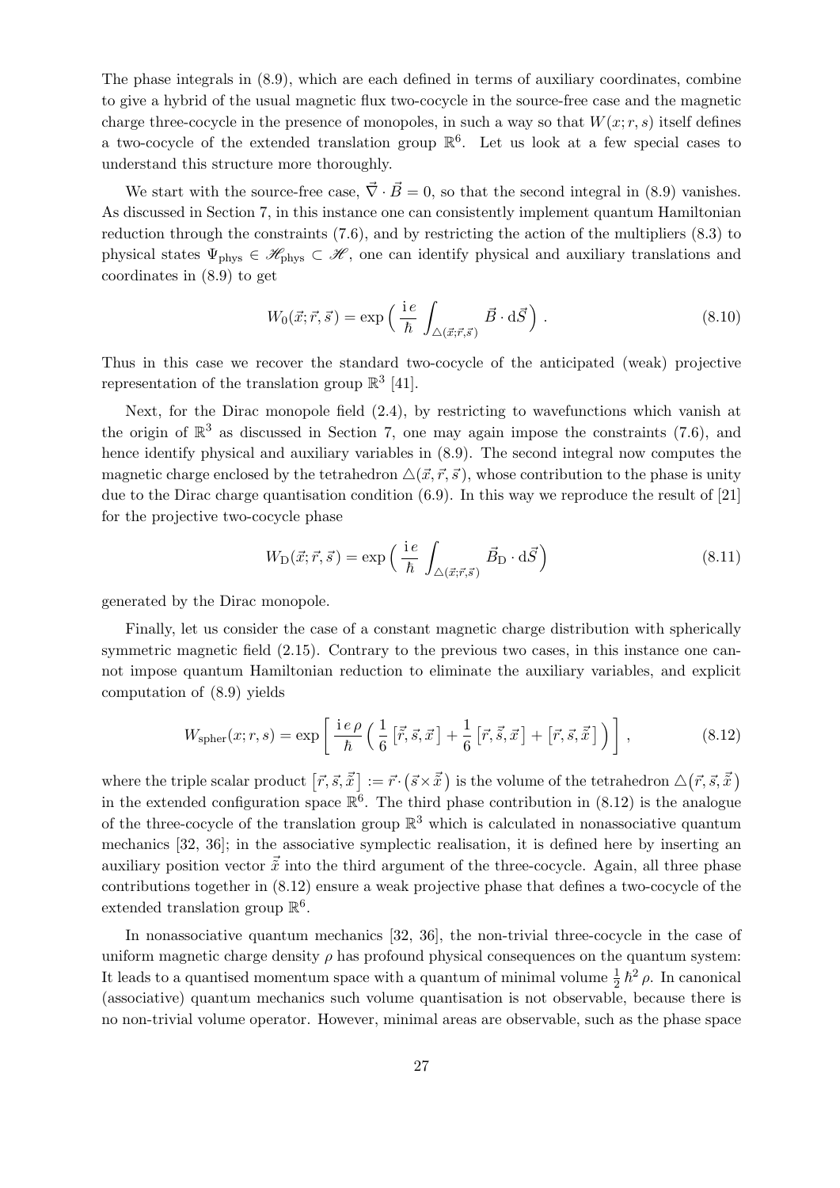The phase integrals in (8.9), which are each defined in terms of auxiliary coordinates, combine to give a hybrid of the usual magnetic flux two-cocycle in the source-free case and the magnetic charge three-cocycle in the presence of monopoles, in such a way so that $W(x;r,s)$ itself defines a two-cocycle of the extended translation group $\mathbb{R}^6$. Let us look at a few special cases to understand this structure more thoroughly.

We start with the source-free case, $\vec{\nabla}\cdot\vec{B}=0$, so that the second integral in (8.9) vanishes. As discussed in Section 7, in this instance one can consistently implement quantum Hamiltonian reduction through the constraints (7.6), and by restricting the action of the multipliers (8.3) to physical states $\Psi_{\rm phys}\in\mathscr{H}_{\rm phys}\subset\mathscr{H}$, one can identify physical and auxiliary translations and coordinates in (8.9) to get

$$W_0(\vec{x};\vec{r},\vec{s}) = \exp\Big(\,\frac{\mathrm{i}\,e}{\hbar}\,\int_{\triangle(\vec{x};\vec{r},\vec{s})}\vec{B}\cdot\mathrm{d}\vec{S}\,\Big)\ . \tag{8.10}$$

Thus in this case we recover the standard two-cocycle of the anticipated (weak) projective representation of the translation group $\mathbb{R}^3$ [41].

Next, for the Dirac monopole field (2.4), by restricting to wavefunctions which vanish at the origin of $\mathbb{R}^3$ as discussed in Section 7, one may again impose the constraints (7.6), and hence identify physical and auxiliary variables in (8.9). The second integral now computes the magnetic charge enclosed by the tetrahedron $\triangle(\vec{x},\vec{r},\vec{s})$, whose contribution to the phase is unity due to the Dirac charge quantisation condition (6.9). In this way we reproduce the result of [21] for the projective two-cocycle phase

$$W_{\rm D}(\vec{x};\vec{r},\vec{s}) = \exp\Big(\,\frac{\mathrm{i}\,e}{\hbar}\,\int_{\triangle(\vec{x};\vec{r},\vec{s})}\vec{B}_{\rm D}\cdot\mathrm{d}\vec{S}\Big) \tag{8.11}$$

generated by the Dirac monopole.

Finally, let us consider the case of a constant magnetic charge distribution with spherically symmetric magnetic field (2.15). Contrary to the previous two cases, in this instance one cannot impose quantum Hamiltonian reduction to eliminate the auxiliary variables, and explicit computation of (8.9) yields

$$W_{\rm spher}(x;r,s) = \exp\Big[\,\frac{\mathrm{i}\,e\,\rho}{\hbar}\,\Big(\,\frac{1}{6}\,\big[\tilde{\vec{r}},\vec{s},\vec{x}\,\big]+\frac{1}{6}\,\big[\vec{r},\tilde{\vec{s}},\vec{x}\,\big]+\big[\vec{r},\vec{s},\tilde{\vec{x}}\,\big]\,\Big)\,\Big]\ , \tag{8.12}$$

where the triple scalar product $\big[\vec{r},\vec{s},\tilde{\vec{x}}\,\big]:=\vec{r}\cdot\big(\vec{s}\times\tilde{\vec{x}}\,\big)$ is the volume of the tetrahedron $\triangle\big(\vec{r},\vec{s},\tilde{\vec{x}}\,\big)$ in the extended configuration space $\mathbb{R}^6$. The third phase contribution in (8.12) is the analogue of the three-cocycle of the translation group $\mathbb{R}^3$ which is calculated in nonassociative quantum mechanics [32, 36]; in the associative symplectic realisation, it is defined here by inserting an auxiliary position vector $\tilde{\vec{x}}$ into the third argument of the three-cocycle. Again, all three phase contributions together in (8.12) ensure a weak projective phase that defines a two-cocycle of the extended translation group $\mathbb{R}^6$.

In nonassociative quantum mechanics [32, 36], the non-trivial three-cocycle in the case of uniform magnetic charge density $\rho$ has profound physical consequences on the quantum system: It leads to a quantised momentum space with a quantum of minimal volume $\frac{1}{2}\,\hbar^2\,\rho$. In canonical (associative) quantum mechanics such volume quantisation is not observable, because there is no non-trivial volume operator. However, minimal areas are observable, such as the phase space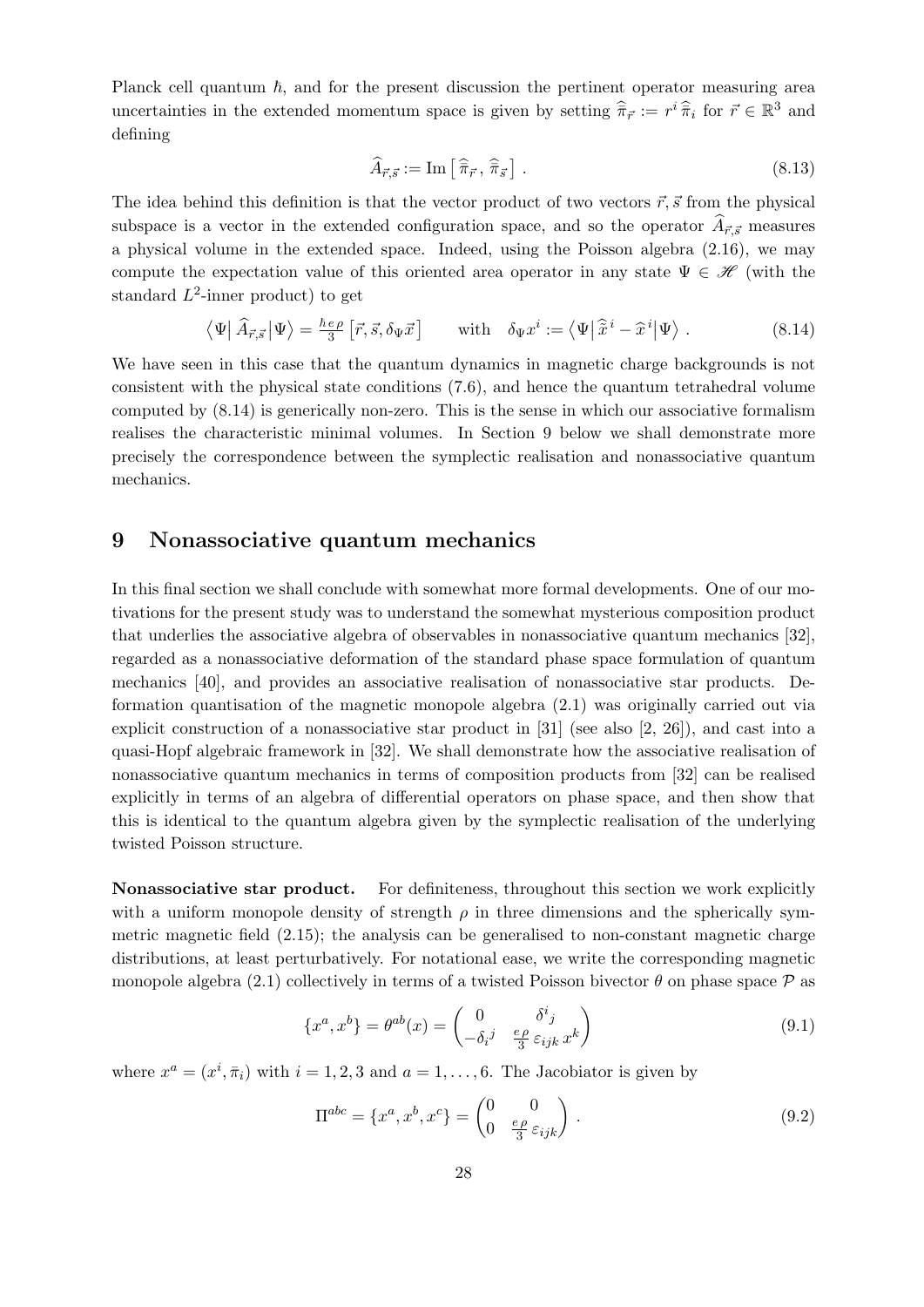Planck cell quantum $\hbar$, and for the present discussion the pertinent operator measuring area uncertainties in the extended momentum space is given by setting $\widehat{\bar{\pi}}_{\vec{r}} := r^i \, \widehat{\bar{\pi}}_i$ for $\vec{r} \in \mathbb{R}^3$ and defining

$$\widehat{A}_{\vec{r},\vec{s}} := \mathrm{Im}\left[\, \widehat{\bar{\pi}}_{\vec{r}}\,,\, \widehat{\bar{\pi}}_{\vec{s}}\,\right] \,. \tag{8.13}$$

The idea behind this definition is that the vector product of two vectors $\vec{r}, \vec{s}$ from the physical subspace is a vector in the extended configuration space, and so the operator $\widehat{A}_{\vec{r},\vec{s}}$ measures a physical volume in the extended space. Indeed, using the Poisson algebra (2.16), we may compute the expectation value of this oriented area operator in any state $\Psi \in \mathscr{H}$ (with the standard $L^2$-inner product) to get

$$\big\langle \Psi \big| \, \widehat{A}_{\vec{r},\vec{s}} \big| \Psi \big\rangle = \tfrac{\hbar\, e\, \rho}{3} \left[\vec{r}, \vec{s}, \delta_\Psi \vec{x}\right] \qquad \text{with} \quad \delta_\Psi x^i := \big\langle \Psi \big| \, \widehat{\bar{x}}^{\,i} - \widehat{x}^{\,i} \big| \Psi \big\rangle \,. \tag{8.14}$$

We have seen in this case that the quantum dynamics in magnetic charge backgrounds is not consistent with the physical state conditions (7.6), and hence the quantum tetrahedral volume computed by (8.14) is generically non-zero. This is the sense in which our associative formalism realises the characteristic minimal volumes. In Section 9 below we shall demonstrate more precisely the correspondence between the symplectic realisation and nonassociative quantum mechanics.

# 9 Nonassociative quantum mechanics

In this final section we shall conclude with somewhat more formal developments. One of our motivations for the present study was to understand the somewhat mysterious composition product that underlies the associative algebra of observables in nonassociative quantum mechanics [32], regarded as a nonassociative deformation of the standard phase space formulation of quantum mechanics [40], and provides an associative realisation of nonassociative star products. Deformation quantisation of the magnetic monopole algebra (2.1) was originally carried out via explicit construction of a nonassociative star product in [31] (see also [2, 26]), and cast into a quasi-Hopf algebraic framework in [32]. We shall demonstrate how the associative realisation of nonassociative quantum mechanics in terms of composition products from [32] can be realised explicitly in terms of an algebra of differential operators on phase space, and then show that this is identical to the quantum algebra given by the symplectic realisation of the underlying twisted Poisson structure.

**Nonassociative star product.** For definiteness, throughout this section we work explicitly with a uniform monopole density of strength $\rho$ in three dimensions and the spherically symmetric magnetic field (2.15); the analysis can be generalised to non-constant magnetic charge distributions, at least perturbatively. For notational ease, we write the corresponding magnetic monopole algebra (2.1) collectively in terms of a twisted Poisson bivector $\theta$ on phase space $\mathcal{P}$ as

$$\{x^a, x^b\} = \theta^{ab}(x) = \begin{pmatrix} 0 & \delta^i{}_j \\ -\delta_i{}^j & \frac{e\,\rho}{3}\, \varepsilon_{ijk}\, x^k \end{pmatrix} \tag{9.1}$$

where $x^a = (x^i, \bar{\pi}_i)$ with $i = 1, 2, 3$ and $a = 1, \ldots, 6$. The Jacobiator is given by

$$\Pi^{abc} = \{x^a, x^b, x^c\} = \begin{pmatrix} 0 & 0 \\ 0 & \frac{e\,\rho}{3}\, \varepsilon_{ijk} \end{pmatrix} \,. \tag{9.2}$$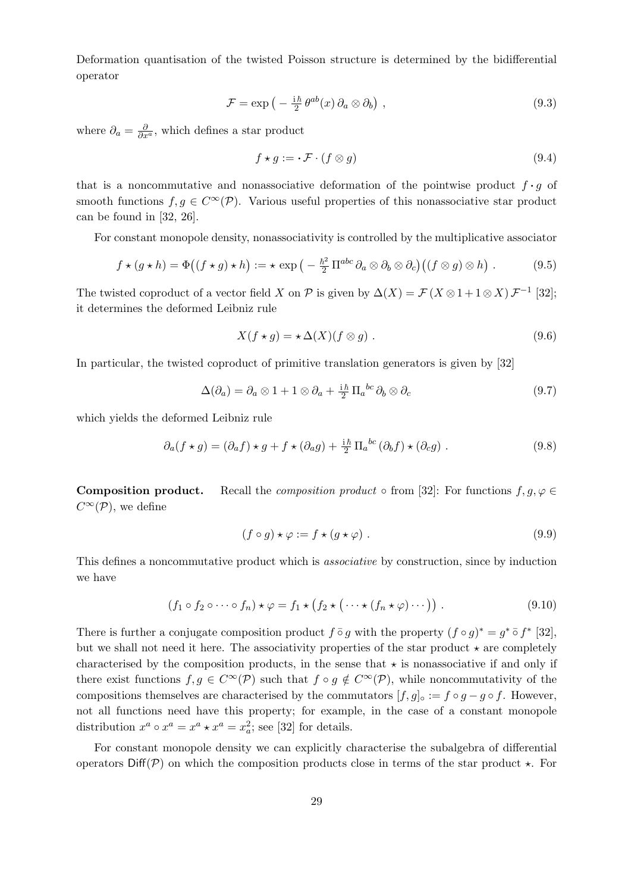Deformation quantisation of the twisted Poisson structure is determined by the bidifferential operator

$$\mathcal{F} = \exp\big( -\tfrac{\mathrm{i}\,\hbar}{2}\,\theta^{ab}(x)\,\partial_a \otimes \partial_b \big) \ , \tag{9.3}$$

where $\partial_a = \frac{\partial}{\partial x^a}$, which defines a star product

$$f \star g := \cdot\, \mathcal{F} \cdot (f \otimes g) \tag{9.4}$$

that is a noncommutative and nonassociative deformation of the pointwise product $f \cdot g$ of smooth functions $f, g \in C^\infty(\mathcal{P})$. Various useful properties of this nonassociative star product can be found in [32, 26].

For constant monopole density, nonassociativity is controlled by the multiplicative associator

$$f \star (g \star h) = \Phi\big((f \star g) \star h\big) := \star\, \exp\big( -\tfrac{\hbar^2}{2}\,\Pi^{abc}\,\partial_a \otimes \partial_b \otimes \partial_c\big)\big((f \otimes g) \otimes h\big) \ . \tag{9.5}$$

The twisted coproduct of a vector field $X$ on $\mathcal{P}$ is given by $\Delta(X) = \mathcal{F}\,(X \otimes 1 + 1 \otimes X)\,\mathcal{F}^{-1}$ [32]; it determines the deformed Leibniz rule

$$X(f \star g) = \star\, \Delta(X)(f \otimes g) \ . \tag{9.6}$$

In particular, the twisted coproduct of primitive translation generators is given by [32]

$$\Delta(\partial_a) = \partial_a \otimes 1 + 1 \otimes \partial_a + \tfrac{\mathrm{i}\,\hbar}{2}\,\Pi_a{}^{bc}\,\partial_b \otimes \partial_c \tag{9.7}$$

which yields the deformed Leibniz rule

$$\partial_a(f \star g) = (\partial_a f) \star g + f \star (\partial_a g) + \tfrac{\mathrm{i}\,\hbar}{2}\,\Pi_a{}^{bc}\,(\partial_b f) \star (\partial_c g) \ . \tag{9.8}$$

**Composition product.** Recall the *composition product* $\circ$ from [32]: For functions $f, g, \varphi \in C^\infty(\mathcal{P})$, we define

$$(f \circ g) \star \varphi := f \star (g \star \varphi) \ . \tag{9.9}$$

This defines a noncommutative product which is *associative* by construction, since by induction we have

$$(f_1 \circ f_2 \circ \cdots \circ f_n) \star \varphi = f_1 \star \big(f_2 \star \big(\cdots \star (f_n \star \varphi) \cdots\big)\big) \ . \tag{9.10}$$

There is further a conjugate composition product $f \,\bar{\circ}\, g$ with the property $(f \circ g)^* = g^* \,\bar{\circ}\, f^*$ [32], but we shall not need it here. The associativity properties of the star product $\star$ are completely characterised by the composition products, in the sense that $\star$ is nonassociative if and only if there exist functions $f, g \in C^\infty(\mathcal{P})$ such that $f \circ g \notin C^\infty(\mathcal{P})$, while noncommutativity of the compositions themselves are characterised by the commutators $[f, g]_\circ := f \circ g - g \circ f$. However, not all functions need have this property; for example, in the case of a constant monopole distribution $x^a \circ x^a = x^a \star x^a = x_a^2$; see [32] for details.

For constant monopole density we can explicitly characterise the subalgebra of differential operators $\mathsf{Diff}(\mathcal{P})$ on which the composition products close in terms of the star product $\star$. For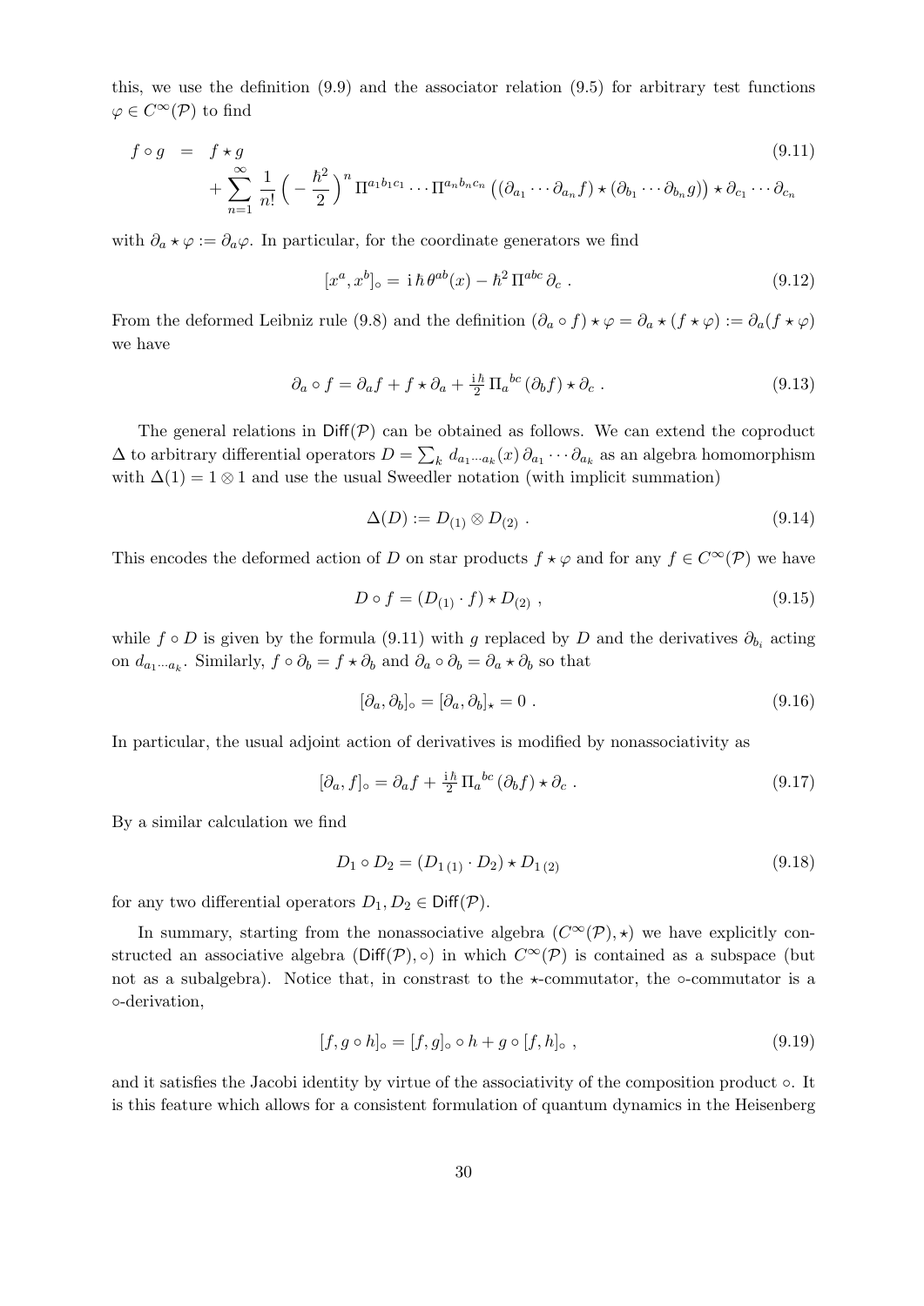this, we use the definition (9.9) and the associator relation (9.5) for arbitrary test functions $\varphi \in C^\infty(\mathcal{P})$ to find

$$
\begin{aligned}
f \circ g \; &= \; f \star g \\
&\quad + \sum_{n=1}^{\infty} \frac{1}{n!} \Big( -\frac{\hbar^2}{2} \Big)^n \, \Pi^{a_1 b_1 c_1} \cdots \Pi^{a_n b_n c_n} \, \big( (\partial_{a_1} \cdots \partial_{a_n} f) \star (\partial_{b_1} \cdots \partial_{b_n} g) \big) \star \partial_{c_1} \cdots \partial_{c_n}
\end{aligned}
\tag{9.11}
$$

with $\partial_a \star \varphi := \partial_a \varphi$. In particular, for the coordinate generators we find

$$
[x^a, x^b]_\circ = \mathrm{i}\, \hbar \, \theta^{ab}(x) - \hbar^2 \, \Pi^{abc} \, \partial_c \ . \tag{9.12}
$$

From the deformed Leibniz rule (9.8) and the definition $(\partial_a \circ f) \star \varphi = \partial_a \star (f \star \varphi) := \partial_a (f \star \varphi)$ we have

$$
\partial_a \circ f = \partial_a f + f \star \partial_a + \tfrac{\mathrm{i}\, \hbar}{2} \, \Pi_a{}^{bc} \, (\partial_b f) \star \partial_c \ . \tag{9.13}
$$

The general relations in $\mathsf{Diff}(\mathcal{P})$ can be obtained as follows. We can extend the coproduct $\Delta$ to arbitrary differential operators $D = \sum_k d_{a_1 \cdots a_k}(x) \, \partial_{a_1} \cdots \partial_{a_k}$ as an algebra homomorphism with $\Delta(1) = 1 \otimes 1$ and use the usual Sweedler notation (with implicit summation)

$$
\Delta(D) := D_{(1)} \otimes D_{(2)} \ . \tag{9.14}
$$

This encodes the deformed action of $D$ on star products $f \star \varphi$ and for any $f \in C^\infty(\mathcal{P})$ we have

$$
D \circ f = (D_{(1)} \cdot f) \star D_{(2)} \ , \tag{9.15}
$$

while $f \circ D$ is given by the formula (9.11) with $g$ replaced by $D$ and the derivatives $\partial_{b_i}$ acting on $d_{a_1 \cdots a_k}$. Similarly, $f \circ \partial_b = f \star \partial_b$ and $\partial_a \circ \partial_b = \partial_a \star \partial_b$ so that

$$
[\partial_a, \partial_b]_\circ = [\partial_a, \partial_b]_\star = 0 \ . \tag{9.16}
$$

In particular, the usual adjoint action of derivatives is modified by nonassociativity as

$$
[\partial_a, f]_\circ = \partial_a f + \tfrac{\mathrm{i}\, \hbar}{2} \, \Pi_a{}^{bc} \, (\partial_b f) \star \partial_c \ . \tag{9.17}
$$

By a similar calculation we find

$$
D_1 \circ D_2 = (D_{1\,(1)} \cdot D_2) \star D_{1\,(2)} \tag{9.18}
$$

for any two differential operators $D_1, D_2 \in \mathsf{Diff}(\mathcal{P})$.

In summary, starting from the nonassociative algebra $(C^\infty(\mathcal{P}), \star)$ we have explicitly constructed an associative algebra $(\mathsf{Diff}(\mathcal{P}), \circ)$ in which $C^\infty(\mathcal{P})$ is contained as a subspace (but not as a subalgebra). Notice that, in constrast to the $\star$-commutator, the $\circ$-commutator is a $\circ$-derivation,

$$
[f, g \circ h]_\circ = [f, g]_\circ \circ h + g \circ [f, h]_\circ \ , \tag{9.19}
$$

and it satisfies the Jacobi identity by virtue of the associativity of the composition product $\circ$. It is this feature which allows for a consistent formulation of quantum dynamics in the Heisenberg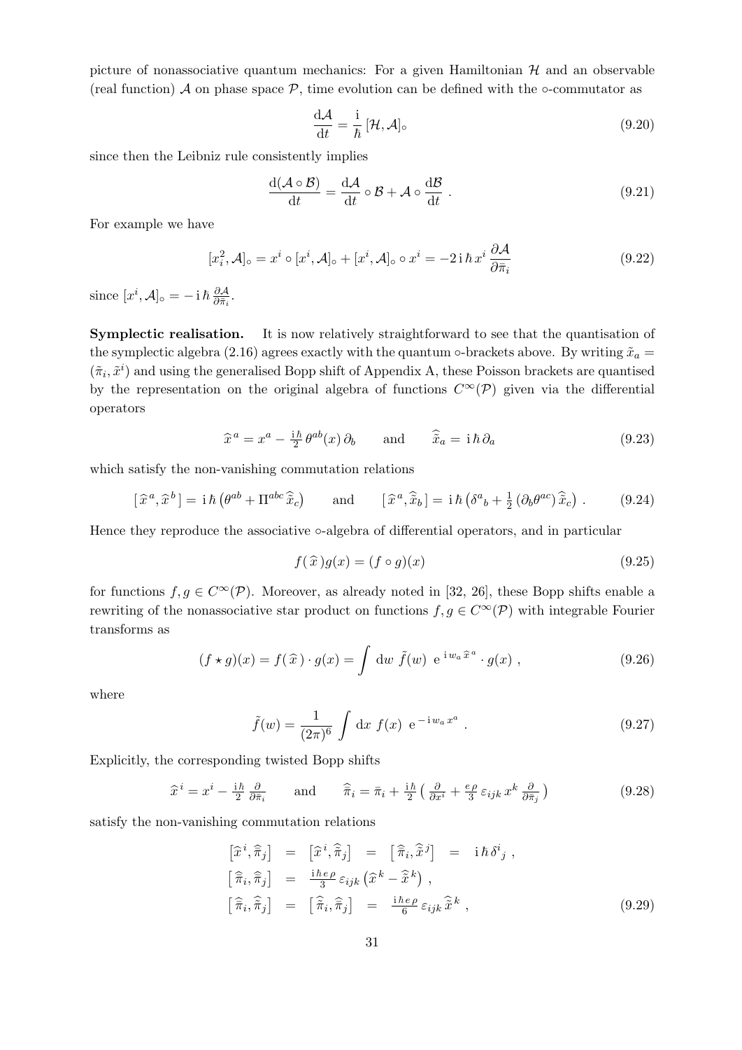picture of nonassociative quantum mechanics: For a given Hamiltonian $\mathcal{H}$ and an observable (real function) $\mathcal{A}$ on phase space $\mathcal{P}$, time evolution can be defined with the $\circ$-commutator as

$$\frac{\mathrm{d}\mathcal{A}}{\mathrm{d}t} = \frac{\mathrm{i}}{\hbar}\,[\mathcal{H},\mathcal{A}]_\circ \tag{9.20}$$

since then the Leibniz rule consistently implies

$$\frac{\mathrm{d}(\mathcal{A}\circ\mathcal{B})}{\mathrm{d}t} = \frac{\mathrm{d}\mathcal{A}}{\mathrm{d}t}\circ\mathcal{B} + \mathcal{A}\circ\frac{\mathrm{d}\mathcal{B}}{\mathrm{d}t} \ . \tag{9.21}$$

For example we have

$$[x_i^2,\mathcal{A}]_\circ = x^i\circ[x^i,\mathcal{A}]_\circ + [x^i,\mathcal{A}]_\circ\circ x^i = -2\,\mathrm{i}\,\hbar\,x^i\,\frac{\partial\mathcal{A}}{\partial\bar\pi_i} \tag{9.22}$$

since $[x^i,\mathcal{A}]_\circ = -\,\mathrm{i}\,\hbar\,\frac{\partial\mathcal{A}}{\partial\bar\pi_i}$.

**Symplectic realisation.** It is now relatively straightforward to see that the quantisation of the symplectic algebra (2.16) agrees exactly with the quantum $\circ$-brackets above. By writing $\tilde{x}_a = (\tilde\pi_i,\tilde{x}^i)$ and using the generalised Bopp shift of Appendix A, these Poisson brackets are quantised by the representation on the original algebra of functions $C^\infty(\mathcal{P})$ given via the differential operators

$$\widehat{x}^{\,a} = x^a - \tfrac{\mathrm{i}\,\hbar}{2}\,\theta^{ab}(x)\,\partial_b \qquad \text{and} \qquad \widehat{\tilde{x}}_a = \mathrm{i}\,\hbar\,\partial_a \tag{9.23}$$

which satisfy the non-vanishing commutation relations

$$\big[\,\widehat{x}^{\,a},\widehat{x}^{\,b}\,\big] = \mathrm{i}\,\hbar\,\big(\theta^{ab}+\Pi^{abc}\,\widehat{\tilde{x}}_c\big) \qquad \text{and} \qquad \big[\,\widehat{x}^{\,a},\widehat{\tilde{x}}_b\,\big] = \mathrm{i}\,\hbar\,\big(\delta^a{}_b + \tfrac12\,(\partial_b\theta^{ac})\,\widehat{\tilde{x}}_c\big) \ . \tag{9.24}$$

Hence they reproduce the associative $\circ$-algebra of differential operators, and in particular

$$f(\,\widehat{x}\,)g(x) = (f\circ g)(x) \tag{9.25}$$

for functions $f,g\in C^\infty(\mathcal{P})$. Moreover, as already noted in [32, 26], these Bopp shifts enable a rewriting of the nonassociative star product on functions $f,g\in C^\infty(\mathcal{P})$ with integrable Fourier transforms as

$$(f\star g)(x) = f(\,\widehat{x}\,)\cdot g(x) = \int\,\mathrm{d}w\ \tilde{f}(w)\ \mathrm{e}^{\,\mathrm{i}\,w_a\,\widehat{x}^{\,a}}\cdot g(x) \ , \tag{9.26}$$

where

$$\tilde{f}(w) = \frac{1}{(2\pi)^6}\,\int\,\mathrm{d}x\ f(x)\ \mathrm{e}^{\,-\,\mathrm{i}\,w_a\,x^a} \ . \tag{9.27}$$

Explicitly, the corresponding twisted Bopp shifts

$$\widehat{x}^{\,i} = x^i - \tfrac{\mathrm{i}\,\hbar}{2}\,\tfrac{\partial}{\partial\tilde\pi_i} \qquad \text{and} \qquad \widehat{\bar\pi}_i = \bar\pi_i + \tfrac{\mathrm{i}\,\hbar}{2}\,\big(\,\tfrac{\partial}{\partial\tilde{x}^i} + \tfrac{e\,\rho}{3}\,\varepsilon_{ijk}\,x^k\,\tfrac{\partial}{\partial\tilde\pi_j}\,\big) \tag{9.28}$$

satisfy the non-vanishing commutation relations

$$\begin{aligned}
\big[\,\widehat{x}^{\,i},\widehat{\bar\pi}_j\big] &= \big[\,\widehat{x}^{\,i},\widehat{\tilde\pi}_j\big] = \big[\,\widehat{\bar\pi}_i,\widehat{\tilde{x}}^{\,j}\big] = \mathrm{i}\,\hbar\,\delta^i{}_j \ , \\
\big[\,\widehat{\bar\pi}_i,\widehat{\bar\pi}_j\big] &= \tfrac{\mathrm{i}\,\hbar\,e\,\rho}{3}\,\varepsilon_{ijk}\,\big(\,\widehat{x}^{\,k}-\widehat{\tilde{x}}^{\,k}\big) \ , \\
\big[\,\widehat{\bar\pi}_i,\widehat{\tilde\pi}_j\big] &= \big[\,\widehat{\tilde\pi}_i,\widehat{\bar\pi}_j\big] = \tfrac{\mathrm{i}\,\hbar\,e\,\rho}{6}\,\varepsilon_{ijk}\,\widehat{\tilde{x}}^{\,k} \ ,
\end{aligned} \tag{9.29}$$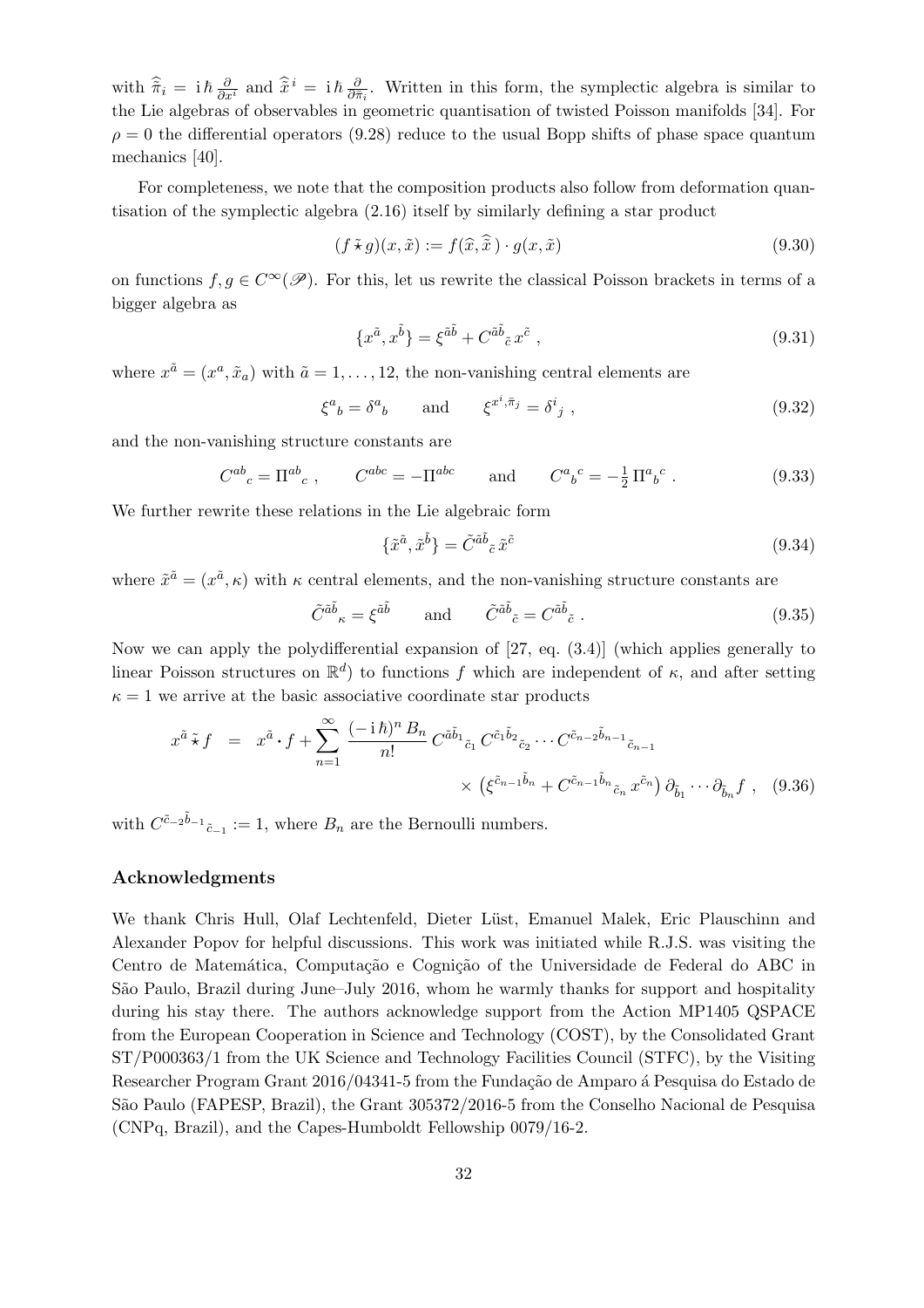with $\widehat{\tilde{\pi}}_i = \mathrm{i}\,\hbar\,\frac{\partial}{\partial x^i}$ and $\widehat{\tilde{x}}^{\,i} = \mathrm{i}\,\hbar\,\frac{\partial}{\partial \tilde{\pi}_i}$. Written in this form, the symplectic algebra is similar to the Lie algebras of observables in geometric quantisation of twisted Poisson manifolds [34]. For $\rho = 0$ the differential operators (9.28) reduce to the usual Bopp shifts of phase space quantum mechanics [40].

For completeness, we note that the composition products also follow from deformation quantisation of the symplectic algebra (2.16) itself by similarly defining a star product

$$(f\,\tilde{\star}\,g)(x,\tilde{x}) := f(\widehat{x},\widehat{\tilde{x}}\,)\cdot g(x,\tilde{x}) \tag{9.30}$$

on functions $f,g \in C^\infty(\mathscr{P})$. For this, let us rewrite the classical Poisson brackets in terms of a bigger algebra as

$$\{x^{\tilde{a}}, x^{\tilde{b}}\} = \xi^{\tilde{a}\tilde{b}} + C^{\tilde{a}\tilde{b}}{}_{\tilde{c}}\,x^{\tilde{c}}\ , \tag{9.31}$$

where $x^{\tilde{a}} = (x^a, \tilde{x}_a)$ with $\tilde{a} = 1,\dots,12$, the non-vanishing central elements are

$$\xi^a{}_b = \delta^a{}_b \qquad \text{and} \qquad \xi^{x^i,\tilde{\pi}_j} = \delta^i{}_j\ , \tag{9.32}$$

and the non-vanishing structure constants are

$$C^{ab}{}_c = \Pi^{ab}{}_c\ , \qquad C^{abc} = -\Pi^{abc} \qquad \text{and} \qquad C^a{}_b{}^c = -\tfrac{1}{2}\,\Pi^a{}_b{}^c\ . \tag{9.33}$$

We further rewrite these relations in the Lie algebraic form

$$\{\tilde{x}^{\tilde{a}}, \tilde{x}^{\tilde{b}}\} = \tilde{C}^{\tilde{a}\tilde{b}}{}_{\tilde{c}}\,\tilde{x}^{\tilde{c}} \tag{9.34}$$

where $\tilde{x}^{\tilde{a}} = (x^{\tilde{a}},\kappa)$ with $\kappa$ central elements, and the non-vanishing structure constants are

$$\tilde{C}^{\tilde{a}\tilde{b}}{}_\kappa = \xi^{\tilde{a}\tilde{b}} \qquad \text{and} \qquad \tilde{C}^{\tilde{a}\tilde{b}}{}_{\tilde{c}} = C^{\tilde{a}\tilde{b}}{}_{\tilde{c}}\ . \tag{9.35}$$

Now we can apply the polydifferential expansion of [27, eq. (3.4)] (which applies generally to linear Poisson structures on $\mathbb{R}^d$) to functions $f$ which are independent of $\kappa$, and after setting $\kappa = 1$ we arrive at the basic associative coordinate star products

$$\begin{aligned} x^{\tilde{a}}\,\tilde{\star}\,f \ &= \ x^{\tilde{a}}\cdot f + \sum_{n=1}^\infty \frac{(-\mathrm{i}\,\hbar)^n\,B_n}{n!}\,C^{\tilde{a}\tilde{b}_1}{}_{\tilde{c}_1}\,C^{\tilde{c}_1\tilde{b}_2}{}_{\tilde{c}_2}\cdots C^{\tilde{c}_{n-2}\tilde{b}_{n-1}}{}_{\tilde{c}_{n-1}} \\ &\qquad\qquad \times\big(\xi^{\tilde{c}_{n-1}\tilde{b}_n} + C^{\tilde{c}_{n-1}\tilde{b}_n}{}_{\tilde{c}_n}\,x^{\tilde{c}_n}\big)\,\partial_{\tilde{b}_1}\cdots\partial_{\tilde{b}_n} f\ , \end{aligned} \tag{9.36}$$

with $C^{\tilde{c}_{-2}\tilde{b}_{-1}}{}_{\tilde{c}_{-1}} := 1$, where $B_n$ are the Bernoulli numbers.

## Acknowledgments

We thank Chris Hull, Olaf Lechtenfeld, Dieter Lüst, Emanuel Malek, Eric Plauschinn and Alexander Popov for helpful discussions. This work was initiated while R.J.S. was visiting the Centro de Matemática, Computação e Cognição of the Universidade de Federal do ABC in São Paulo, Brazil during June–July 2016, whom he warmly thanks for support and hospitality during his stay there. The authors acknowledge support from the Action MP1405 QSPACE from the European Cooperation in Science and Technology (COST), by the Consolidated Grant ST/P000363/1 from the UK Science and Technology Facilities Council (STFC), by the Visiting Researcher Program Grant 2016/04341-5 from the Fundação de Amparo á Pesquisa do Estado de São Paulo (FAPESP, Brazil), the Grant 305372/2016-5 from the Conselho Nacional de Pesquisa (CNPq, Brazil), and the Capes-Humboldt Fellowship 0079/16-2.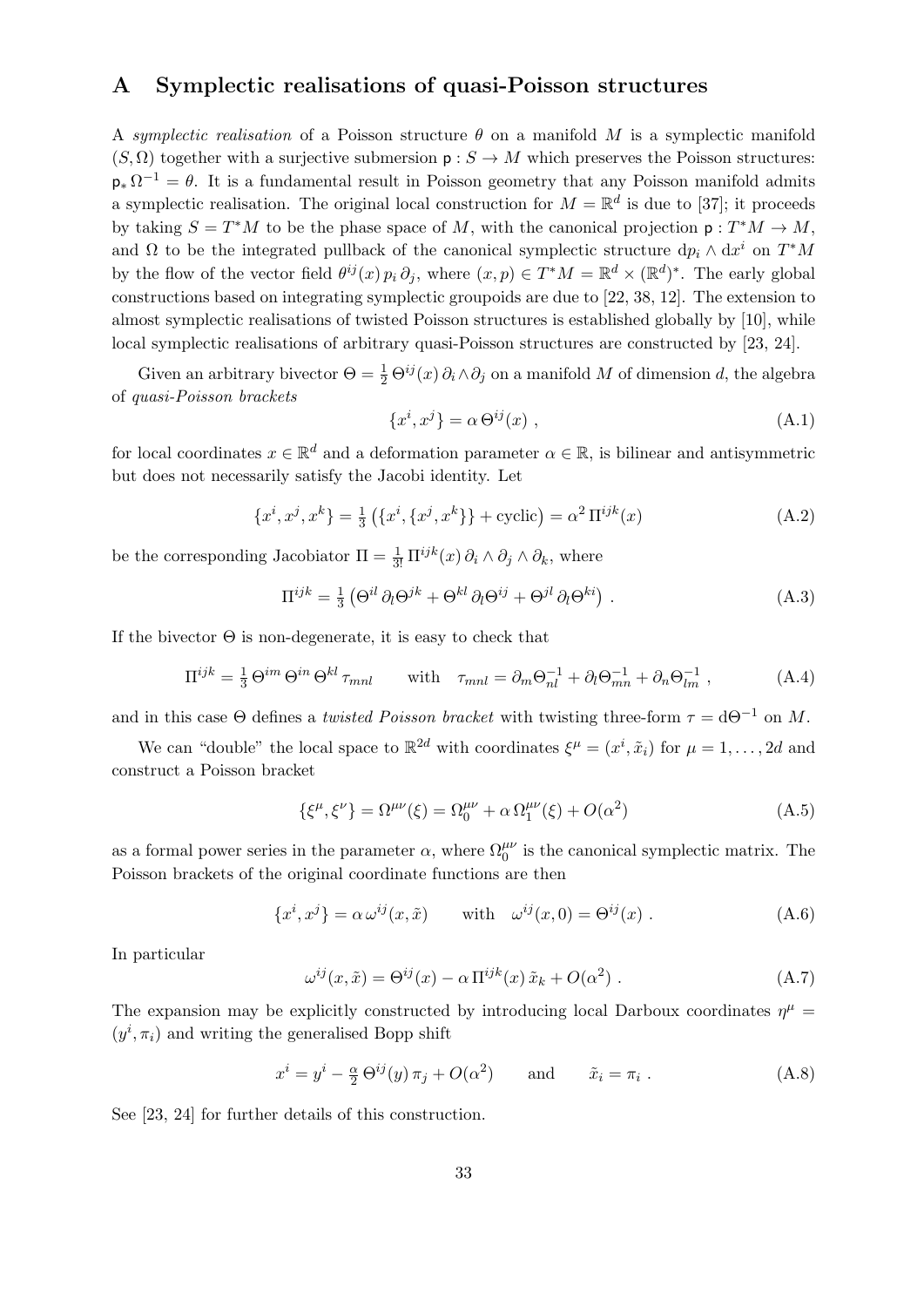# A Symplectic realisations of quasi-Poisson structures

A *symplectic realisation* of a Poisson structure $\theta$ on a manifold $M$ is a symplectic manifold $(S,\Omega)$ together with a surjective submersion $\mathsf{p}: S \to M$ which preserves the Poisson structures: $\mathsf{p}_*\,\Omega^{-1} = \theta$. It is a fundamental result in Poisson geometry that any Poisson manifold admits a symplectic realisation. The original local construction for $M = \mathbb{R}^d$ is due to [37]; it proceeds by taking $S = T^*M$ to be the phase space of $M$, with the canonical projection $\mathsf{p}: T^*M \to M$, and $\Omega$ to be the integrated pullback of the canonical symplectic structure $\mathrm{d}p_i \wedge \mathrm{d}x^i$ on $T^*M$ by the flow of the vector field $\theta^{ij}(x)\,p_i\,\partial_j$, where $(x,p) \in T^*M = \mathbb{R}^d \times (\mathbb{R}^d)^*$. The early global constructions based on integrating symplectic groupoids are due to [22, 38, 12]. The extension to almost symplectic realisations of twisted Poisson structures is established globally by [10], while local symplectic realisations of arbitrary quasi-Poisson structures are constructed by [23, 24].

Given an arbitrary bivector $\Theta = \frac{1}{2}\,\Theta^{ij}(x)\,\partial_i \wedge \partial_j$ on a manifold $M$ of dimension $d$, the algebra of *quasi-Poisson brackets*

$$\{x^i, x^j\} = \alpha\,\Theta^{ij}(x)\ , \tag{A.1}$$

for local coordinates $x \in \mathbb{R}^d$ and a deformation parameter $\alpha \in \mathbb{R}$, is bilinear and antisymmetric but does not necessarily satisfy the Jacobi identity. Let

$$\{x^i, x^j, x^k\} = \tfrac{1}{3}\left(\{x^i,\{x^j,x^k\}\} + \text{cyclic}\right) = \alpha^2\,\Pi^{ijk}(x) \tag{A.2}$$

be the corresponding Jacobiator $\Pi = \frac{1}{3!}\,\Pi^{ijk}(x)\,\partial_i \wedge \partial_j \wedge \partial_k$, where

$$\Pi^{ijk} = \tfrac{1}{3}\left(\Theta^{il}\,\partial_l\Theta^{jk} + \Theta^{kl}\,\partial_l\Theta^{ij} + \Theta^{jl}\,\partial_l\Theta^{ki}\right)\ . \tag{A.3}$$

If the bivector $\Theta$ is non-degenerate, it is easy to check that

$$\Pi^{ijk} = \tfrac{1}{3}\,\Theta^{im}\,\Theta^{in}\,\Theta^{kl}\,\tau_{mnl} \qquad \text{with} \quad \tau_{mnl} = \partial_m\Theta^{-1}_{nl} + \partial_l\Theta^{-1}_{mn} + \partial_n\Theta^{-1}_{lm}\ , \tag{A.4}$$

and in this case $\Theta$ defines a *twisted Poisson bracket* with twisting three-form $\tau = \mathrm{d}\Theta^{-1}$ on $M$.

We can "double" the local space to $\mathbb{R}^{2d}$ with coordinates $\xi^\mu = (x^i, \tilde{x}_i)$ for $\mu = 1,\dots,2d$ and construct a Poisson bracket

$$\{\xi^\mu, \xi^\nu\} = \Omega^{\mu\nu}(\xi) = \Omega_0^{\mu\nu} + \alpha\,\Omega_1^{\mu\nu}(\xi) + O(\alpha^2) \tag{A.5}$$

as a formal power series in the parameter $\alpha$, where $\Omega_0^{\mu\nu}$ is the canonical symplectic matrix. The Poisson brackets of the original coordinate functions are then

$$\{x^i, x^j\} = \alpha\,\omega^{ij}(x,\tilde{x}) \qquad \text{with} \quad \omega^{ij}(x,0) = \Theta^{ij}(x)\ . \tag{A.6}$$

In particular

$$\omega^{ij}(x,\tilde{x}) = \Theta^{ij}(x) - \alpha\,\Pi^{ijk}(x)\,\tilde{x}_k + O(\alpha^2)\ . \tag{A.7}$$

The expansion may be explicitly constructed by introducing local Darboux coordinates $\eta^\mu = (y^i, \pi_i)$ and writing the generalised Bopp shift

$$x^i = y^i - \tfrac{\alpha}{2}\,\Theta^{ij}(y)\,\pi_j + O(\alpha^2) \qquad \text{and} \qquad \tilde{x}_i = \pi_i\ . \tag{A.8}$$

See [23, 24] for further details of this construction.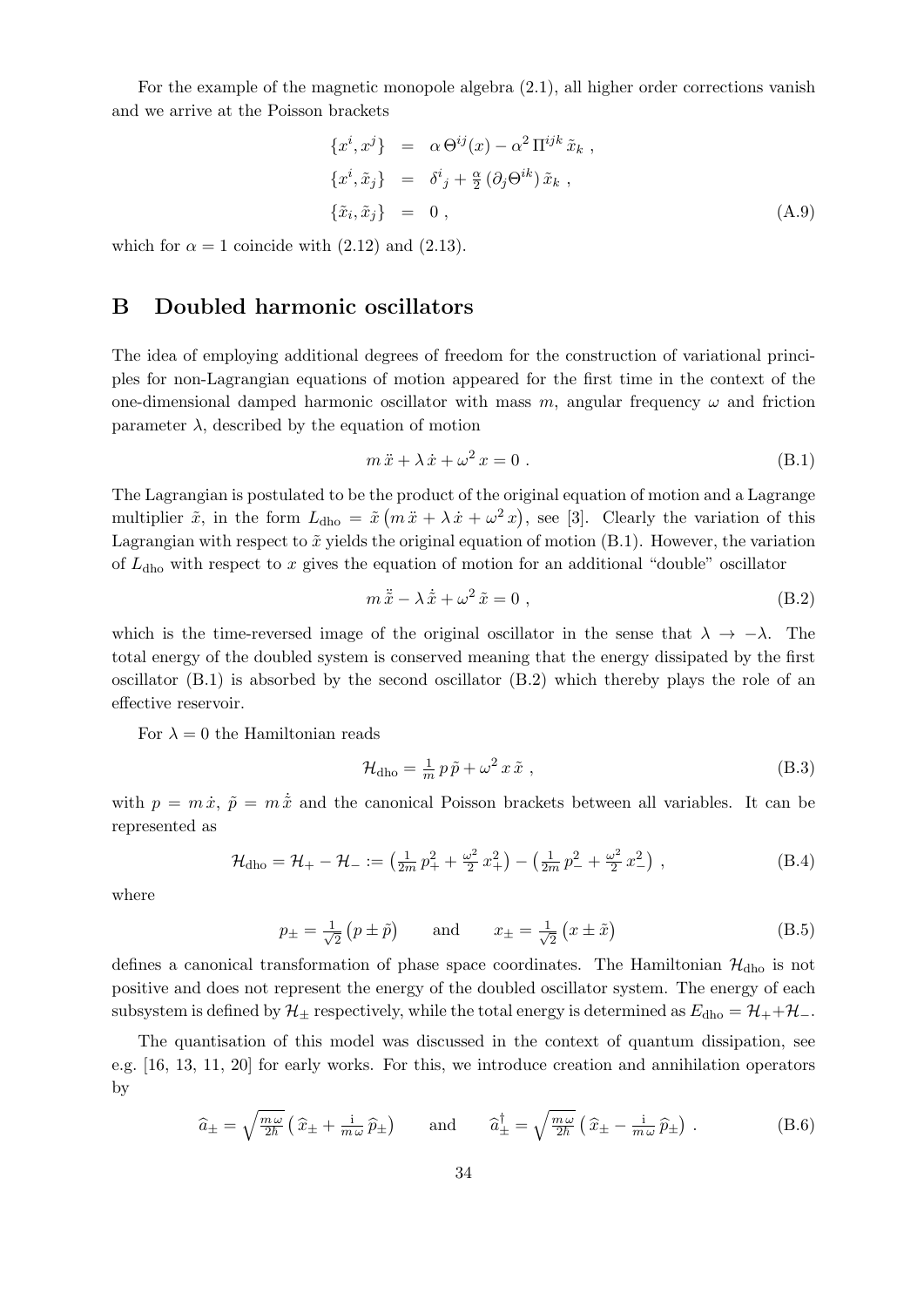For the example of the magnetic monopole algebra (2.1), all higher order corrections vanish and we arrive at the Poisson brackets

$$
\begin{aligned}
\{x^i, x^j\} &= \alpha\, \Theta^{ij}(x) - \alpha^2\, \Pi^{ijk}\, \tilde{x}_k \ , \\
\{x^i, \tilde{x}_j\} &= \delta^i{}_j + \tfrac{\alpha}{2}\, (\partial_j \Theta^{ik})\, \tilde{x}_k \ , \\
\{\tilde{x}_i, \tilde{x}_j\} &= 0 \ ,
\end{aligned}
\tag{A.9}
$$

which for $\alpha = 1$ coincide with (2.12) and (2.13).

# B Doubled harmonic oscillators

The idea of employing additional degrees of freedom for the construction of variational principles for non-Lagrangian equations of motion appeared for the first time in the context of the one-dimensional damped harmonic oscillator with mass $m$, angular frequency $\omega$ and friction parameter $\lambda$, described by the equation of motion

$$
m\, \ddot{x} + \lambda\, \dot{x} + \omega^2\, x = 0 \ . \tag{B.1}
$$

The Lagrangian is postulated to be the product of the original equation of motion and a Lagrange multiplier $\tilde{x}$, in the form $L_{\rm dho} = \tilde{x}\, \big(m\, \ddot{x} + \lambda\, \dot{x} + \omega^2\, x\big)$, see [3]. Clearly the variation of this Lagrangian with respect to $\tilde{x}$ yields the original equation of motion (B.1). However, the variation of $L_{\rm dho}$ with respect to $x$ gives the equation of motion for an additional "double" oscillator

$$
m\, \ddot{\tilde{x}} - \lambda\, \dot{\tilde{x}} + \omega^2\, \tilde{x} = 0 \ , \tag{B.2}
$$

which is the time-reversed image of the original oscillator in the sense that $\lambda \to -\lambda$. The total energy of the doubled system is conserved meaning that the energy dissipated by the first oscillator (B.1) is absorbed by the second oscillator (B.2) which thereby plays the role of an effective reservoir.

For $\lambda = 0$ the Hamiltonian reads

$$
\mathcal{H}_{\rm dho} = \tfrac{1}{m}\, p\, \tilde{p} + \omega^2\, x\, \tilde{x} \ , \tag{B.3}
$$

with $p = m\, \dot{x}$, $\tilde{p} = m\, \dot{\tilde{x}}$ and the canonical Poisson brackets between all variables. It can be represented as

$$
\mathcal{H}_{\rm dho} = \mathcal{H}_+ - \mathcal{H}_- := \big(\tfrac{1}{2m}\, p_+^2 + \tfrac{\omega^2}{2}\, x_+^2\big) - \big(\tfrac{1}{2m}\, p_-^2 + \tfrac{\omega^2}{2}\, x_-^2\big) \ , \tag{B.4}
$$

where

$$
p_\pm = \tfrac{1}{\sqrt{2}}\, \big(p \pm \tilde{p}\big) \qquad \text{and} \qquad x_\pm = \tfrac{1}{\sqrt{2}}\, \big(x \pm \tilde{x}\big) \tag{B.5}
$$

defines a canonical transformation of phase space coordinates. The Hamiltonian $\mathcal{H}_{\rm dho}$ is not positive and does not represent the energy of the doubled oscillator system. The energy of each subsystem is defined by $\mathcal{H}_\pm$ respectively, while the total energy is determined as $E_{\rm dho} = \mathcal{H}_+ + \mathcal{H}_-$.

The quantisation of this model was discussed in the context of quantum dissipation, see e.g. [16, 13, 11, 20] for early works. For this, we introduce creation and annihilation operators by

$$
\widehat{a}_\pm = \sqrt{\tfrac{m\, \omega}{2\hbar}}\, \big(\widehat{x}_\pm + \tfrac{\mathrm{i}}{m\, \omega}\, \widehat{p}_\pm\big) \qquad \text{and} \qquad \widehat{a}_\pm^\dagger = \sqrt{\tfrac{m\, \omega}{2\hbar}}\, \big(\widehat{x}_\pm - \tfrac{\mathrm{i}}{m\, \omega}\, \widehat{p}_\pm\big) \ . \tag{B.6}
$$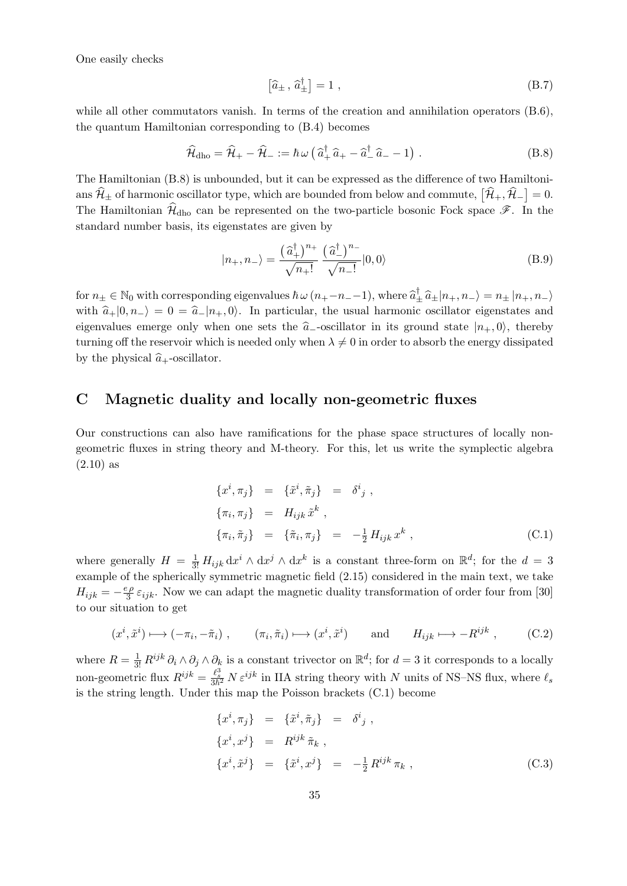One easily checks

$$
\left[\widehat{a}_\pm \,,\, \widehat{a}_\pm^\dagger\right] = 1 \ , \tag{B.7}
$$

while all other commutators vanish. In terms of the creation and annihilation operators (B.6), the quantum Hamiltonian corresponding to (B.4) becomes

$$
\widehat{\mathcal{H}}_{\rm dho} = \widehat{\mathcal{H}}_+ - \widehat{\mathcal{H}}_- := \hbar\,\omega\,\big(\,\widehat{a}_+^\dagger\,\widehat{a}_+ - \widehat{a}_-^\dagger\,\widehat{a}_- - 1\big) \ . \tag{B.8}
$$

The Hamiltonian (B.8) is unbounded, but it can be expressed as the difference of two Hamiltonians $\widehat{\mathcal{H}}_\pm$ of harmonic oscillator type, which are bounded from below and commute, $\big[\widehat{\mathcal{H}}_+,\widehat{\mathcal{H}}_-\big]=0$. The Hamiltonian $\widehat{\mathcal{H}}_{\rm dho}$ can be represented on the two-particle bosonic Fock space $\mathscr{F}$. In the standard number basis, its eigenstates are given by

$$
|n_+,n_-\rangle = \frac{\big(\,\widehat{a}_+^\dagger\big)^{n_+}}{\sqrt{n_+!}}\ \frac{\big(\,\widehat{a}_-^\dagger\big)^{n_-}}{\sqrt{n_-!}}\,|0,0\rangle \tag{B.9}
$$

for $n_\pm\in\mathbb{N}_0$ with corresponding eigenvalues $\hbar\,\omega\,(n_+ - n_- - 1)$, where $\widehat{a}_\pm^\dagger\,\widehat{a}_\pm|n_+,n_-\rangle = n_\pm\,|n_+,n_-\rangle$ with $\widehat{a}_+|0,n_-\rangle = 0 = \widehat{a}_-|n_+,0\rangle$. In particular, the usual harmonic oscillator eigenstates and eigenvalues emerge only when one sets the $\widehat{a}_-$-oscillator in its ground state $|n_+,0\rangle$, thereby turning off the reservoir which is needed only when $\lambda\neq 0$ in order to absorb the energy dissipated by the physical $\widehat{a}_+$-oscillator.

# C Magnetic duality and locally non-geometric fluxes

Our constructions can also have ramifications for the phase space structures of locally non-geometric fluxes in string theory and M-theory. For this, let us write the symplectic algebra (2.10) as

$$
\begin{aligned}
\{x^i,\pi_j\} &= \{\tilde x^i,\tilde\pi_j\} = \delta^i{}_j \ , \\
\{\pi_i,\pi_j\} &= H_{ijk}\,\tilde x^k \ , \\
\{\pi_i,\tilde\pi_j\} &= \{\tilde\pi_i,\pi_j\} = -\tfrac12\,H_{ijk}\,x^k \ ,
\end{aligned} \tag{C.1}
$$

where generally $H=\frac{1}{3!}\,H_{ijk}\,{\rm d}x^i\wedge{\rm d}x^j\wedge{\rm d}x^k$ is a constant three-form on $\mathbb{R}^d$; for the $d=3$ example of the spherically symmetric magnetic field (2.15) considered in the main text, we take $H_{ijk}=-\frac{e\,\rho}{3}\,\varepsilon_{ijk}$. Now we can adapt the magnetic duality transformation of order four from [30] to our situation to get

$$
(x^i,\tilde x^i)\longmapsto(-\pi_i,-\tilde\pi_i) \ , \qquad (\pi_i,\tilde\pi_i)\longmapsto(x^i,\tilde x^i) \qquad \text{and} \qquad H_{ijk}\longmapsto -R^{ijk} \ , \tag{C.2}
$$

where $R=\frac{1}{3!}\,R^{ijk}\,\partial_i\wedge\partial_j\wedge\partial_k$ is a constant trivector on $\mathbb{R}^d$; for $d=3$ it corresponds to a locally non-geometric flux $R^{ijk}=\frac{\ell_s^3}{3\hbar^2}\,N\,\varepsilon^{ijk}$ in IIA string theory with $N$ units of NS–NS flux, where $\ell_s$ is the string length. Under this map the Poisson brackets (C.1) become

$$
\begin{aligned}
\{x^i,\pi_j\} &= \{\tilde x^i,\tilde\pi_j\} = \delta^i{}_j \ , \\
\{x^i,x^j\} &= R^{ijk}\,\tilde\pi_k \ , \\
\{x^i,\tilde x^j\} &= \{\tilde x^i,x^j\} = -\tfrac12\,R^{ijk}\,\pi_k \ ,
\end{aligned} \tag{C.3}
$$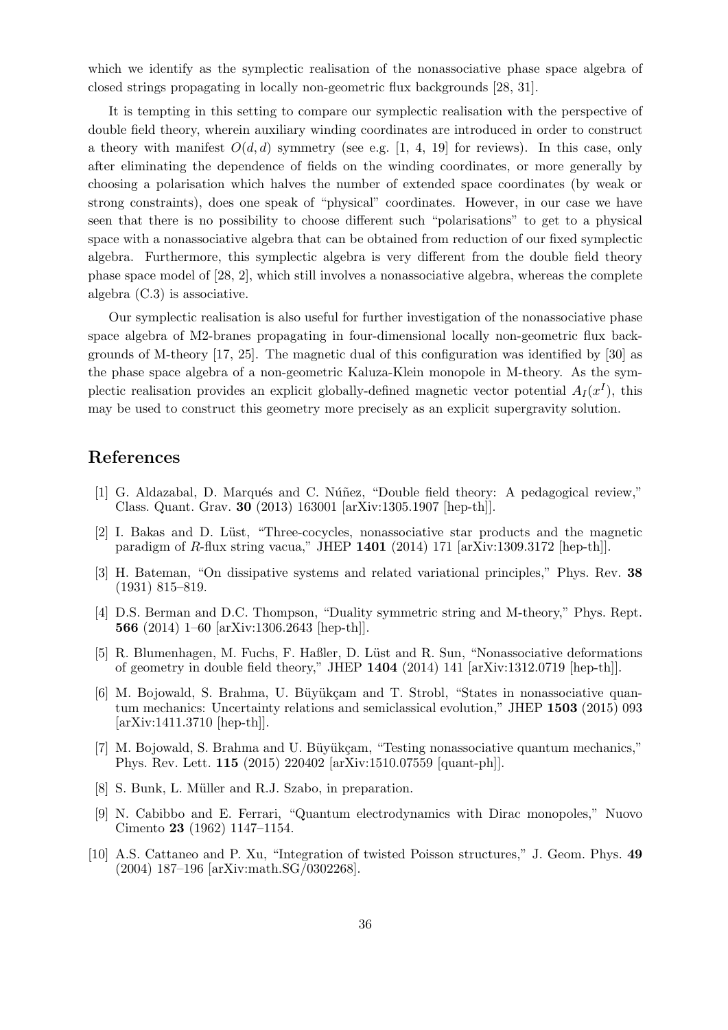which we identify as the symplectic realisation of the nonassociative phase space algebra of closed strings propagating in locally non-geometric flux backgrounds [28, 31].

It is tempting in this setting to compare our symplectic realisation with the perspective of double field theory, wherein auxiliary winding coordinates are introduced in order to construct a theory with manifest $O(d,d)$ symmetry (see e.g. [1, 4, 19] for reviews). In this case, only after eliminating the dependence of fields on the winding coordinates, or more generally by choosing a polarisation which halves the number of extended space coordinates (by weak or strong constraints), does one speak of "physical" coordinates. However, in our case we have seen that there is no possibility to choose different such "polarisations" to get to a physical space with a nonassociative algebra that can be obtained from reduction of our fixed symplectic algebra. Furthermore, this symplectic algebra is very different from the double field theory phase space model of [28, 2], which still involves a nonassociative algebra, whereas the complete algebra (C.3) is associative.

Our symplectic realisation is also useful for further investigation of the nonassociative phase space algebra of M2-branes propagating in four-dimensional locally non-geometric flux backgrounds of M-theory [17, 25]. The magnetic dual of this configuration was identified by [30] as the phase space algebra of a non-geometric Kaluza-Klein monopole in M-theory. As the symplectic realisation provides an explicit globally-defined magnetic vector potential $A_I(x^I)$, this may be used to construct this geometry more precisely as an explicit supergravity solution.

## References

[1] G. Aldazabal, D. Marqués and C. Núñez, "Double field theory: A pedagogical review," Class. Quant. Grav. **30** (2013) 163001 [arXiv:1305.1907 [hep-th]].

[2] I. Bakas and D. Lüst, "Three-cocycles, nonassociative star products and the magnetic paradigm of $R$-flux string vacua," JHEP **1401** (2014) 171 [arXiv:1309.3172 [hep-th]].

[3] H. Bateman, "On dissipative systems and related variational principles," Phys. Rev. **38** (1931) 815–819.

[4] D.S. Berman and D.C. Thompson, "Duality symmetric string and M-theory," Phys. Rept. **566** (2014) 1–60 [arXiv:1306.2643 [hep-th]].

[5] R. Blumenhagen, M. Fuchs, F. Haßler, D. Lüst and R. Sun, "Nonassociative deformations of geometry in double field theory," JHEP **1404** (2014) 141 [arXiv:1312.0719 [hep-th]].

[6] M. Bojowald, S. Brahma, U. Büyükçam and T. Strobl, "States in nonassociative quantum mechanics: Uncertainty relations and semiclassical evolution," JHEP **1503** (2015) 093 [arXiv:1411.3710 [hep-th]].

[7] M. Bojowald, S. Brahma and U. Büyükçam, "Testing nonassociative quantum mechanics," Phys. Rev. Lett. **115** (2015) 220402 [arXiv:1510.07559 [quant-ph]].

[8] S. Bunk, L. Müller and R.J. Szabo, in preparation.

[9] N. Cabibbo and E. Ferrari, "Quantum electrodynamics with Dirac monopoles," Nuovo Cimento **23** (1962) 1147–1154.

[10] A.S. Cattaneo and P. Xu, "Integration of twisted Poisson structures," J. Geom. Phys. **49** (2004) 187–196 [arXiv:math.SG/0302268].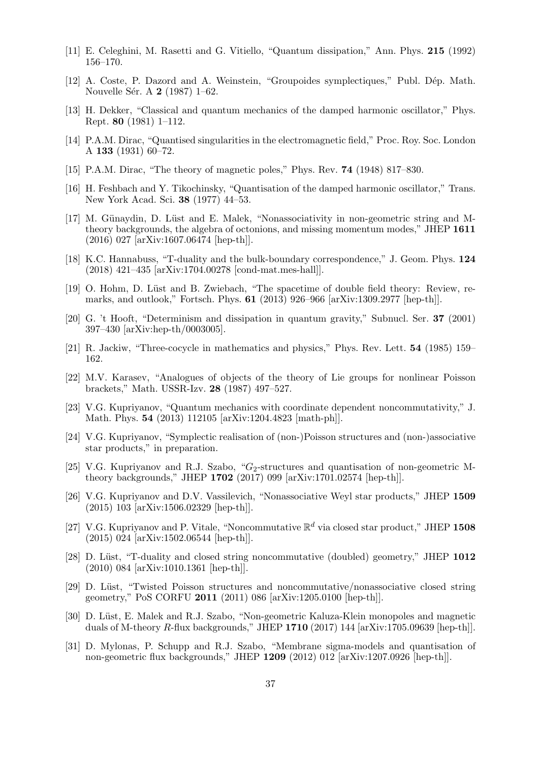- [11] E. Celeghini, M. Rasetti and G. Vitiello, “Quantum dissipation,” Ann. Phys. **215** (1992) 156–170.
- [12] A. Coste, P. Dazord and A. Weinstein, “Groupoides symplectiques,” Publ. Dép. Math. Nouvelle Sér. A **2** (1987) 1–62.
- [13] H. Dekker, “Classical and quantum mechanics of the damped harmonic oscillator,” Phys. Rept. **80** (1981) 1–112.
- [14] P.A.M. Dirac, “Quantised singularities in the electromagnetic field,” Proc. Roy. Soc. London A **133** (1931) 60–72.
- [15] P.A.M. Dirac, “The theory of magnetic poles,” Phys. Rev. **74** (1948) 817–830.
- [16] H. Feshbach and Y. Tikochinsky, “Quantisation of the damped harmonic oscillator,” Trans. New York Acad. Sci. **38** (1977) 44–53.
- [17] M. Günaydin, D. Lüst and E. Malek, “Nonassociativity in non-geometric string and M-theory backgrounds, the algebra of octonions, and missing momentum modes,” JHEP **1611** (2016) 027 [arXiv:1607.06474 [hep-th]].
- [18] K.C. Hannabuss, “T-duality and the bulk-boundary correspondence,” J. Geom. Phys. **124** (2018) 421–435 [arXiv:1704.00278 [cond-mat.mes-hall]].
- [19] O. Hohm, D. Lüst and B. Zwiebach, “The spacetime of double field theory: Review, remarks, and outlook,” Fortsch. Phys. **61** (2013) 926–966 [arXiv:1309.2977 [hep-th]].
- [20] G. 't Hooft, “Determinism and dissipation in quantum gravity,” Subnucl. Ser. **37** (2001) 397–430 [arXiv:hep-th/0003005].
- [21] R. Jackiw, “Three-cocycle in mathematics and physics,” Phys. Rev. Lett. **54** (1985) 159–162.
- [22] M.V. Karasev, “Analogues of objects of the theory of Lie groups for nonlinear Poisson brackets,” Math. USSR-Izv. **28** (1987) 497–527.
- [23] V.G. Kupriyanov, “Quantum mechanics with coordinate dependent noncommutativity,” J. Math. Phys. **54** (2013) 112105 [arXiv:1204.4823 [math-ph]].
- [24] V.G. Kupriyanov, “Symplectic realisation of (non-)Poisson structures and (non-)associative star products,” in preparation.
- [25] V.G. Kupriyanov and R.J. Szabo, “$G_2$-structures and quantisation of non-geometric M-theory backgrounds,” JHEP **1702** (2017) 099 [arXiv:1701.02574 [hep-th]].
- [26] V.G. Kupriyanov and D.V. Vassilevich, “Nonassociative Weyl star products,” JHEP **1509** (2015) 103 [arXiv:1506.02329 [hep-th]].
- [27] V.G. Kupriyanov and P. Vitale, “Noncommutative $\mathbb{R}^d$ via closed star product,” JHEP **1508** (2015) 024 [arXiv:1502.06544 [hep-th]].
- [28] D. Lüst, “T-duality and closed string noncommutative (doubled) geometry,” JHEP **1012** (2010) 084 [arXiv:1010.1361 [hep-th]].
- [29] D. Lüst, “Twisted Poisson structures and noncommutative/nonassociative closed string geometry,” PoS CORFU **2011** (2011) 086 [arXiv:1205.0100 [hep-th]].
- [30] D. Lüst, E. Malek and R.J. Szabo, “Non-geometric Kaluza-Klein monopoles and magnetic duals of M-theory $R$-flux backgrounds,” JHEP **1710** (2017) 144 [arXiv:1705.09639 [hep-th]].
- [31] D. Mylonas, P. Schupp and R.J. Szabo, “Membrane sigma-models and quantisation of non-geometric flux backgrounds,” JHEP **1209** (2012) 012 [arXiv:1207.0926 [hep-th]].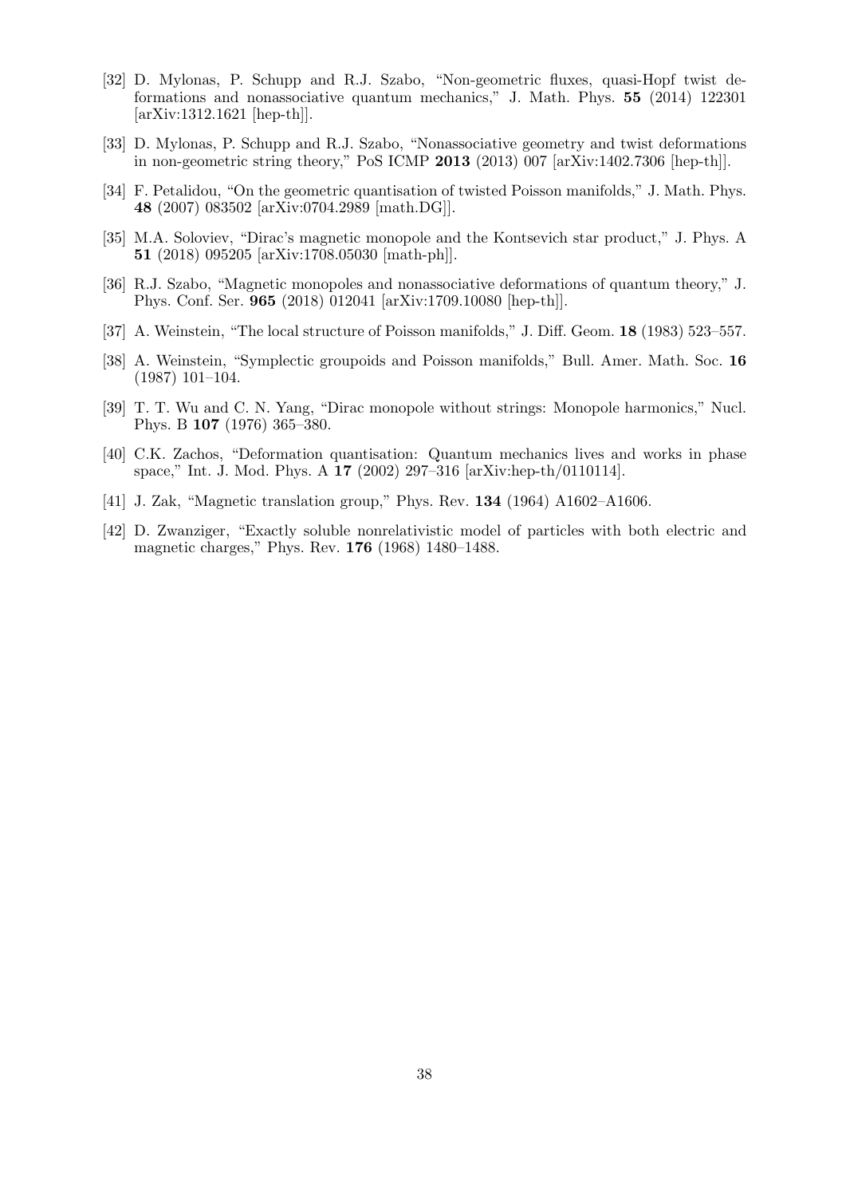[32] D. Mylonas, P. Schupp and R.J. Szabo, "Non-geometric fluxes, quasi-Hopf twist deformations and nonassociative quantum mechanics," J. Math. Phys. **55** (2014) 122301 [arXiv:1312.1621 [hep-th]].

[33] D. Mylonas, P. Schupp and R.J. Szabo, "Nonassociative geometry and twist deformations in non-geometric string theory," PoS ICMP **2013** (2013) 007 [arXiv:1402.7306 [hep-th]].

[34] F. Petalidou, "On the geometric quantisation of twisted Poisson manifolds," J. Math. Phys. **48** (2007) 083502 [arXiv:0704.2989 [math.DG]].

[35] M.A. Soloviev, "Dirac's magnetic monopole and the Kontsevich star product," J. Phys. A **51** (2018) 095205 [arXiv:1708.05030 [math-ph]].

[36] R.J. Szabo, "Magnetic monopoles and nonassociative deformations of quantum theory," J. Phys. Conf. Ser. **965** (2018) 012041 [arXiv:1709.10080 [hep-th]].

[37] A. Weinstein, "The local structure of Poisson manifolds," J. Diff. Geom. **18** (1983) 523–557.

[38] A. Weinstein, "Symplectic groupoids and Poisson manifolds," Bull. Amer. Math. Soc. **16** (1987) 101–104.

[39] T. T. Wu and C. N. Yang, "Dirac monopole without strings: Monopole harmonics," Nucl. Phys. B **107** (1976) 365–380.

[40] C.K. Zachos, "Deformation quantisation: Quantum mechanics lives and works in phase space," Int. J. Mod. Phys. A **17** (2002) 297–316 [arXiv:hep-th/0110114].

[41] J. Zak, "Magnetic translation group," Phys. Rev. **134** (1964) A1602–A1606.

[42] D. Zwanziger, "Exactly soluble nonrelativistic model of particles with both electric and magnetic charges," Phys. Rev. **176** (1968) 1480–1488.